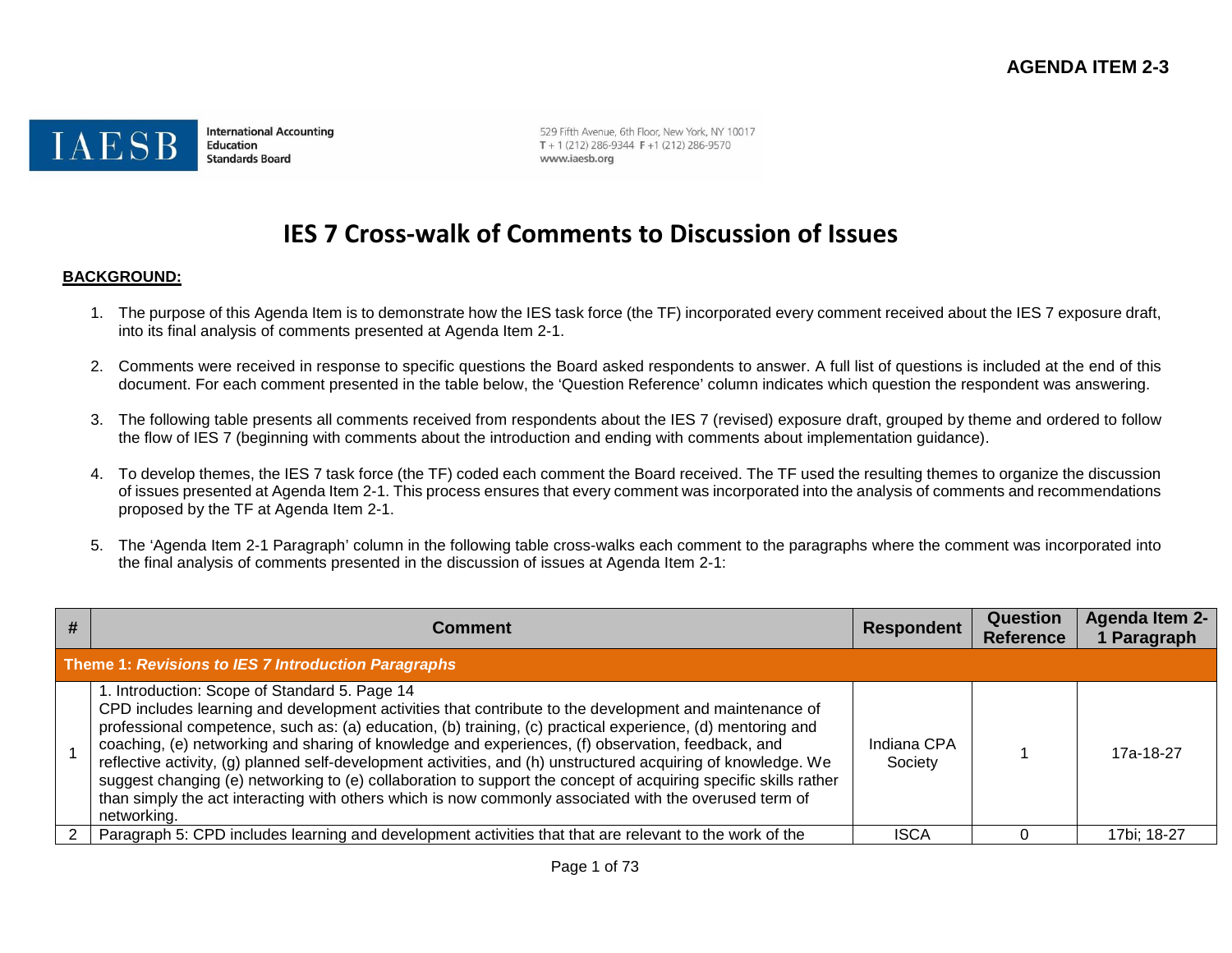AGENDA ITEM 2-3

**IAESB** International Accounting Education Standards Board

529 Fifth Avenue, 6th Floor, New York, NY 10017
T + 1 (212) 286-9344 F +1 (212) 286-9570
www.iaesb.org

# IES 7 Cross-walk of Comments to Discussion of Issues

**BACKGROUND:**

1. The purpose of this Agenda Item is to demonstrate how the IES task force (the TF) incorporated every comment received about the IES 7 exposure draft, into its final analysis of comments presented at Agenda Item 2-1.

2. Comments were received in response to specific questions the Board asked respondents to answer. A full list of questions is included at the end of this document. For each comment presented in the table below, the 'Question Reference' column indicates which question the respondent was answering.

3. The following table presents all comments received from respondents about the IES 7 (revised) exposure draft, grouped by theme and ordered to follow the flow of IES 7 (beginning with comments about the introduction and ending with comments about implementation guidance).

4. To develop themes, the IES 7 task force (the TF) coded each comment the Board received. The TF used the resulting themes to organize the discussion of issues presented at Agenda Item 2-1. This process ensures that every comment was incorporated into the analysis of comments and recommendations proposed by the TF at Agenda Item 2-1.

5. The 'Agenda Item 2-1 Paragraph' column in the following table cross-walks each comment to the paragraphs where the comment was incorporated into the final analysis of comments presented in the discussion of issues at Agenda Item 2-1:

| # | Comment | Respondent | Question Reference | Agenda Item 2-1 Paragraph |
|---|---|---|---|---|
| **Theme 1: *Revisions to IES 7 Introduction Paragraphs*** | | | | |
| 1 | 1. Introduction: Scope of Standard 5. Page 14<br>CPD includes learning and development activities that contribute to the development and maintenance of professional competence, such as: (a) education, (b) training, (c) practical experience, (d) mentoring and coaching, (e) networking and sharing of knowledge and experiences, (f) observation, feedback, and reflective activity, (g) planned self-development activities, and (h) unstructured acquiring of knowledge. We suggest changing (e) networking to (e) collaboration to support the concept of acquiring specific skills rather than simply the act interacting with others which is now commonly associated with the overused term of networking. | Indiana CPA Society | 1 | 17a-18-27 |
| 2 | Paragraph 5: CPD includes learning and development activities that that are relevant to the work of the | ISCA | 0 | 17bi; 18-27 |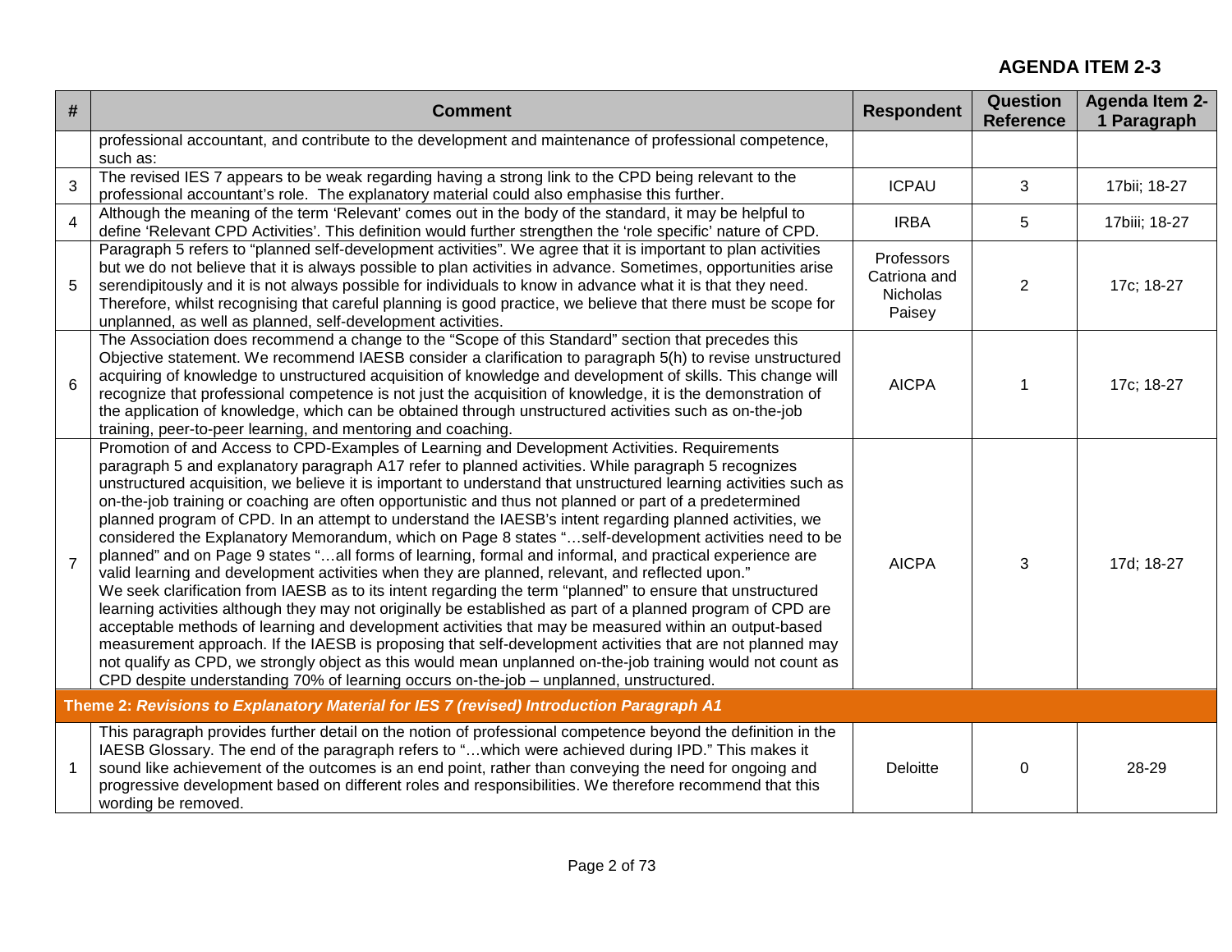| # | Comment | Respondent | Question Reference | Agenda Item 2-1 Paragraph |
|---|---|---|---|---|
| | professional accountant, and contribute to the development and maintenance of professional competence, such as: | | | |
| 3 | The revised IES 7 appears to be weak regarding having a strong link to the CPD being relevant to the professional accountant's role. The explanatory material could also emphasise this further. | ICPAU | 3 | 17bii; 18-27 |
| 4 | Although the meaning of the term 'Relevant' comes out in the body of the standard, it may be helpful to define 'Relevant CPD Activities'. This definition would further strengthen the 'role specific' nature of CPD. | IRBA | 5 | 17biii; 18-27 |
| 5 | Paragraph 5 refers to "planned self-development activities". We agree that it is important to plan activities but we do not believe that it is always possible to plan activities in advance. Sometimes, opportunities arise serendipitously and it is not always possible for individuals to know in advance what it is that they need. Therefore, whilst recognising that careful planning is good practice, we believe that there must be scope for unplanned, as well as planned, self-development activities. | Professors Catriona and Nicholas Paisey | 2 | 17c; 18-27 |
| 6 | The Association does recommend a change to the "Scope of this Standard" section that precedes this Objective statement. We recommend IAESB consider a clarification to paragraph 5(h) to revise unstructured acquiring of knowledge to unstructured acquisition of knowledge and development of skills. This change will recognize that professional competence is not just the acquisition of knowledge, it is the demonstration of the application of knowledge, which can be obtained through unstructured activities such as on-the-job training, peer-to-peer learning, and mentoring and coaching. | AICPA | 1 | 17c; 18-27 |
| 7 | Promotion of and Access to CPD-Examples of Learning and Development Activities. Requirements paragraph 5 and explanatory paragraph A17 refer to planned activities. While paragraph 5 recognizes unstructured acquisition, we believe it is important to understand that unstructured learning activities such as on-the-job training or coaching are often opportunistic and thus not planned or part of a predetermined planned program of CPD. In an attempt to understand the IAESB's intent regarding planned activities, we considered the Explanatory Memorandum, which on Page 8 states "…self-development activities need to be planned" and on Page 9 states "…all forms of learning, formal and informal, and practical experience are valid learning and development activities when they are planned, relevant, and reflected upon."<br>We seek clarification from IAESB as to its intent regarding the term "planned" to ensure that unstructured learning activities although they may not originally be established as part of a planned program of CPD are acceptable methods of learning and development activities that may be measured within an output-based measurement approach. If the IAESB is proposing that self-development activities that are not planned may not qualify as CPD, we strongly object as this would mean unplanned on-the-job training would not count as CPD despite understanding 70% of learning occurs on-the-job – unplanned, unstructured. | AICPA | 3 | 17d; 18-27 |
| **Theme 2: *Revisions to Explanatory Material for IES 7 (revised) Introduction Paragraph A1*** | | | | |
| 1 | This paragraph provides further detail on the notion of professional competence beyond the definition in the IAESB Glossary. The end of the paragraph refers to "…which were achieved during IPD." This makes it sound like achievement of the outcomes is an end point, rather than conveying the need for ongoing and progressive development based on different roles and responsibilities. We therefore recommend that this wording be removed. | Deloitte | 0 | 28-29 |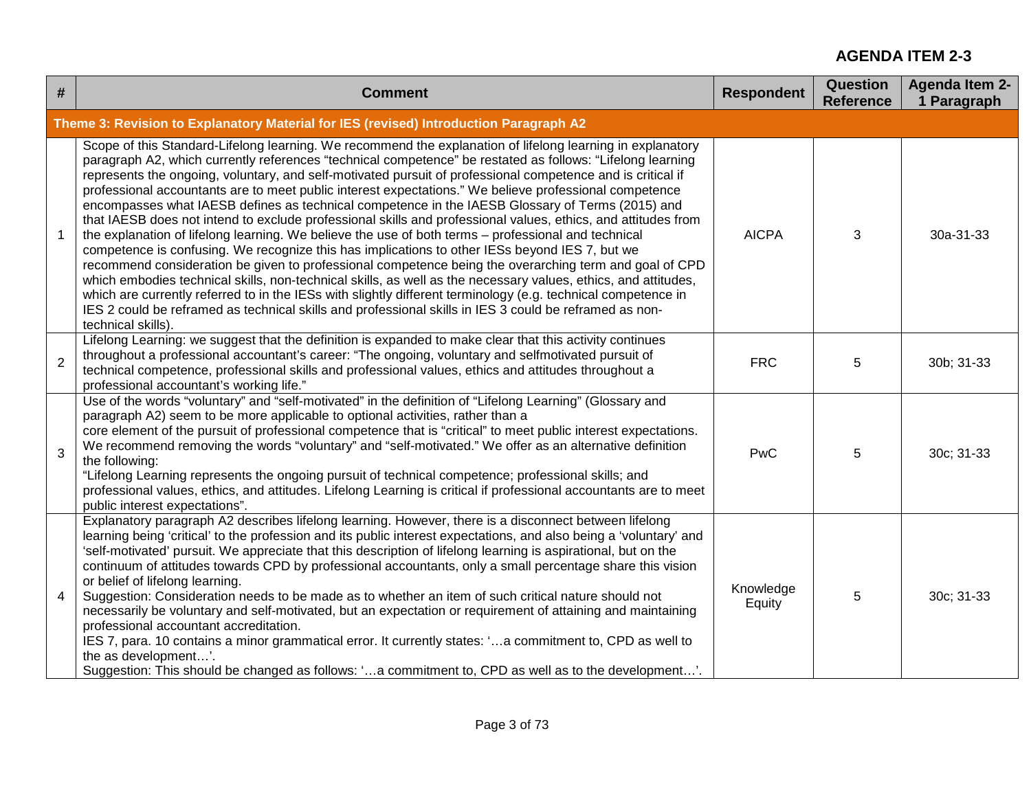**AGENDA ITEM 2-3**

| # | Comment | Respondent | Question Reference | Agenda Item 2-1 Paragraph |
|---|---|---|---|---|
| **Theme 3: Revision to Explanatory Material for IES (revised) Introduction Paragraph A2** | | | | |
| 1 | Scope of this Standard-Lifelong learning. We recommend the explanation of lifelong learning in explanatory paragraph A2, which currently references "technical competence" be restated as follows: "Lifelong learning represents the ongoing, voluntary, and self-motivated pursuit of professional competence and is critical if professional accountants are to meet public interest expectations." We believe professional competence encompasses what IAESB defines as technical competence in the IAESB Glossary of Terms (2015) and that IAESB does not intend to exclude professional skills and professional values, ethics, and attitudes from the explanation of lifelong learning. We believe the use of both terms – professional and technical competence is confusing. We recognize this has implications to other IESs beyond IES 7, but we recommend consideration be given to professional competence being the overarching term and goal of CPD which embodies technical skills, non-technical skills, as well as the necessary values, ethics, and attitudes, which are currently referred to in the IESs with slightly different terminology (e.g. technical competence in IES 2 could be reframed as technical skills and professional skills in IES 3 could be reframed as non-technical skills). | AICPA | 3 | 30a-31-33 |
| 2 | Lifelong Learning: we suggest that the definition is expanded to make clear that this activity continues throughout a professional accountant's career: "The ongoing, voluntary and selfmotivated pursuit of technical competence, professional skills and professional values, ethics and attitudes throughout a professional accountant's working life." | FRC | 5 | 30b; 31-33 |
| 3 | Use of the words "voluntary" and "self-motivated" in the definition of "Lifelong Learning" (Glossary and paragraph A2) seem to be more applicable to optional activities, rather than a core element of the pursuit of professional competence that is "critical" to meet public interest expectations. We recommend removing the words "voluntary" and "self-motivated." We offer as an alternative definition the following:<br>"Lifelong Learning represents the ongoing pursuit of technical competence; professional skills; and professional values, ethics, and attitudes. Lifelong Learning is critical if professional accountants are to meet public interest expectations". | PwC | 5 | 30c; 31-33 |
| 4 | Explanatory paragraph A2 describes lifelong learning. However, there is a disconnect between lifelong learning being 'critical' to the profession and its public interest expectations, and also being a 'voluntary' and 'self-motivated' pursuit. We appreciate that this description of lifelong learning is aspirational, but on the continuum of attitudes towards CPD by professional accountants, only a small percentage share this vision or belief of lifelong learning.<br>Suggestion: Consideration needs to be made as to whether an item of such critical nature should not necessarily be voluntary and self-motivated, but an expectation or requirement of attaining and maintaining professional accountant accreditation.<br>IES 7, para. 10 contains a minor grammatical error. It currently states: '…a commitment to, CPD as well to the as development…'.<br>Suggestion: This should be changed as follows: '…a commitment to, CPD as well as to the development…'. | Knowledge Equity | 5 | 30c; 31-33 |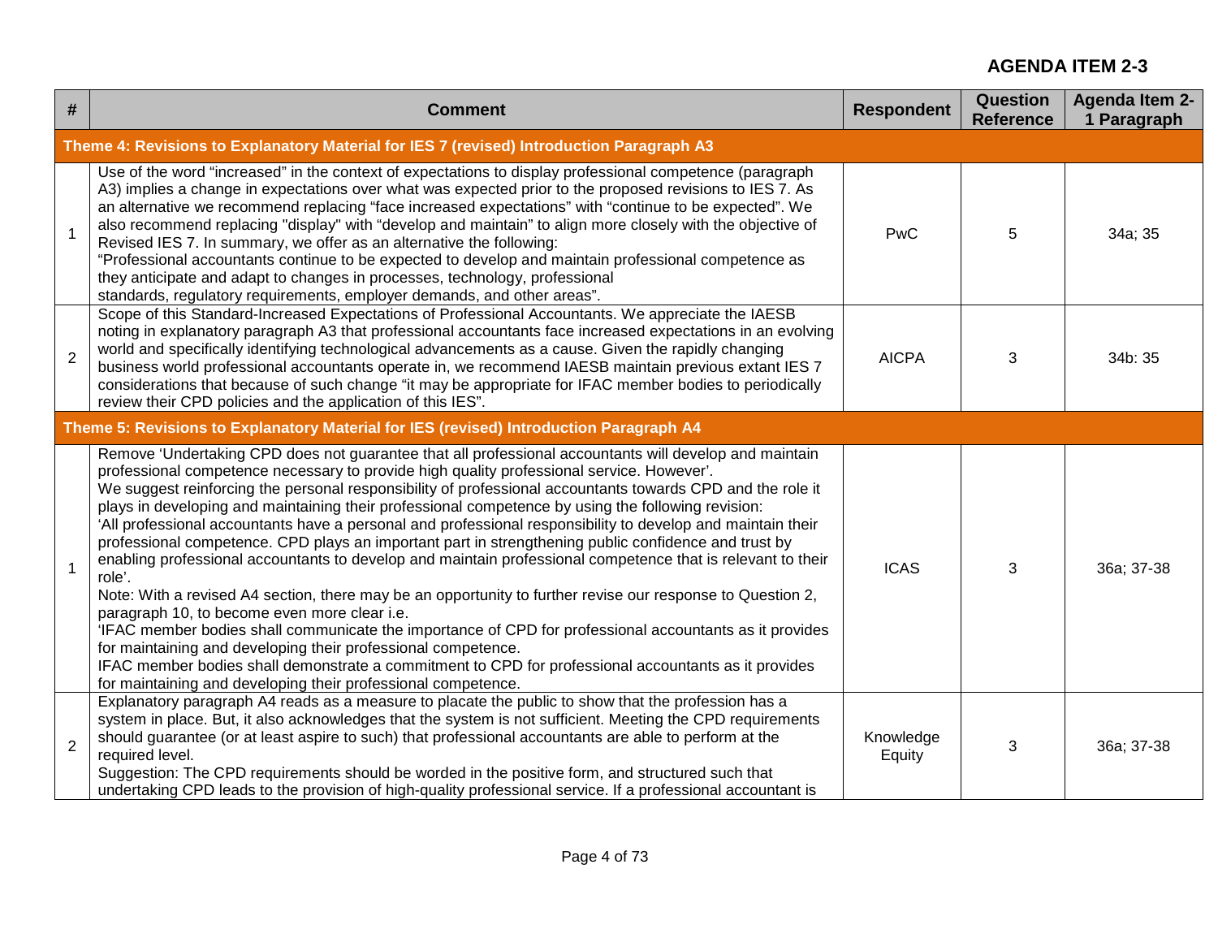**AGENDA ITEM 2-3**

| # | Comment | Respondent | Question Reference | Agenda Item 2-1 Paragraph |
|---|---|---|---|---|
| **Theme 4: Revisions to Explanatory Material for IES 7 (revised) Introduction Paragraph A3** | | | | |
| 1 | Use of the word "increased" in the context of expectations to display professional competence (paragraph A3) implies a change in expectations over what was expected prior to the proposed revisions to IES 7. As an alternative we recommend replacing "face increased expectations" with "continue to be expected". We also recommend replacing "display" with "develop and maintain" to align more closely with the objective of Revised IES 7. In summary, we offer as an alternative the following:<br>"Professional accountants continue to be expected to develop and maintain professional competence as they anticipate and adapt to changes in processes, technology, professional standards, regulatory requirements, employer demands, and other areas". | PwC | 5 | 34a; 35 |
| 2 | Scope of this Standard-Increased Expectations of Professional Accountants. We appreciate the IAESB noting in explanatory paragraph A3 that professional accountants face increased expectations in an evolving world and specifically identifying technological advancements as a cause. Given the rapidly changing business world professional accountants operate in, we recommend IAESB maintain previous extant IES 7 considerations that because of such change "it may be appropriate for IFAC member bodies to periodically review their CPD policies and the application of this IES". | AICPA | 3 | 34b: 35 |
| **Theme 5: Revisions to Explanatory Material for IES (revised) Introduction Paragraph A4** | | | | |
| 1 | Remove 'Undertaking CPD does not guarantee that all professional accountants will develop and maintain professional competence necessary to provide high quality professional service. However'.<br>We suggest reinforcing the personal responsibility of professional accountants towards CPD and the role it plays in developing and maintaining their professional competence by using the following revision:<br>'All professional accountants have a personal and professional responsibility to develop and maintain their professional competence. CPD plays an important part in strengthening public confidence and trust by enabling professional accountants to develop and maintain professional competence that is relevant to their role'.<br>Note: With a revised A4 section, there may be an opportunity to further revise our response to Question 2, paragraph 10, to become even more clear i.e.<br>'IFAC member bodies shall communicate the importance of CPD for professional accountants as it provides for maintaining and developing their professional competence.<br>IFAC member bodies shall demonstrate a commitment to CPD for professional accountants as it provides for maintaining and developing their professional competence. | ICAS | 3 | 36a; 37-38 |
| 2 | Explanatory paragraph A4 reads as a measure to placate the public to show that the profession has a system in place. But, it also acknowledges that the system is not sufficient. Meeting the CPD requirements should guarantee (or at least aspire to such) that professional accountants are able to perform at the required level.<br>Suggestion: The CPD requirements should be worded in the positive form, and structured such that undertaking CPD leads to the provision of high-quality professional service. If a professional accountant is | Knowledge Equity | 3 | 36a; 37-38 |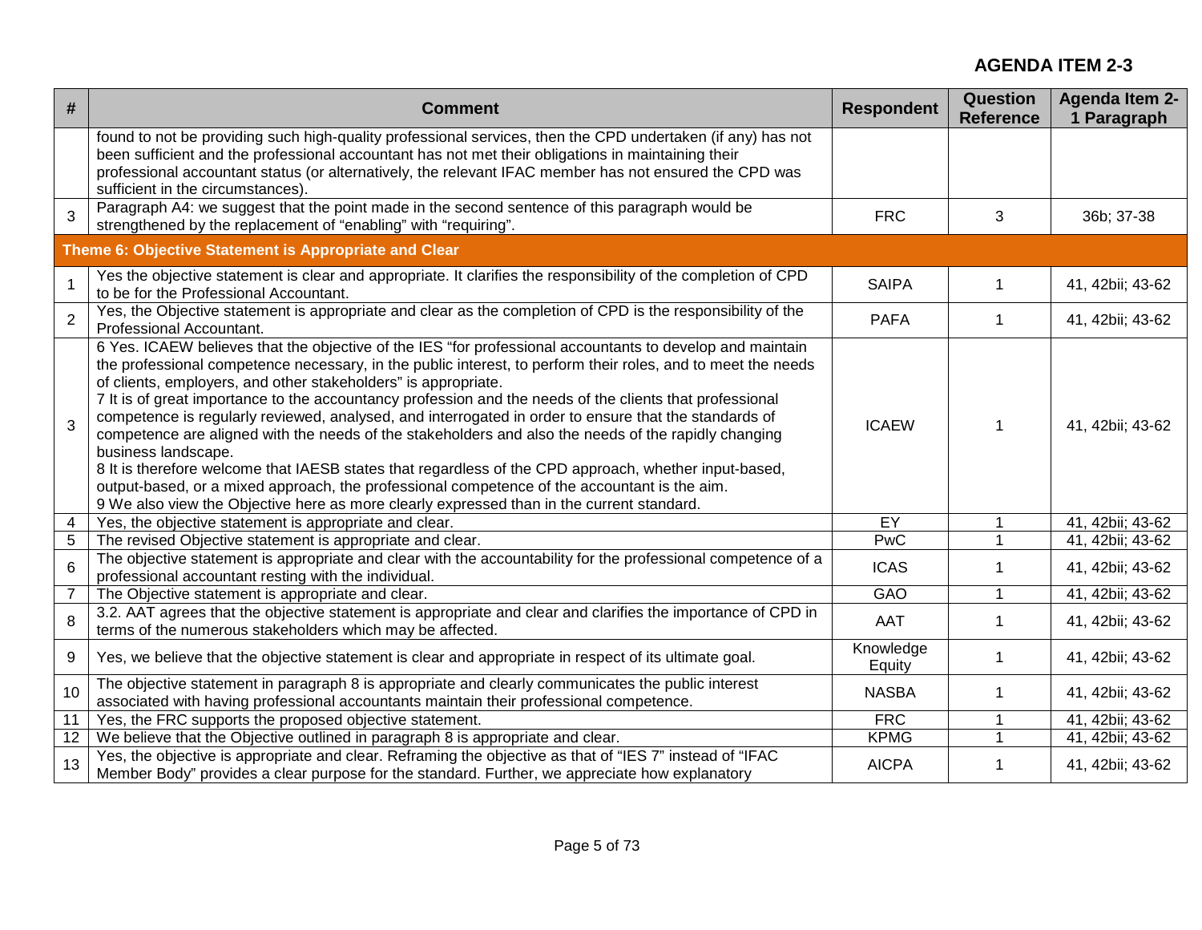**AGENDA ITEM 2-3**

| # | Comment | Respondent | Question Reference | Agenda Item 2-1 Paragraph |
|---|---|---|---|---|
| | found to not be providing such high-quality professional services, then the CPD undertaken (if any) has not been sufficient and the professional accountant has not met their obligations in maintaining their professional accountant status (or alternatively, the relevant IFAC member has not ensured the CPD was sufficient in the circumstances). | | | |
| 3 | Paragraph A4: we suggest that the point made in the second sentence of this paragraph would be strengthened by the replacement of "enabling" with "requiring". | FRC | 3 | 36b; 37-38 |
| **Theme 6: Objective Statement is Appropriate and Clear** | | | | |
| 1 | Yes the objective statement is clear and appropriate. It clarifies the responsibility of the completion of CPD to be for the Professional Accountant. | SAIPA | 1 | 41, 42bii; 43-62 |
| 2 | Yes, the Objective statement is appropriate and clear as the completion of CPD is the responsibility of the Professional Accountant. | PAFA | 1 | 41, 42bii; 43-62 |
| 3 | 6 Yes. ICAEW believes that the objective of the IES "for professional accountants to develop and maintain the professional competence necessary, in the public interest, to perform their roles, and to meet the needs of clients, employers, and other stakeholders" is appropriate.<br>7 It is of great importance to the accountancy profession and the needs of the clients that professional competence is regularly reviewed, analysed, and interrogated in order to ensure that the standards of competence are aligned with the needs of the stakeholders and also the needs of the rapidly changing business landscape.<br>8 It is therefore welcome that IAESB states that regardless of the CPD approach, whether input-based, output-based, or a mixed approach, the professional competence of the accountant is the aim.<br>9 We also view the Objective here as more clearly expressed than in the current standard. | ICAEW | 1 | 41, 42bii; 43-62 |
| 4 | Yes, the objective statement is appropriate and clear. | EY | 1 | 41, 42bii; 43-62 |
| 5 | The revised Objective statement is appropriate and clear. | PwC | 1 | 41, 42bii; 43-62 |
| 6 | The objective statement is appropriate and clear with the accountability for the professional competence of a professional accountant resting with the individual. | ICAS | 1 | 41, 42bii; 43-62 |
| 7 | The Objective statement is appropriate and clear. | GAO | 1 | 41, 42bii; 43-62 |
| 8 | 3.2. AAT agrees that the objective statement is appropriate and clear and clarifies the importance of CPD in terms of the numerous stakeholders which may be affected. | AAT | 1 | 41, 42bii; 43-62 |
| 9 | Yes, we believe that the objective statement is clear and appropriate in respect of its ultimate goal. | Knowledge Equity | 1 | 41, 42bii; 43-62 |
| 10 | The objective statement in paragraph 8 is appropriate and clearly communicates the public interest associated with having professional accountants maintain their professional competence. | NASBA | 1 | 41, 42bii; 43-62 |
| 11 | Yes, the FRC supports the proposed objective statement. | FRC | 1 | 41, 42bii; 43-62 |
| 12 | We believe that the Objective outlined in paragraph 8 is appropriate and clear. | KPMG | 1 | 41, 42bii; 43-62 |
| 13 | Yes, the objective is appropriate and clear. Reframing the objective as that of "IES 7" instead of "IFAC Member Body" provides a clear purpose for the standard. Further, we appreciate how explanatory | AICPA | 1 | 41, 42bii; 43-62 |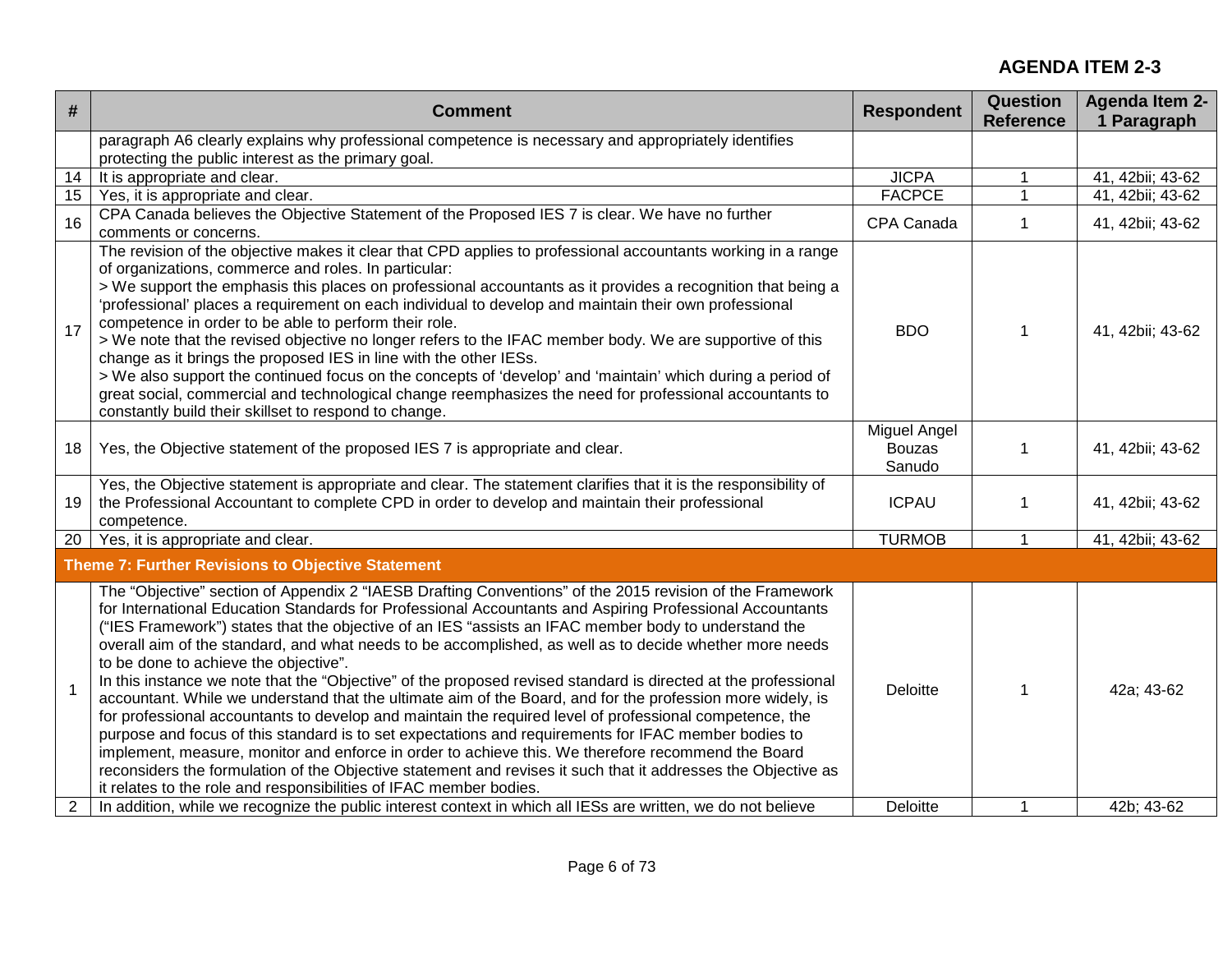| # | Comment | Respondent | Question Reference | Agenda Item 2-1 Paragraph |
|---|---|---|---|---|
| | paragraph A6 clearly explains why professional competence is necessary and appropriately identifies protecting the public interest as the primary goal. | | | |
| 14 | It is appropriate and clear. | JICPA | 1 | 41, 42bii; 43-62 |
| 15 | Yes, it is appropriate and clear. | FACPCE | 1 | 41, 42bii; 43-62 |
| 16 | CPA Canada believes the Objective Statement of the Proposed IES 7 is clear. We have no further comments or concerns. | CPA Canada | 1 | 41, 42bii; 43-62 |
| 17 | The revision of the objective makes it clear that CPD applies to professional accountants working in a range of organizations, commerce and roles. In particular:<br>> We support the emphasis this places on professional accountants as it provides a recognition that being a 'professional' places a requirement on each individual to develop and maintain their own professional competence in order to be able to perform their role.<br>> We note that the revised objective no longer refers to the IFAC member body. We are supportive of this change as it brings the proposed IES in line with the other IESs.<br>> We also support the continued focus on the concepts of 'develop' and 'maintain' which during a period of great social, commercial and technological change reemphasizes the need for professional accountants to constantly build their skillset to respond to change. | BDO | 1 | 41, 42bii; 43-62 |
| 18 | Yes, the Objective statement of the proposed IES 7 is appropriate and clear. | Miguel Angel Bouzas Sanudo | 1 | 41, 42bii; 43-62 |
| 19 | Yes, the Objective statement is appropriate and clear. The statement clarifies that it is the responsibility of the Professional Accountant to complete CPD in order to develop and maintain their professional competence. | ICPAU | 1 | 41, 42bii; 43-62 |
| 20 | Yes, it is appropriate and clear. | TURMOB | 1 | 41, 42bii; 43-62 |
| **Theme 7: Further Revisions to Objective Statement** | | | | |
| 1 | The "Objective" section of Appendix 2 "IAESB Drafting Conventions" of the 2015 revision of the Framework for International Education Standards for Professional Accountants and Aspiring Professional Accountants ("IES Framework") states that the objective of an IES "assists an IFAC member body to understand the overall aim of the standard, and what needs to be accomplished, as well as to decide whether more needs to be done to achieve the objective".<br>In this instance we note that the "Objective" of the proposed revised standard is directed at the professional accountant. While we understand that the ultimate aim of the Board, and for the profession more widely, is for professional accountants to develop and maintain the required level of professional competence, the purpose and focus of this standard is to set expectations and requirements for IFAC member bodies to implement, measure, monitor and enforce in order to achieve this. We therefore recommend the Board reconsiders the formulation of the Objective statement and revises it such that it addresses the Objective as it relates to the role and responsibilities of IFAC member bodies. | Deloitte | 1 | 42a; 43-62 |
| 2 | In addition, while we recognize the public interest context in which all IESs are written, we do not believe | Deloitte | 1 | 42b; 43-62 |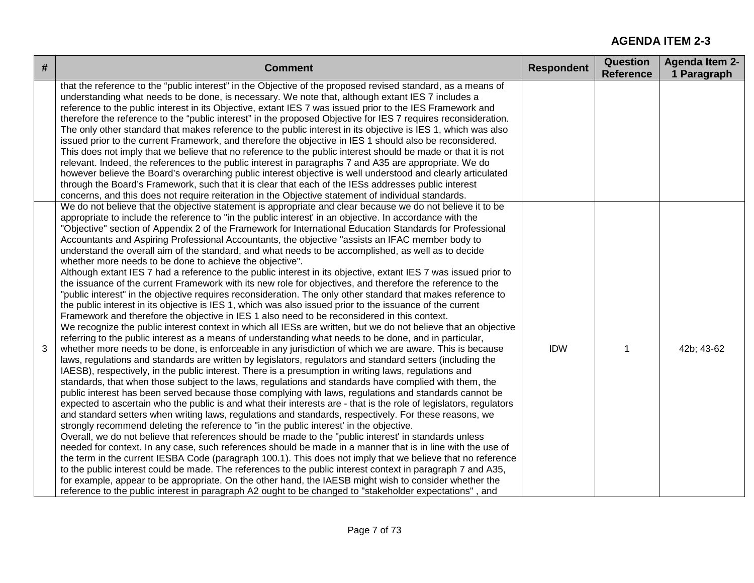**AGENDA ITEM 2-3**

| # | Comment | Respondent | Question Reference | Agenda Item 2-1 Paragraph |
|---|---|---|---|---|
| | that the reference to the "public interest" in the Objective of the proposed revised standard, as a means of understanding what needs to be done, is necessary. We note that, although extant IES 7 includes a reference to the public interest in its Objective, extant IES 7 was issued prior to the IES Framework and therefore the reference to the "public interest" in the proposed Objective for IES 7 requires reconsideration. The only other standard that makes reference to the public interest in its objective is IES 1, which was also issued prior to the current Framework, and therefore the objective in IES 1 should also be reconsidered. This does not imply that we believe that no reference to the public interest should be made or that it is not relevant. Indeed, the references to the public interest in paragraphs 7 and A35 are appropriate. We do however believe the Board's overarching public interest objective is well understood and clearly articulated through the Board's Framework, such that it is clear that each of the IESs addresses public interest concerns, and this does not require reiteration in the Objective statement of individual standards. | | | |
| 3 | We do not believe that the objective statement is appropriate and clear because we do not believe it to be appropriate to include the reference to "in the public interest' in an objective. In accordance with the "Objective" section of Appendix 2 of the Framework for International Education Standards for Professional Accountants and Aspiring Professional Accountants, the objective "assists an IFAC member body to understand the overall aim of the standard, and what needs to be accomplished, as well as to decide whether more needs to be done to achieve the objective".<br>Although extant IES 7 had a reference to the public interest in its objective, extant IES 7 was issued prior to the issuance of the current Framework with its new role for objectives, and therefore the reference to the "public interest" in the objective requires reconsideration. The only other standard that makes reference to the public interest in its objective is IES 1, which was also issued prior to the issuance of the current Framework and therefore the objective in IES 1 also need to be reconsidered in this context.<br>We recognize the public interest context in which all IESs are written, but we do not believe that an objective referring to the public interest as a means of understanding what needs to be done, and in particular, whether more needs to be done, is enforceable in any jurisdiction of which we are aware. This is because laws, regulations and standards are written by legislators, regulators and standard setters (including the IAESB), respectively, in the public interest. There is a presumption in writing laws, regulations and standards, that when those subject to the laws, regulations and standards have complied with them, the public interest has been served because those complying with laws, regulations and standards cannot be expected to ascertain who the public is and what their interests are - that is the role of legislators, regulators and standard setters when writing laws, regulations and standards, respectively. For these reasons, we strongly recommend deleting the reference to "in the public interest' in the objective.<br>Overall, we do not believe that references should be made to the "public interest' in standards unless needed for context. In any case, such references should be made in a manner that is in line with the use of the term in the current IESBA Code (paragraph 100.1). This does not imply that we believe that no reference to the public interest could be made. The references to the public interest context in paragraph 7 and A35, for example, appear to be appropriate. On the other hand, the IAESB might wish to consider whether the reference to the public interest in paragraph A2 ought to be changed to "stakeholder expectations" , and | IDW | 1 | 42b; 43-62 |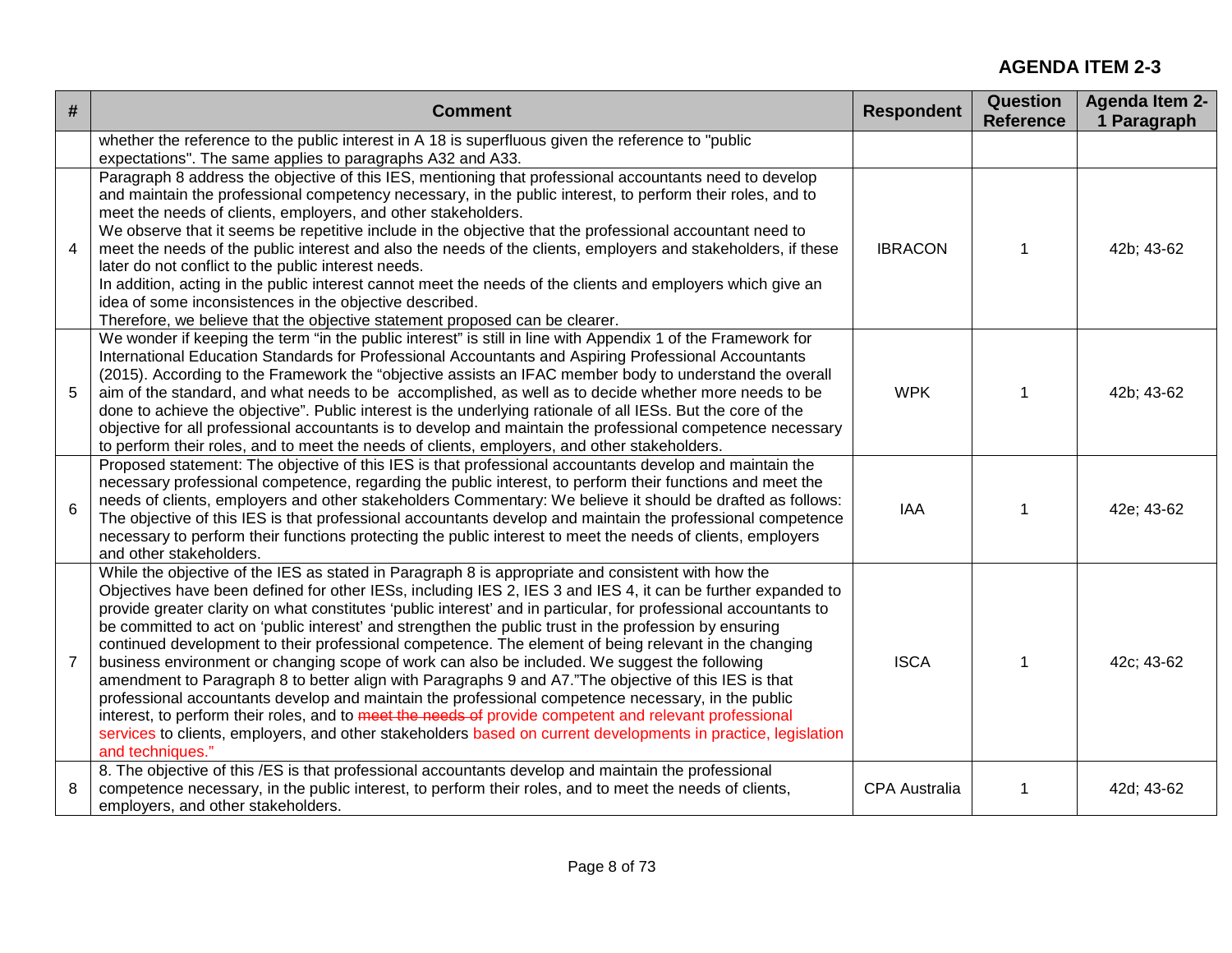**AGENDA ITEM 2-3**

| # | Comment | Respondent | Question Reference | Agenda Item 2-1 Paragraph |
|---|---|---|---|---|
| | whether the reference to the public interest in A 18 is superfluous given the reference to "public expectations". The same applies to paragraphs A32 and A33. | | | |
| 4 | Paragraph 8 address the objective of this IES, mentioning that professional accountants need to develop and maintain the professional competency necessary, in the public interest, to perform their roles, and to meet the needs of clients, employers, and other stakeholders.<br>We observe that it seems be repetitive include in the objective that the professional accountant need to meet the needs of the public interest and also the needs of the clients, employers and stakeholders, if these later do not conflict to the public interest needs.<br>In addition, acting in the public interest cannot meet the needs of the clients and employers which give an idea of some inconsistences in the objective described.<br>Therefore, we believe that the objective statement proposed can be clearer. | IBRACON | 1 | 42b; 43-62 |
| 5 | We wonder if keeping the term "in the public interest" is still in line with Appendix 1 of the Framework for International Education Standards for Professional Accountants and Aspiring Professional Accountants (2015). According to the Framework the "objective assists an IFAC member body to understand the overall aim of the standard, and what needs to be accomplished, as well as to decide whether more needs to be done to achieve the objective". Public interest is the underlying rationale of all IESs. But the core of the objective for all professional accountants is to develop and maintain the professional competence necessary to perform their roles, and to meet the needs of clients, employers, and other stakeholders. | WPK | 1 | 42b; 43-62 |
| 6 | Proposed statement: The objective of this IES is that professional accountants develop and maintain the necessary professional competence, regarding the public interest, to perform their functions and meet the needs of clients, employers and other stakeholders Commentary: We believe it should be drafted as follows: The objective of this IES is that professional accountants develop and maintain the professional competence necessary to perform their functions protecting the public interest to meet the needs of clients, employers and other stakeholders. | IAA | 1 | 42e; 43-62 |
| 7 | While the objective of the IES as stated in Paragraph 8 is appropriate and consistent with how the Objectives have been defined for other IESs, including IES 2, IES 3 and IES 4, it can be further expanded to provide greater clarity on what constitutes 'public interest' and in particular, for professional accountants to be committed to act on 'public interest' and strengthen the public trust in the profession by ensuring continued development to their professional competence. The element of being relevant in the changing business environment or changing scope of work can also be included. We suggest the following amendment to Paragraph 8 to better align with Paragraphs 9 and A7."The objective of this IES is that professional accountants develop and maintain the professional competence necessary, in the public interest, to perform their roles, and to ~~meet the needs of~~ provide competent and relevant professional services to clients, employers, and other stakeholders based on current developments in practice, legislation and techniques." | ISCA | 1 | 42c; 43-62 |
| 8 | 8. The objective of this /ES is that professional accountants develop and maintain the professional competence necessary, in the public interest, to perform their roles, and to meet the needs of clients, employers, and other stakeholders. | CPA Australia | 1 | 42d; 43-62 |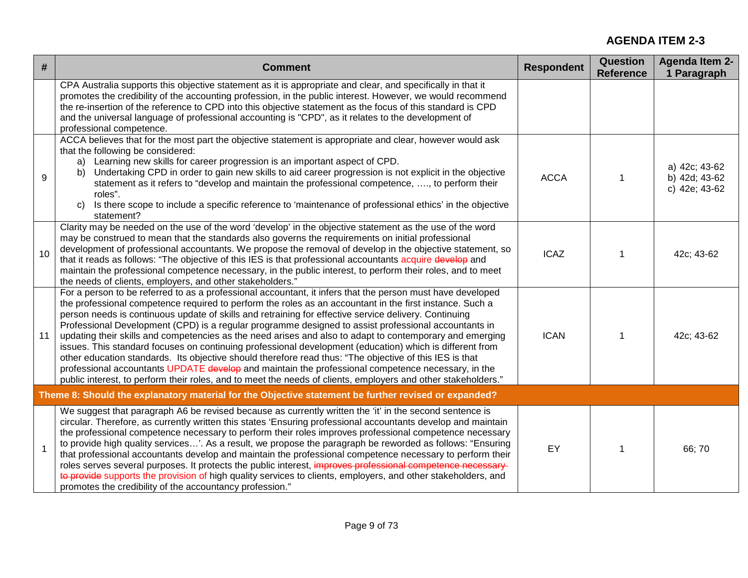**AGENDA ITEM 2-3**

| # | Comment | Respondent | Question Reference | Agenda Item 2-1 Paragraph |
|---|---|---|---|---|
| | CPA Australia supports this objective statement as it is appropriate and clear, and specifically in that it promotes the credibility of the accounting profession, in the public interest. However, we would recommend the re-insertion of the reference to CPD into this objective statement as the focus of this standard is CPD and the universal language of professional accounting is "CPD", as it relates to the development of professional competence. | | | |
| 9 | ACCA believes that for the most part the objective statement is appropriate and clear, however would ask that the following be considered:<br>a) Learning new skills for career progression is an important aspect of CPD.<br>b) Undertaking CPD in order to gain new skills to aid career progression is not explicit in the objective statement as it refers to "develop and maintain the professional competence, …., to perform their roles".<br>c) Is there scope to include a specific reference to 'maintenance of professional ethics' in the objective statement? | ACCA | 1 | a) 42c; 43-62<br>b) 42d; 43-62<br>c) 42e; 43-62 |
| 10 | Clarity may be needed on the use of the word 'develop' in the objective statement as the use of the word may be construed to mean that the standards also governs the requirements on initial professional development of professional accountants. We propose the removal of develop in the objective statement, so that it reads as follows: "The objective of this IES is that professional accountants acquire ~~develop~~ and maintain the professional competence necessary, in the public interest, to perform their roles, and to meet the needs of clients, employers, and other stakeholders." | ICAZ | 1 | 42c; 43-62 |
| 11 | For a person to be referred to as a professional accountant, it infers that the person must have developed the professional competence required to perform the roles as an accountant in the first instance. Such a person needs is continuous update of skills and retraining for effective service delivery. Continuing Professional Development (CPD) is a regular programme designed to assist professional accountants in updating their skills and competencies as the need arises and also to adapt to contemporary and emerging issues. This standard focuses on continuing professional development (education) which is different from other education standards. Its objective should therefore read thus: "The objective of this IES is that professional accountants UPDATE ~~develop~~ and maintain the professional competence necessary, in the public interest, to perform their roles, and to meet the needs of clients, employers and other stakeholders." | ICAN | 1 | 42c; 43-62 |
| **Theme 8: Should the explanatory material for the Objective statement be further revised or expanded?** | | | | |
| 1 | We suggest that paragraph A6 be revised because as currently written the 'it' in the second sentence is circular. Therefore, as currently written this states 'Ensuring professional accountants develop and maintain the professional competence necessary to perform their roles improves professional competence necessary to provide high quality services…'. As a result, we propose the paragraph be reworded as follows: "Ensuring that professional accountants develop and maintain the professional competence necessary to perform their roles serves several purposes. It protects the public interest, ~~improves professional competence necessary to provide~~ supports the provision of high quality services to clients, employers, and other stakeholders, and promotes the credibility of the accountancy profession." | EY | 1 | 66; 70 |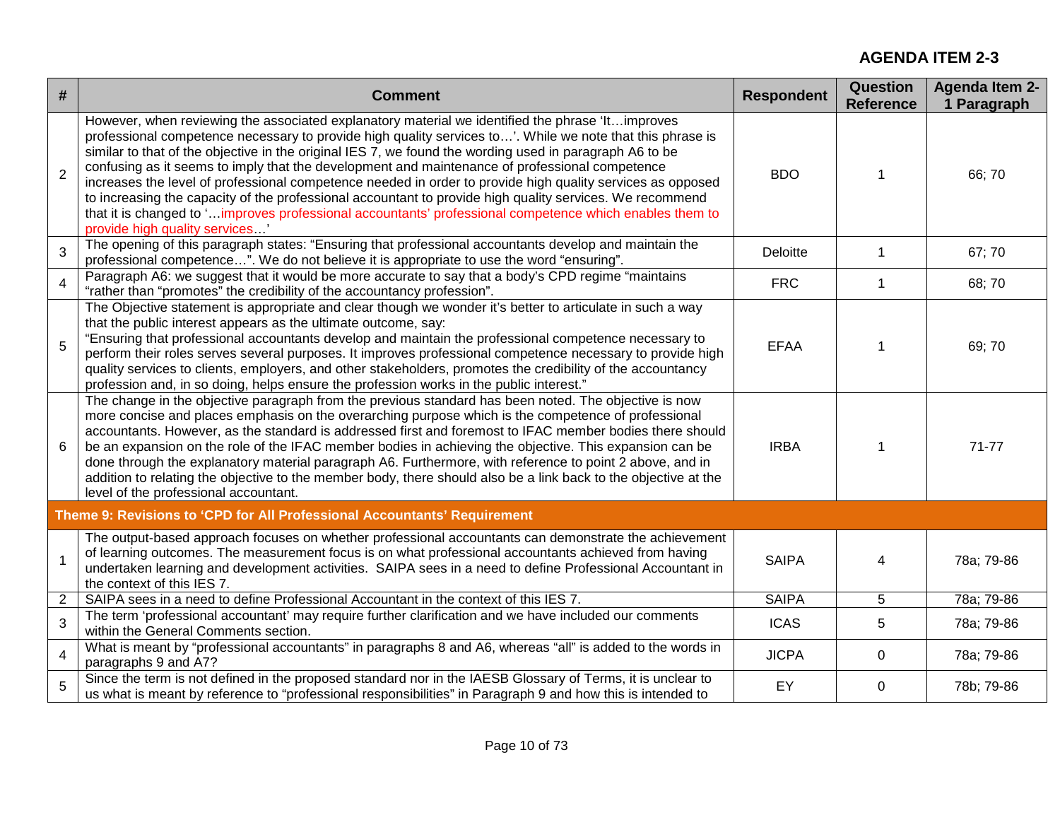**AGENDA ITEM 2-3**

| # | Comment | Respondent | Question Reference | Agenda Item 2-1 Paragraph |
|---|---|---|---|---|
| 2 | However, when reviewing the associated explanatory material we identified the phrase 'It…improves professional competence necessary to provide high quality services to…'. While we note that this phrase is similar to that of the objective in the original IES 7, we found the wording used in paragraph A6 to be confusing as it seems to imply that the development and maintenance of professional competence increases the level of professional competence needed in order to provide high quality services as opposed to increasing the capacity of the professional accountant to provide high quality services. We recommend that it is changed to '…improves professional accountants' professional competence which enables them to provide high quality services…' | BDO | 1 | 66; 70 |
| 3 | The opening of this paragraph states: "Ensuring that professional accountants develop and maintain the professional competence…". We do not believe it is appropriate to use the word "ensuring". | Deloitte | 1 | 67; 70 |
| 4 | Paragraph A6: we suggest that it would be more accurate to say that a body's CPD regime "maintains "rather than "promotes" the credibility of the accountancy profession". | FRC | 1 | 68; 70 |
| 5 | The Objective statement is appropriate and clear though we wonder it's better to articulate in such a way that the public interest appears as the ultimate outcome, say:<br>"Ensuring that professional accountants develop and maintain the professional competence necessary to perform their roles serves several purposes. It improves professional competence necessary to provide high quality services to clients, employers, and other stakeholders, promotes the credibility of the accountancy profession and, in so doing, helps ensure the profession works in the public interest." | EFAA | 1 | 69; 70 |
| 6 | The change in the objective paragraph from the previous standard has been noted. The objective is now more concise and places emphasis on the overarching purpose which is the competence of professional accountants. However, as the standard is addressed first and foremost to IFAC member bodies there should be an expansion on the role of the IFAC member bodies in achieving the objective. This expansion can be done through the explanatory material paragraph A6. Furthermore, with reference to point 2 above, and in addition to relating the objective to the member body, there should also be a link back to the objective at the level of the professional accountant. | IRBA | 1 | 71-77 |
| **Theme 9: Revisions to 'CPD for All Professional Accountants' Requirement** | | | | |
| 1 | The output-based approach focuses on whether professional accountants can demonstrate the achievement of learning outcomes. The measurement focus is on what professional accountants achieved from having undertaken learning and development activities. SAIPA sees in a need to define Professional Accountant in the context of this IES 7. | SAIPA | 4 | 78a; 79-86 |
| 2 | SAIPA sees in a need to define Professional Accountant in the context of this IES 7. | SAIPA | 5 | 78a; 79-86 |
| 3 | The term 'professional accountant' may require further clarification and we have included our comments within the General Comments section. | ICAS | 5 | 78a; 79-86 |
| 4 | What is meant by "professional accountants" in paragraphs 8 and A6, whereas "all" is added to the words in paragraphs 9 and A7? | JICPA | 0 | 78a; 79-86 |
| 5 | Since the term is not defined in the proposed standard nor in the IAESB Glossary of Terms, it is unclear to us what is meant by reference to "professional responsibilities" in Paragraph 9 and how this is intended to | EY | 0 | 78b; 79-86 |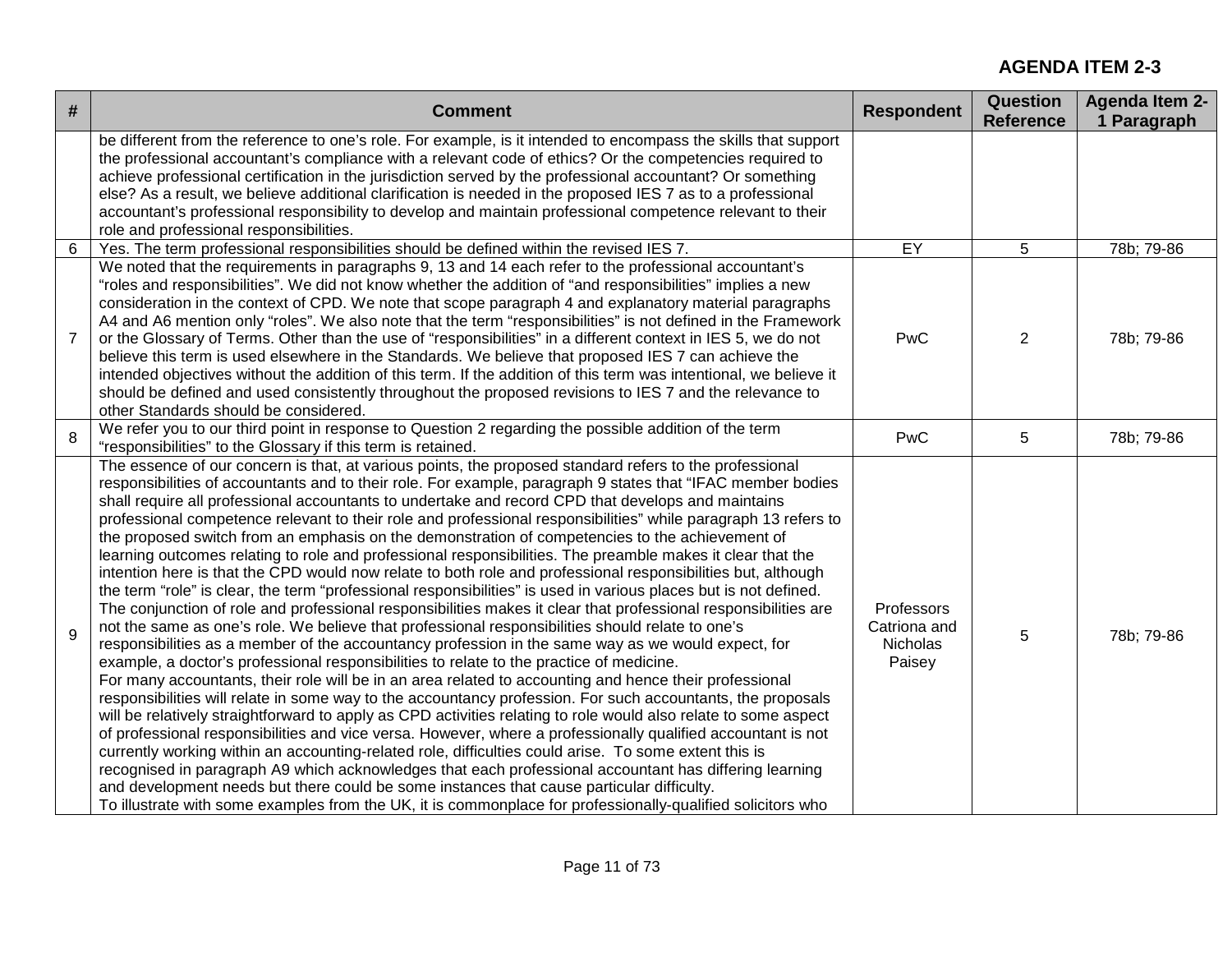## AGENDA ITEM 2-3

| # | Comment | Respondent | Question Reference | Agenda Item 2-1 Paragraph |
|---|---|---|---|---|
| | be different from the reference to one's role. For example, is it intended to encompass the skills that support the professional accountant's compliance with a relevant code of ethics? Or the competencies required to achieve professional certification in the jurisdiction served by the professional accountant? Or something else? As a result, we believe additional clarification is needed in the proposed IES 7 as to a professional accountant's professional responsibility to develop and maintain professional competence relevant to their role and professional responsibilities. | | | |
| 6 | Yes. The term professional responsibilities should be defined within the revised IES 7. | EY | 5 | 78b; 79-86 |
| 7 | We noted that the requirements in paragraphs 9, 13 and 14 each refer to the professional accountant's "roles and responsibilities". We did not know whether the addition of "and responsibilities" implies a new consideration in the context of CPD. We note that scope paragraph 4 and explanatory material paragraphs A4 and A6 mention only "roles". We also note that the term "responsibilities" is not defined in the Framework or the Glossary of Terms. Other than the use of "responsibilities" in a different context in IES 5, we do not believe this term is used elsewhere in the Standards. We believe that proposed IES 7 can achieve the intended objectives without the addition of this term. If the addition of this term was intentional, we believe it should be defined and used consistently throughout the proposed revisions to IES 7 and the relevance to other Standards should be considered. | PwC | 2 | 78b; 79-86 |
| 8 | We refer you to our third point in response to Question 2 regarding the possible addition of the term "responsibilities" to the Glossary if this term is retained. | PwC | 5 | 78b; 79-86 |
| 9 | The essence of our concern is that, at various points, the proposed standard refers to the professional responsibilities of accountants and to their role. For example, paragraph 9 states that "IFAC member bodies shall require all professional accountants to undertake and record CPD that develops and maintains professional competence relevant to their role and professional responsibilities" while paragraph 13 refers to the proposed switch from an emphasis on the demonstration of competencies to the achievement of learning outcomes relating to role and professional responsibilities. The preamble makes it clear that the intention here is that the CPD would now relate to both role and professional responsibilities but, although the term "role" is clear, the term "professional responsibilities" is used in various places but is not defined. The conjunction of role and professional responsibilities makes it clear that professional responsibilities are not the same as one's role. We believe that professional responsibilities should relate to one's responsibilities as a member of the accountancy profession in the same way as we would expect, for example, a doctor's professional responsibilities to relate to the practice of medicine.<br>For many accountants, their role will be in an area related to accounting and hence their professional responsibilities will relate in some way to the accountancy profession. For such accountants, the proposals will be relatively straightforward to apply as CPD activities relating to role would also relate to some aspect of professional responsibilities and vice versa. However, where a professionally qualified accountant is not currently working within an accounting-related role, difficulties could arise. To some extent this is recognised in paragraph A9 which acknowledges that each professional accountant has differing learning and development needs but there could be some instances that cause particular difficulty.<br>To illustrate with some examples from the UK, it is commonplace for professionally-qualified solicitors who | Professors Catriona and Nicholas Paisey | 5 | 78b; 79-86 |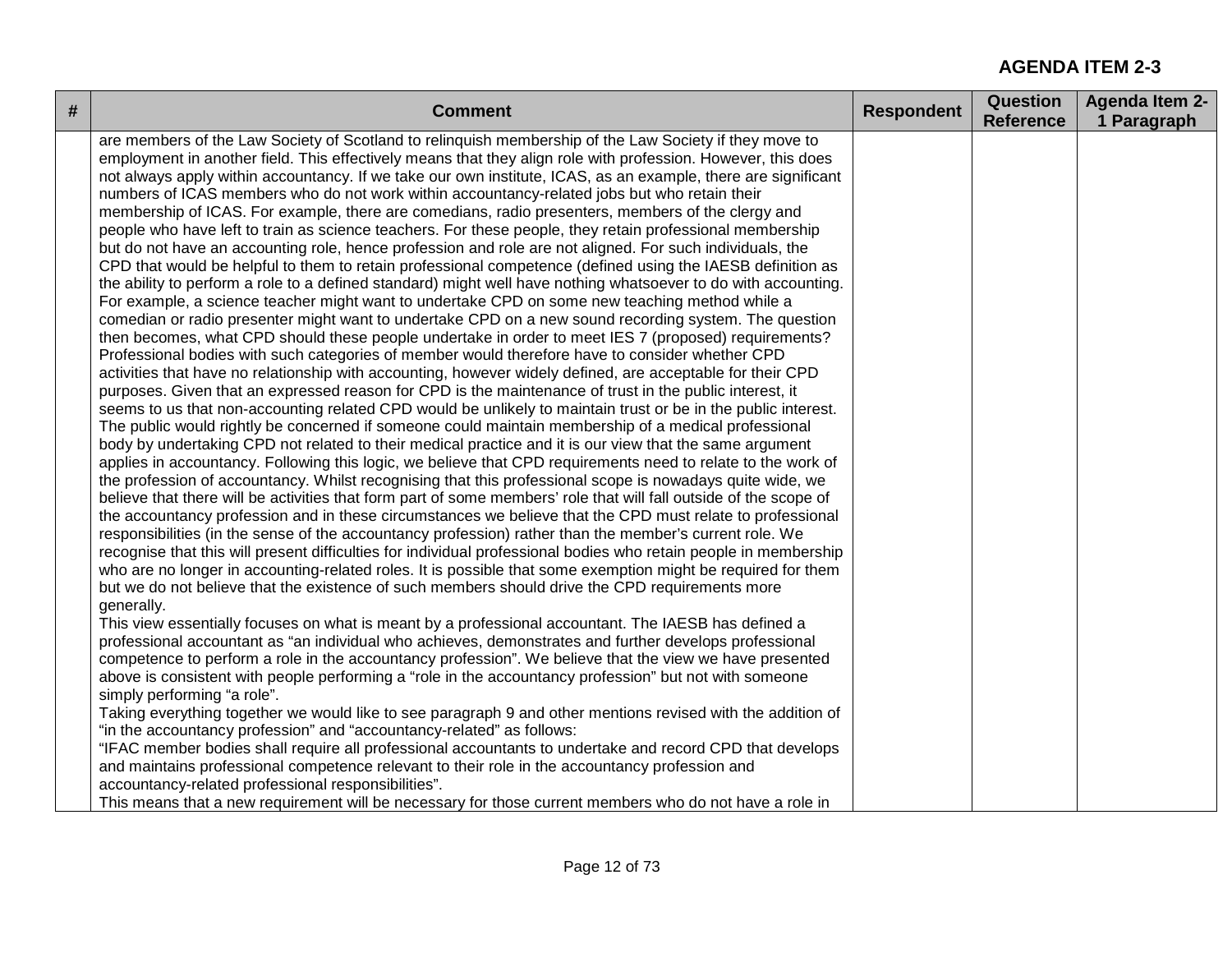**AGENDA ITEM 2-3**

| # | Comment | Respondent | Question Reference | Agenda Item 2-1 Paragraph |
|---|---|---|---|---|
| | are members of the Law Society of Scotland to relinquish membership of the Law Society if they move to employment in another field. This effectively means that they align role with profession. However, this does not always apply within accountancy. If we take our own institute, ICAS, as an example, there are significant numbers of ICAS members who do not work within accountancy-related jobs but who retain their membership of ICAS. For example, there are comedians, radio presenters, members of the clergy and people who have left to train as science teachers. For these people, they retain professional membership but do not have an accounting role, hence profession and role are not aligned. For such individuals, the CPD that would be helpful to them to retain professional competence (defined using the IAESB definition as the ability to perform a role to a defined standard) might well have nothing whatsoever to do with accounting. For example, a science teacher might want to undertake CPD on some new teaching method while a comedian or radio presenter might want to undertake CPD on a new sound recording system. The question then becomes, what CPD should these people undertake in order to meet IES 7 (proposed) requirements? Professional bodies with such categories of member would therefore have to consider whether CPD activities that have no relationship with accounting, however widely defined, are acceptable for their CPD purposes. Given that an expressed reason for CPD is the maintenance of trust in the public interest, it seems to us that non-accounting related CPD would be unlikely to maintain trust or be in the public interest. The public would rightly be concerned if someone could maintain membership of a medical professional body by undertaking CPD not related to their medical practice and it is our view that the same argument applies in accountancy. Following this logic, we believe that CPD requirements need to relate to the work of the profession of accountancy. Whilst recognising that this professional scope is nowadays quite wide, we believe that there will be activities that form part of some members' role that will fall outside of the scope of the accountancy profession and in these circumstances we believe that the CPD must relate to professional responsibilities (in the sense of the accountancy profession) rather than the member's current role. We recognise that this will present difficulties for individual professional bodies who retain people in membership who are no longer in accounting-related roles. It is possible that some exemption might be required for them but we do not believe that the existence of such members should drive the CPD requirements more generally.<br>This view essentially focuses on what is meant by a professional accountant. The IAESB has defined a professional accountant as "an individual who achieves, demonstrates and further develops professional competence to perform a role in the accountancy profession". We believe that the view we have presented above is consistent with people performing a "role in the accountancy profession" but not with someone simply performing "a role".<br>Taking everything together we would like to see paragraph 9 and other mentions revised with the addition of "in the accountancy profession" and "accountancy-related" as follows:<br>"IFAC member bodies shall require all professional accountants to undertake and record CPD that develops and maintains professional competence relevant to their role in the accountancy profession and accountancy-related professional responsibilities".<br>This means that a new requirement will be necessary for those current members who do not have a role in | | | |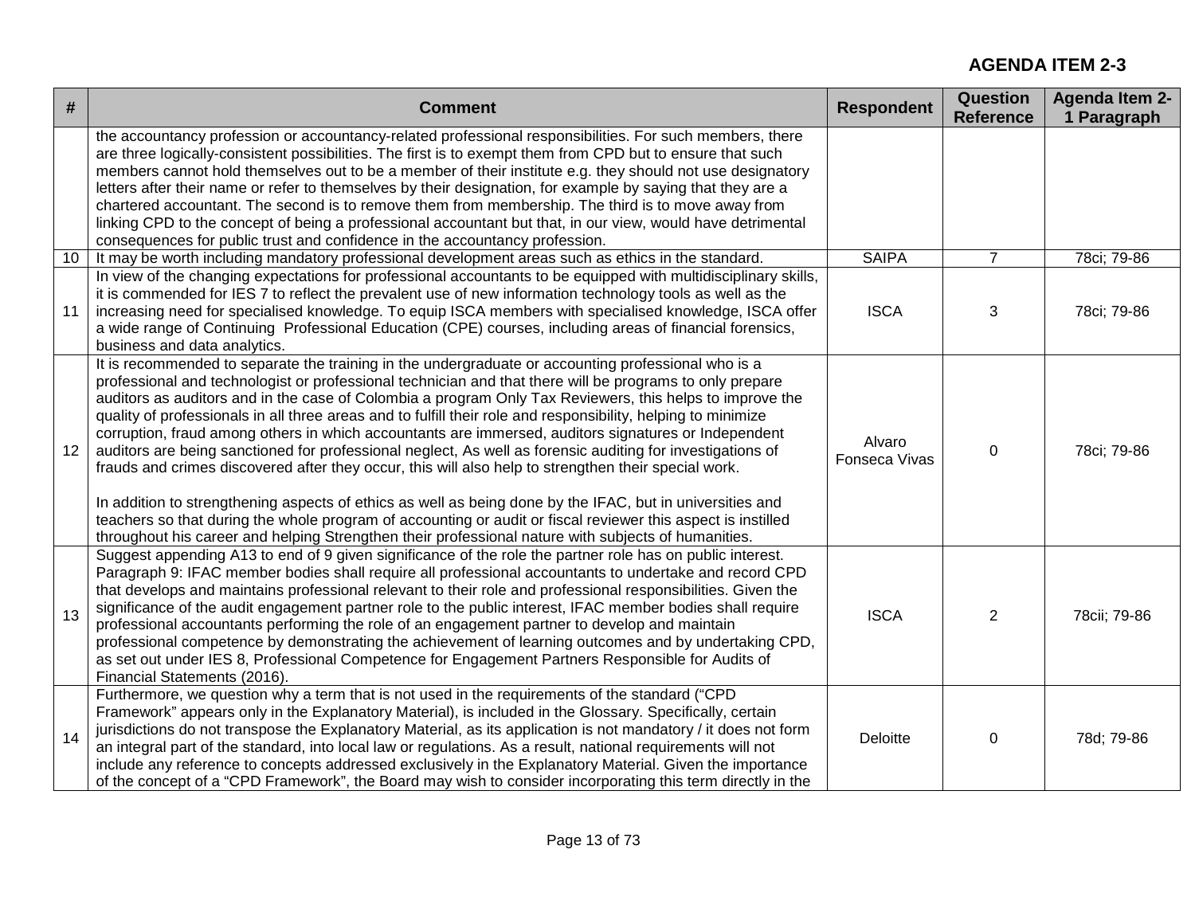**AGENDA ITEM 2-3**

| # | Comment | Respondent | Question Reference | Agenda Item 2-1 Paragraph |
|---|---|---|---|---|
| | the accountancy profession or accountancy-related professional responsibilities. For such members, there are three logically-consistent possibilities. The first is to exempt them from CPD but to ensure that such members cannot hold themselves out to be a member of their institute e.g. they should not use designatory letters after their name or refer to themselves by their designation, for example by saying that they are a chartered accountant. The second is to remove them from membership. The third is to move away from linking CPD to the concept of being a professional accountant but that, in our view, would have detrimental consequences for public trust and confidence in the accountancy profession. | | | |
| 10 | It may be worth including mandatory professional development areas such as ethics in the standard. | SAIPA | 7 | 78ci; 79-86 |
| 11 | In view of the changing expectations for professional accountants to be equipped with multidisciplinary skills, it is commended for IES 7 to reflect the prevalent use of new information technology tools as well as the increasing need for specialised knowledge. To equip ISCA members with specialised knowledge, ISCA offer a wide range of Continuing Professional Education (CPE) courses, including areas of financial forensics, business and data analytics. | ISCA | 3 | 78ci; 79-86 |
| 12 | It is recommended to separate the training in the undergraduate or accounting professional who is a professional and technologist or professional technician and that there will be programs to only prepare auditors as auditors and in the case of Colombia a program Only Tax Reviewers, this helps to improve the quality of professionals in all three areas and to fulfill their role and responsibility, helping to minimize corruption, fraud among others in which accountants are immersed, auditors signatures or Independent auditors are being sanctioned for professional neglect, As well as forensic auditing for investigations of frauds and crimes discovered after they occur, this will also help to strengthen their special work.<br><br>In addition to strengthening aspects of ethics as well as being done by the IFAC, but in universities and teachers so that during the whole program of accounting or audit or fiscal reviewer this aspect is instilled throughout his career and helping Strengthen their professional nature with subjects of humanities. | Alvaro Fonseca Vivas | 0 | 78ci; 79-86 |
| 13 | Suggest appending A13 to end of 9 given significance of the role the partner role has on public interest. Paragraph 9: IFAC member bodies shall require all professional accountants to undertake and record CPD that develops and maintains professional relevant to their role and professional responsibilities. Given the significance of the audit engagement partner role to the public interest, IFAC member bodies shall require professional accountants performing the role of an engagement partner to develop and maintain professional competence by demonstrating the achievement of learning outcomes and by undertaking CPD, as set out under IES 8, Professional Competence for Engagement Partners Responsible for Audits of Financial Statements (2016). | ISCA | 2 | 78cii; 79-86 |
| 14 | Furthermore, we question why a term that is not used in the requirements of the standard ("CPD Framework" appears only in the Explanatory Material), is included in the Glossary. Specifically, certain jurisdictions do not transpose the Explanatory Material, as its application is not mandatory / it does not form an integral part of the standard, into local law or regulations. As a result, national requirements will not include any reference to concepts addressed exclusively in the Explanatory Material. Given the importance of the concept of a "CPD Framework", the Board may wish to consider incorporating this term directly in the | Deloitte | 0 | 78d; 79-86 |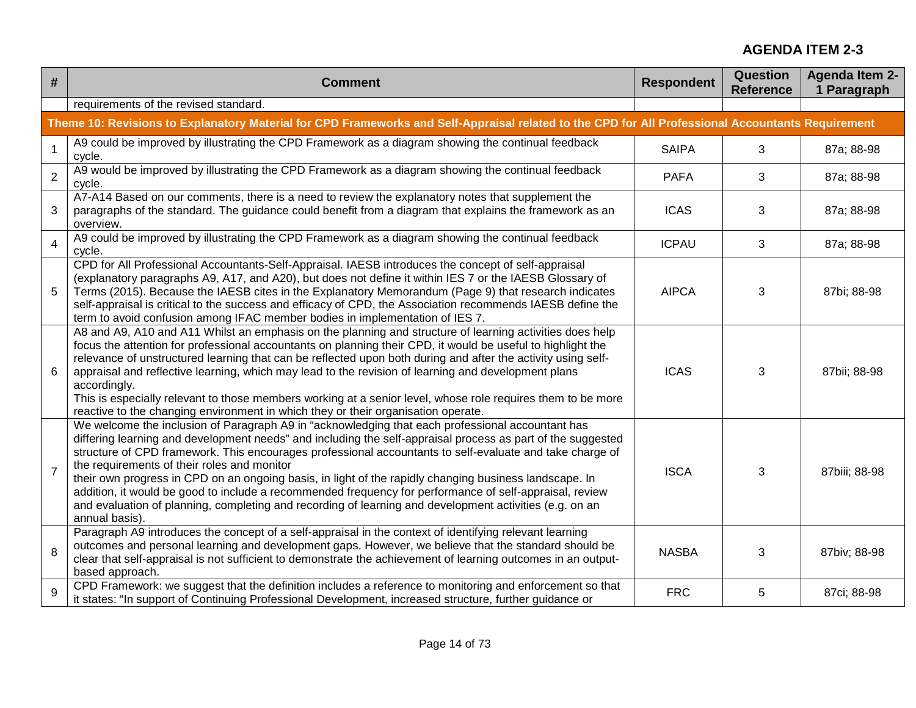**AGENDA ITEM 2-3**

| # | Comment | Respondent | Question Reference | Agenda Item 2-1 Paragraph |
|---|---|---|---|---|
| | requirements of the revised standard. | | | |
| **Theme 10: Revisions to Explanatory Material for CPD Frameworks and Self-Appraisal related to the CPD for All Professional Accountants Requirement** | | | | |
| 1 | A9 could be improved by illustrating the CPD Framework as a diagram showing the continual feedback cycle. | SAIPA | 3 | 87a; 88-98 |
| 2 | A9 would be improved by illustrating the CPD Framework as a diagram showing the continual feedback cycle. | PAFA | 3 | 87a; 88-98 |
| 3 | A7-A14 Based on our comments, there is a need to review the explanatory notes that supplement the paragraphs of the standard. The guidance could benefit from a diagram that explains the framework as an overview. | ICAS | 3 | 87a; 88-98 |
| 4 | A9 could be improved by illustrating the CPD Framework as a diagram showing the continual feedback cycle. | ICPAU | 3 | 87a; 88-98 |
| 5 | CPD for All Professional Accountants-Self-Appraisal. IAESB introduces the concept of self-appraisal (explanatory paragraphs A9, A17, and A20), but does not define it within IES 7 or the IAESB Glossary of Terms (2015). Because the IAESB cites in the Explanatory Memorandum (Page 9) that research indicates self-appraisal is critical to the success and efficacy of CPD, the Association recommends IAESB define the term to avoid confusion among IFAC member bodies in implementation of IES 7. | AIPCA | 3 | 87bi; 88-98 |
| 6 | A8 and A9, A10 and A11 Whilst an emphasis on the planning and structure of learning activities does help focus the attention for professional accountants on planning their CPD, it would be useful to highlight the relevance of unstructured learning that can be reflected upon both during and after the activity using self-appraisal and reflective learning, which may lead to the revision of learning and development plans accordingly.<br>This is especially relevant to those members working at a senior level, whose role requires them to be more reactive to the changing environment in which they or their organisation operate. | ICAS | 3 | 87bii; 88-98 |
| 7 | We welcome the inclusion of Paragraph A9 in "acknowledging that each professional accountant has differing learning and development needs" and including the self-appraisal process as part of the suggested structure of CPD framework. This encourages professional accountants to self-evaluate and take charge of the requirements of their roles and monitor<br>their own progress in CPD on an ongoing basis, in light of the rapidly changing business landscape. In addition, it would be good to include a recommended frequency for performance of self-appraisal, review and evaluation of planning, completing and recording of learning and development activities (e.g. on an annual basis). | ISCA | 3 | 87biii; 88-98 |
| 8 | Paragraph A9 introduces the concept of a self-appraisal in the context of identifying relevant learning outcomes and personal learning and development gaps. However, we believe that the standard should be clear that self-appraisal is not sufficient to demonstrate the achievement of learning outcomes in an output-based approach. | NASBA | 3 | 87biv; 88-98 |
| 9 | CPD Framework: we suggest that the definition includes a reference to monitoring and enforcement so that it states: "In support of Continuing Professional Development, increased structure, further guidance or | FRC | 5 | 87ci; 88-98 |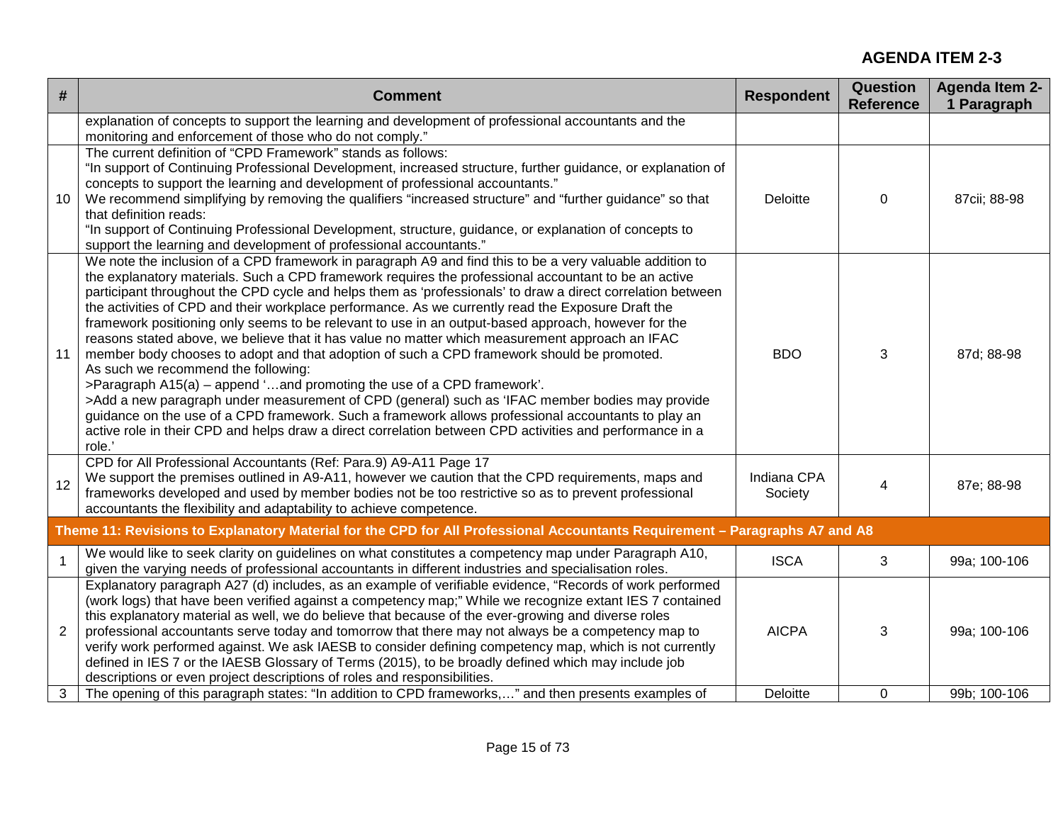**AGENDA ITEM 2-3**

| # | Comment | Respondent | Question Reference | Agenda Item 2-1 Paragraph |
|---|---|---|---|---|
| | explanation of concepts to support the learning and development of professional accountants and the monitoring and enforcement of those who do not comply." | | | |
| 10 | The current definition of "CPD Framework" stands as follows:<br>"In support of Continuing Professional Development, increased structure, further guidance, or explanation of concepts to support the learning and development of professional accountants."<br>We recommend simplifying by removing the qualifiers "increased structure" and "further guidance" so that that definition reads:<br>"In support of Continuing Professional Development, structure, guidance, or explanation of concepts to support the learning and development of professional accountants." | Deloitte | 0 | 87cii; 88-98 |
| 11 | We note the inclusion of a CPD framework in paragraph A9 and find this to be a very valuable addition to the explanatory materials. Such a CPD framework requires the professional accountant to be an active participant throughout the CPD cycle and helps them as 'professionals' to draw a direct correlation between the activities of CPD and their workplace performance. As we currently read the Exposure Draft the framework positioning only seems to be relevant to use in an output-based approach, however for the reasons stated above, we believe that it has value no matter which measurement approach an IFAC member body chooses to adopt and that adoption of such a CPD framework should be promoted.<br>As such we recommend the following:<br>>Paragraph A15(a) – append '…and promoting the use of a CPD framework'.<br>>Add a new paragraph under measurement of CPD (general) such as 'IFAC member bodies may provide guidance on the use of a CPD framework. Such a framework allows professional accountants to play an active role in their CPD and helps draw a direct correlation between CPD activities and performance in a role.' | BDO | 3 | 87d; 88-98 |
| 12 | CPD for All Professional Accountants (Ref: Para.9) A9-A11 Page 17<br>We support the premises outlined in A9-A11, however we caution that the CPD requirements, maps and frameworks developed and used by member bodies not be too restrictive so as to prevent professional accountants the flexibility and adaptability to achieve competence. | Indiana CPA Society | 4 | 87e; 88-98 |
| **Theme 11: Revisions to Explanatory Material for the CPD for All Professional Accountants Requirement – Paragraphs A7 and A8** | | | | |
| 1 | We would like to seek clarity on guidelines on what constitutes a competency map under Paragraph A10, given the varying needs of professional accountants in different industries and specialisation roles. | ISCA | 3 | 99a; 100-106 |
| 2 | Explanatory paragraph A27 (d) includes, as an example of verifiable evidence, "Records of work performed (work logs) that have been verified against a competency map;" While we recognize extant IES 7 contained this explanatory material as well, we do believe that because of the ever-growing and diverse roles professional accountants serve today and tomorrow that there may not always be a competency map to verify work performed against. We ask IAESB to consider defining competency map, which is not currently defined in IES 7 or the IAESB Glossary of Terms (2015), to be broadly defined which may include job descriptions or even project descriptions of roles and responsibilities. | AICPA | 3 | 99a; 100-106 |
| 3 | The opening of this paragraph states: "In addition to CPD frameworks,…" and then presents examples of | Deloitte | 0 | 99b; 100-106 |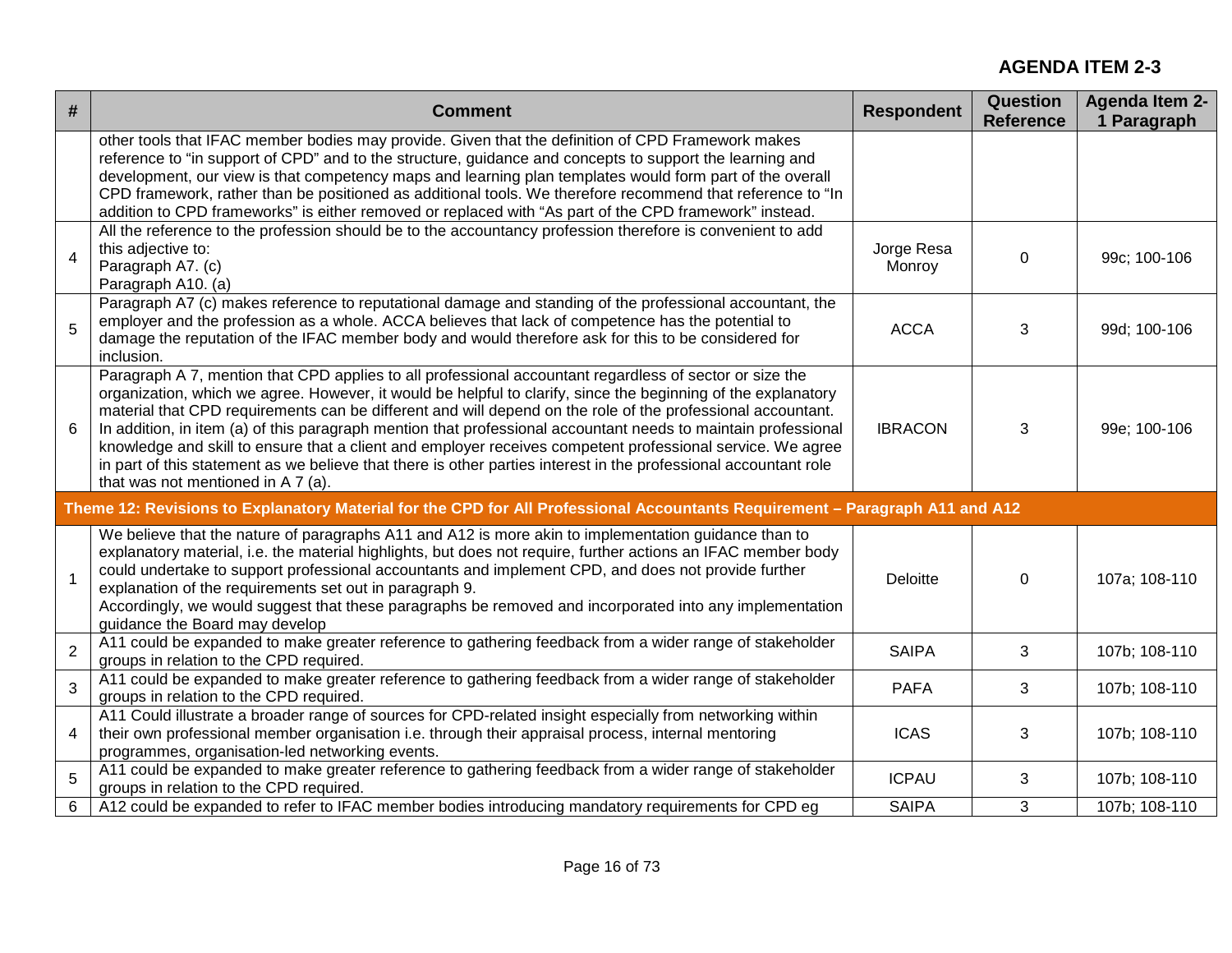**AGENDA ITEM 2-3**

| # | Comment | Respondent | Question Reference | Agenda Item 2-1 Paragraph |
|---|---|---|---|---|
| | other tools that IFAC member bodies may provide. Given that the definition of CPD Framework makes reference to "in support of CPD" and to the structure, guidance and concepts to support the learning and development, our view is that competency maps and learning plan templates would form part of the overall CPD framework, rather than be positioned as additional tools. We therefore recommend that reference to "In addition to CPD frameworks" is either removed or replaced with "As part of the CPD framework" instead. | | | |
| 4 | All the reference to the profession should be to the accountancy profession therefore is convenient to add this adjective to:<br>Paragraph A7. (c)<br>Paragraph A10. (a) | Jorge Resa Monroy | 0 | 99c; 100-106 |
| 5 | Paragraph A7 (c) makes reference to reputational damage and standing of the professional accountant, the employer and the profession as a whole. ACCA believes that lack of competence has the potential to damage the reputation of the IFAC member body and would therefore ask for this to be considered for inclusion. | ACCA | 3 | 99d; 100-106 |
| 6 | Paragraph A 7, mention that CPD applies to all professional accountant regardless of sector or size the organization, which we agree. However, it would be helpful to clarify, since the beginning of the explanatory material that CPD requirements can be different and will depend on the role of the professional accountant. In addition, in item (a) of this paragraph mention that professional accountant needs to maintain professional knowledge and skill to ensure that a client and employer receives competent professional service. We agree in part of this statement as we believe that there is other parties interest in the professional accountant role that was not mentioned in A 7 (a). | IBRACON | 3 | 99e; 100-106 |
| **Theme 12: Revisions to Explanatory Material for the CPD for All Professional Accountants Requirement – Paragraph A11 and A12** | | | | |
| 1 | We believe that the nature of paragraphs A11 and A12 is more akin to implementation guidance than to explanatory material, i.e. the material highlights, but does not require, further actions an IFAC member body could undertake to support professional accountants and implement CPD, and does not provide further explanation of the requirements set out in paragraph 9.<br>Accordingly, we would suggest that these paragraphs be removed and incorporated into any implementation guidance the Board may develop | Deloitte | 0 | 107a; 108-110 |
| 2 | A11 could be expanded to make greater reference to gathering feedback from a wider range of stakeholder groups in relation to the CPD required. | SAIPA | 3 | 107b; 108-110 |
| 3 | A11 could be expanded to make greater reference to gathering feedback from a wider range of stakeholder groups in relation to the CPD required. | PAFA | 3 | 107b; 108-110 |
| 4 | A11 Could illustrate a broader range of sources for CPD-related insight especially from networking within their own professional member organisation i.e. through their appraisal process, internal mentoring programmes, organisation-led networking events. | ICAS | 3 | 107b; 108-110 |
| 5 | A11 could be expanded to make greater reference to gathering feedback from a wider range of stakeholder groups in relation to the CPD required. | ICPAU | 3 | 107b; 108-110 |
| 6 | A12 could be expanded to refer to IFAC member bodies introducing mandatory requirements for CPD eg | SAIPA | 3 | 107b; 108-110 |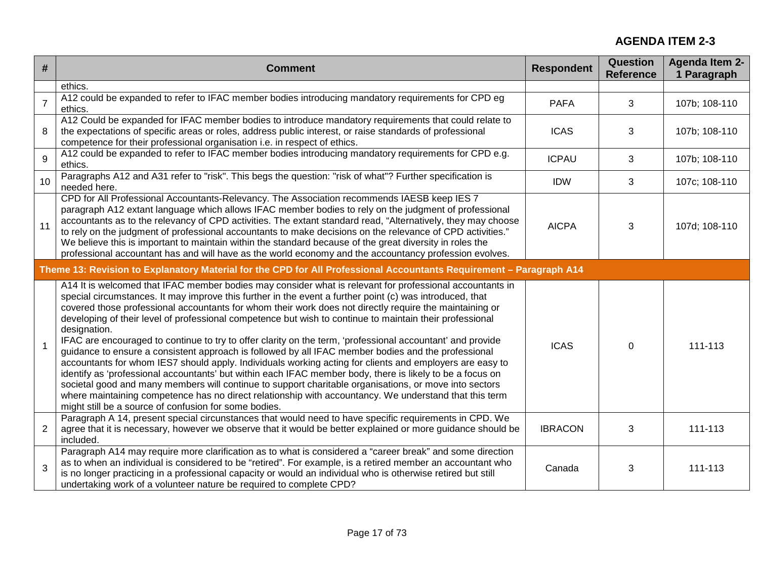**AGENDA ITEM 2-3**

| # | Comment | Respondent | Question Reference | Agenda Item 2-1 Paragraph |
|---|---|---|---|---|
| | ethics. | | | |
| 7 | A12 could be expanded to refer to IFAC member bodies introducing mandatory requirements for CPD eg ethics. | PAFA | 3 | 107b; 108-110 |
| 8 | A12 Could be expanded for IFAC member bodies to introduce mandatory requirements that could relate to the expectations of specific areas or roles, address public interest, or raise standards of professional competence for their professional organisation i.e. in respect of ethics. | ICAS | 3 | 107b; 108-110 |
| 9 | A12 could be expanded to refer to IFAC member bodies introducing mandatory requirements for CPD e.g. ethics. | ICPAU | 3 | 107b; 108-110 |
| 10 | Paragraphs A12 and A31 refer to "risk". This begs the question: "risk of what"? Further specification is needed here. | IDW | 3 | 107c; 108-110 |
| 11 | CPD for All Professional Accountants-Relevancy. The Association recommends IAESB keep IES 7 paragraph A12 extant language which allows IFAC member bodies to rely on the judgment of professional accountants as to the relevancy of CPD activities. The extant standard read, "Alternatively, they may choose to rely on the judgment of professional accountants to make decisions on the relevance of CPD activities." We believe this is important to maintain within the standard because of the great diversity in roles the professional accountant has and will have as the world economy and the accountancy profession evolves. | AICPA | 3 | 107d; 108-110 |
| **Theme 13: Revision to Explanatory Material for the CPD for All Professional Accountants Requirement – Paragraph A14** | | | | |
| 1 | A14 It is welcomed that IFAC member bodies may consider what is relevant for professional accountants in special circumstances. It may improve this further in the event a further point (c) was introduced, that covered those professional accountants for whom their work does not directly require the maintaining or developing of their level of professional competence but wish to continue to maintain their professional designation.<br>IFAC are encouraged to continue to try to offer clarity on the term, 'professional accountant' and provide guidance to ensure a consistent approach is followed by all IFAC member bodies and the professional accountants for whom IES7 should apply. Individuals working acting for clients and employers are easy to identify as 'professional accountants' but within each IFAC member body, there is likely to be a focus on societal good and many members will continue to support charitable organisations, or move into sectors where maintaining competence has no direct relationship with accountancy. We understand that this term might still be a source of confusion for some bodies. | ICAS | 0 | 111-113 |
| 2 | Paragraph A 14, present special circunstances that would need to have specific requirements in CPD. We agree that it is necessary, however we observe that it would be better explained or more guidance should be included. | IBRACON | 3 | 111-113 |
| 3 | Paragraph A14 may require more clarification as to what is considered a "career break" and some direction as to when an individual is considered to be "retired". For example, is a retired member an accountant who is no longer practicing in a professional capacity or would an individual who is otherwise retired but still undertaking work of a volunteer nature be required to complete CPD? | Canada | 3 | 111-113 |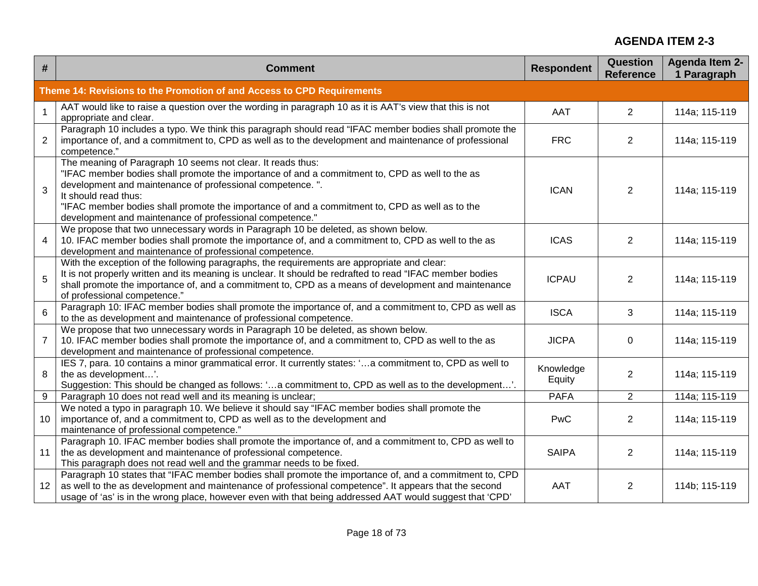**AGENDA ITEM 2-3**

| # | Comment | Respondent | Question Reference | Agenda Item 2-1 Paragraph |
|---|---|---|---|---|
| **Theme 14: Revisions to the Promotion of and Access to CPD Requirements** | | | | |
| 1 | AAT would like to raise a question over the wording in paragraph 10 as it is AAT's view that this is not appropriate and clear. | AAT | 2 | 114a; 115-119 |
| 2 | Paragraph 10 includes a typo. We think this paragraph should read "IFAC member bodies shall promote the importance of, and a commitment to, CPD as well as to the development and maintenance of professional competence." | FRC | 2 | 114a; 115-119 |
| 3 | The meaning of Paragraph 10 seems not clear. It reads thus:<br>"IFAC member bodies shall promote the importance of and a commitment to, CPD as well to the as development and maintenance of professional competence. ".<br>It should read thus:<br>"IFAC member bodies shall promote the importance of and a commitment to, CPD as well as to the development and maintenance of professional competence." | ICAN | 2 | 114a; 115-119 |
| 4 | We propose that two unnecessary words in Paragraph 10 be deleted, as shown below.<br>10. IFAC member bodies shall promote the importance of, and a commitment to, CPD as well to the as development and maintenance of professional competence. | ICAS | 2 | 114a; 115-119 |
| 5 | With the exception of the following paragraphs, the requirements are appropriate and clear:<br>It is not properly written and its meaning is unclear. It should be redrafted to read "IFAC member bodies shall promote the importance of, and a commitment to, CPD as a means of development and maintenance of professional competence." | ICPAU | 2 | 114a; 115-119 |
| 6 | Paragraph 10: IFAC member bodies shall promote the importance of, and a commitment to, CPD as well as to the as development and maintenance of professional competence. | ISCA | 3 | 114a; 115-119 |
| 7 | We propose that two unnecessary words in Paragraph 10 be deleted, as shown below.<br>10. IFAC member bodies shall promote the importance of, and a commitment to, CPD as well to the as development and maintenance of professional competence. | JICPA | 0 | 114a; 115-119 |
| 8 | IES 7, para. 10 contains a minor grammatical error. It currently states: '…a commitment to, CPD as well to the as development…'.<br>Suggestion: This should be changed as follows: '…a commitment to, CPD as well as to the development…'. | Knowledge Equity | 2 | 114a; 115-119 |
| 9 | Paragraph 10 does not read well and its meaning is unclear; | PAFA | 2 | 114a; 115-119 |
| 10 | We noted a typo in paragraph 10. We believe it should say "IFAC member bodies shall promote the importance of, and a commitment to, CPD as well as to the development and maintenance of professional competence." | PwC | 2 | 114a; 115-119 |
| 11 | Paragraph 10. IFAC member bodies shall promote the importance of, and a commitment to, CPD as well to the as development and maintenance of professional competence.<br>This paragraph does not read well and the grammar needs to be fixed. | SAIPA | 2 | 114a; 115-119 |
| 12 | Paragraph 10 states that "IFAC member bodies shall promote the importance of, and a commitment to, CPD as well to the as development and maintenance of professional competence". It appears that the second usage of 'as' is in the wrong place, however even with that being addressed AAT would suggest that 'CPD' | AAT | 2 | 114b; 115-119 |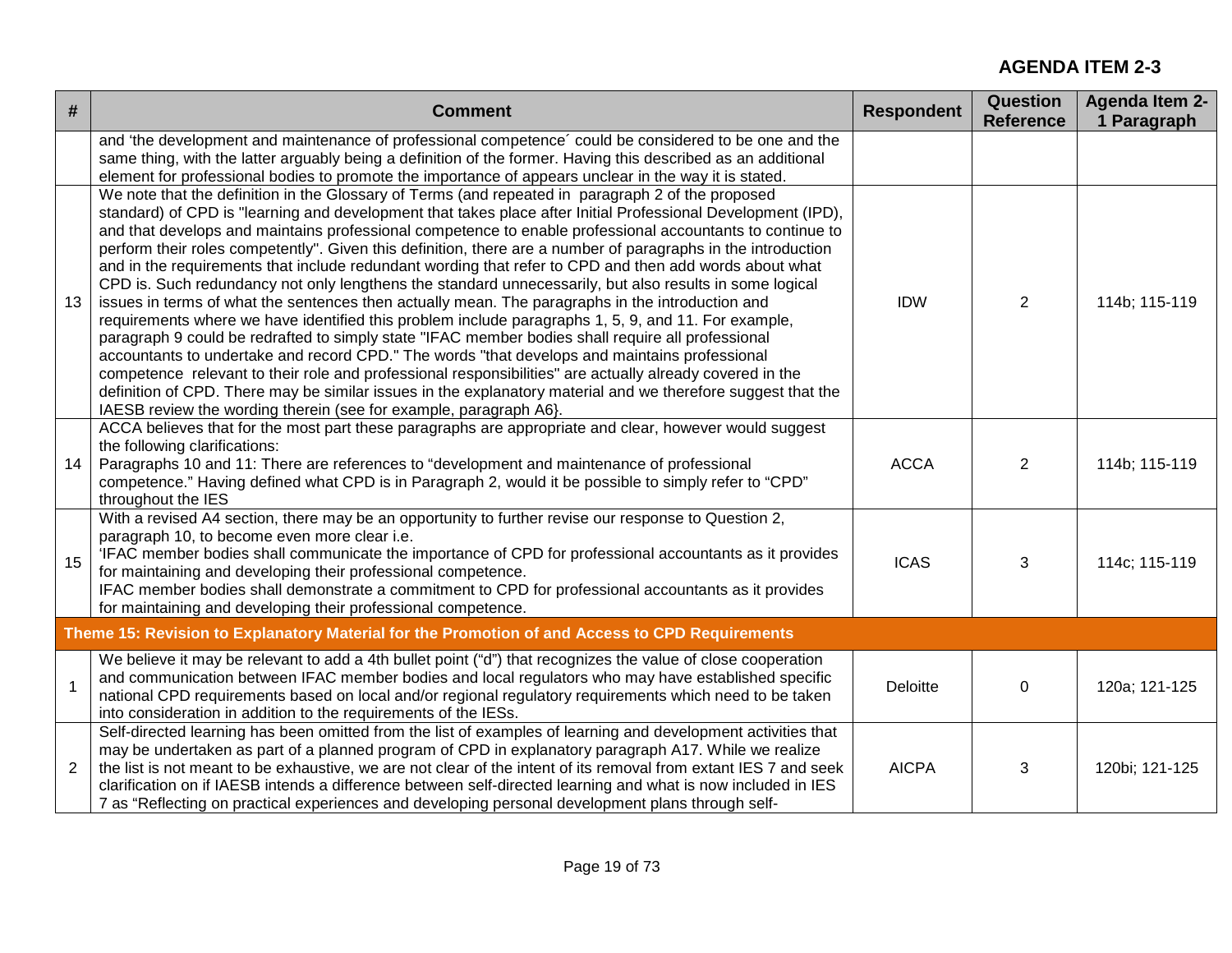**AGENDA ITEM 2-3**

| # | Comment | Respondent | Question Reference | Agenda Item 2-1 Paragraph |
|---|---|---|---|---|
| | and 'the development and maintenance of professional competence´ could be considered to be one and the same thing, with the latter arguably being a definition of the former. Having this described as an additional element for professional bodies to promote the importance of appears unclear in the way it is stated. | | | |
| 13 | We note that the definition in the Glossary of Terms (and repeated in paragraph 2 of the proposed standard) of CPD is "learning and development that takes place after Initial Professional Development (IPD), and that develops and maintains professional competence to enable professional accountants to continue to perform their roles competently". Given this definition, there are a number of paragraphs in the introduction and in the requirements that include redundant wording that refer to CPD and then add words about what CPD is. Such redundancy not only lengthens the standard unnecessarily, but also results in some logical issues in terms of what the sentences then actually mean. The paragraphs in the introduction and requirements where we have identified this problem include paragraphs 1, 5, 9, and 11. For example, paragraph 9 could be redrafted to simply state "IFAC member bodies shall require all professional accountants to undertake and record CPD." The words "that develops and maintains professional competence relevant to their role and professional responsibilities" are actually already covered in the definition of CPD. There may be similar issues in the explanatory material and we therefore suggest that the IAESB review the wording therein (see for example, paragraph A6}. | IDW | 2 | 114b; 115-119 |
| 14 | ACCA believes that for the most part these paragraphs are appropriate and clear, however would suggest the following clarifications:<br>Paragraphs 10 and 11: There are references to "development and maintenance of professional competence." Having defined what CPD is in Paragraph 2, would it be possible to simply refer to "CPD" throughout the IES | ACCA | 2 | 114b; 115-119 |
| 15 | With a revised A4 section, there may be an opportunity to further revise our response to Question 2, paragraph 10, to become even more clear i.e.<br>'IFAC member bodies shall communicate the importance of CPD for professional accountants as it provides for maintaining and developing their professional competence.<br>IFAC member bodies shall demonstrate a commitment to CPD for professional accountants as it provides for maintaining and developing their professional competence. | ICAS | 3 | 114c; 115-119 |
| **Theme 15: Revision to Explanatory Material for the Promotion of and Access to CPD Requirements** | | | | |
| 1 | We believe it may be relevant to add a 4th bullet point ("d") that recognizes the value of close cooperation and communication between IFAC member bodies and local regulators who may have established specific national CPD requirements based on local and/or regional regulatory requirements which need to be taken into consideration in addition to the requirements of the IESs. | Deloitte | 0 | 120a; 121-125 |
| 2 | Self-directed learning has been omitted from the list of examples of learning and development activities that may be undertaken as part of a planned program of CPD in explanatory paragraph A17. While we realize the list is not meant to be exhaustive, we are not clear of the intent of its removal from extant IES 7 and seek clarification on if IAESB intends a difference between self-directed learning and what is now included in IES 7 as "Reflecting on practical experiences and developing personal development plans through self- | AICPA | 3 | 120bi; 121-125 |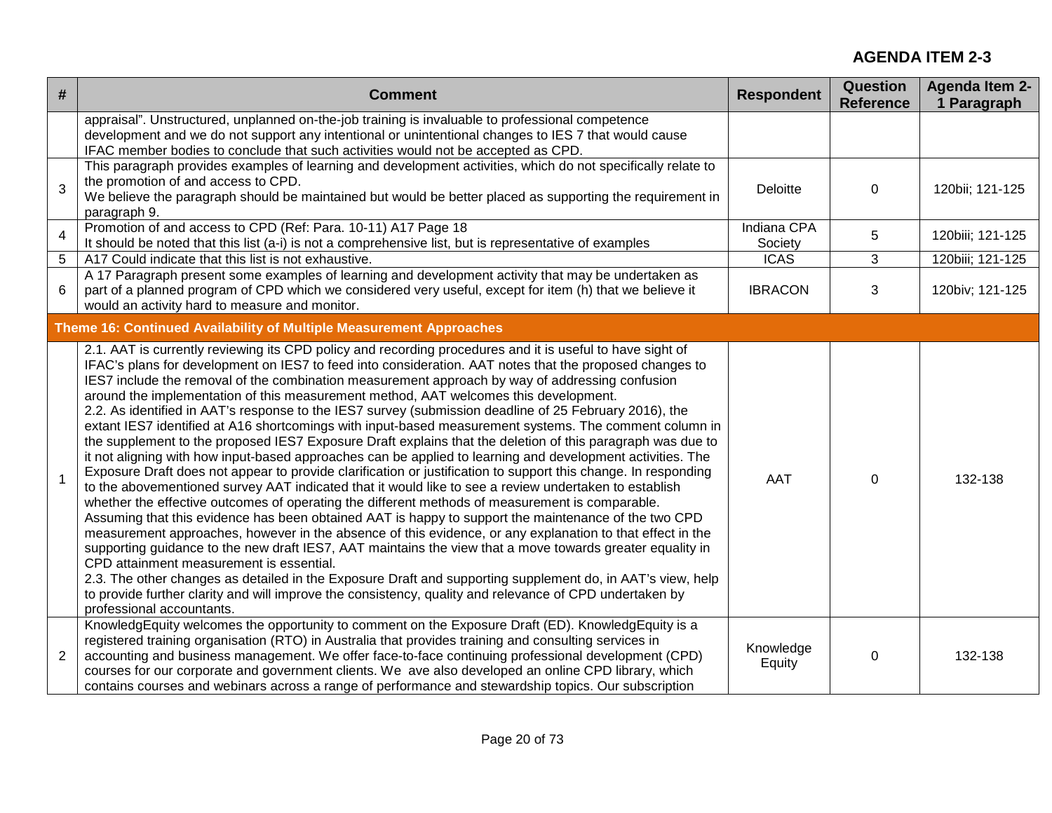**AGENDA ITEM 2-3**

| # | Comment | Respondent | Question Reference | Agenda Item 2-1 Paragraph |
|---|---|---|---|---|
| | appraisal". Unstructured, unplanned on-the-job training is invaluable to professional competence development and we do not support any intentional or unintentional changes to IES 7 that would cause IFAC member bodies to conclude that such activities would not be accepted as CPD. | | | |
| 3 | This paragraph provides examples of learning and development activities, which do not specifically relate to the promotion of and access to CPD.<br>We believe the paragraph should be maintained but would be better placed as supporting the requirement in paragraph 9. | Deloitte | 0 | 120bii; 121-125 |
| 4 | Promotion of and access to CPD (Ref: Para. 10-11) A17 Page 18<br>It should be noted that this list (a-i) is not a comprehensive list, but is representative of examples | Indiana CPA Society | 5 | 120biii; 121-125 |
| 5 | A17 Could indicate that this list is not exhaustive. | ICAS | 3 | 120biii; 121-125 |
| 6 | A 17 Paragraph present some examples of learning and development activity that may be undertaken as part of a planned program of CPD which we considered very useful, except for item (h) that we believe it would an activity hard to measure and monitor. | IBRACON | 3 | 120biv; 121-125 |
| **Theme 16: Continued Availability of Multiple Measurement Approaches** | | | | |
| 1 | 2.1. AAT is currently reviewing its CPD policy and recording procedures and it is useful to have sight of IFAC's plans for development on IES7 to feed into consideration. AAT notes that the proposed changes to IES7 include the removal of the combination measurement approach by way of addressing confusion around the implementation of this measurement method, AAT welcomes this development.<br>2.2. As identified in AAT's response to the IES7 survey (submission deadline of 25 February 2016), the extant IES7 identified at A16 shortcomings with input-based measurement systems. The comment column in the supplement to the proposed IES7 Exposure Draft explains that the deletion of this paragraph was due to it not aligning with how input-based approaches can be applied to learning and development activities. The Exposure Draft does not appear to provide clarification or justification to support this change. In responding to the abovementioned survey AAT indicated that it would like to see a review undertaken to establish whether the effective outcomes of operating the different methods of measurement is comparable. Assuming that this evidence has been obtained AAT is happy to support the maintenance of the two CPD measurement approaches, however in the absence of this evidence, or any explanation to that effect in the supporting guidance to the new draft IES7, AAT maintains the view that a move towards greater equality in CPD attainment measurement is essential.<br>2.3. The other changes as detailed in the Exposure Draft and supporting supplement do, in AAT's view, help to provide further clarity and will improve the consistency, quality and relevance of CPD undertaken by professional accountants. | AAT | 0 | 132-138 |
| 2 | KnowledgEquity welcomes the opportunity to comment on the Exposure Draft (ED). KnowledgEquity is a registered training organisation (RTO) in Australia that provides training and consulting services in accounting and business management. We offer face-to-face continuing professional development (CPD) courses for our corporate and government clients. We ave also developed an online CPD library, which contains courses and webinars across a range of performance and stewardship topics. Our subscription | Knowledge Equity | 0 | 132-138 |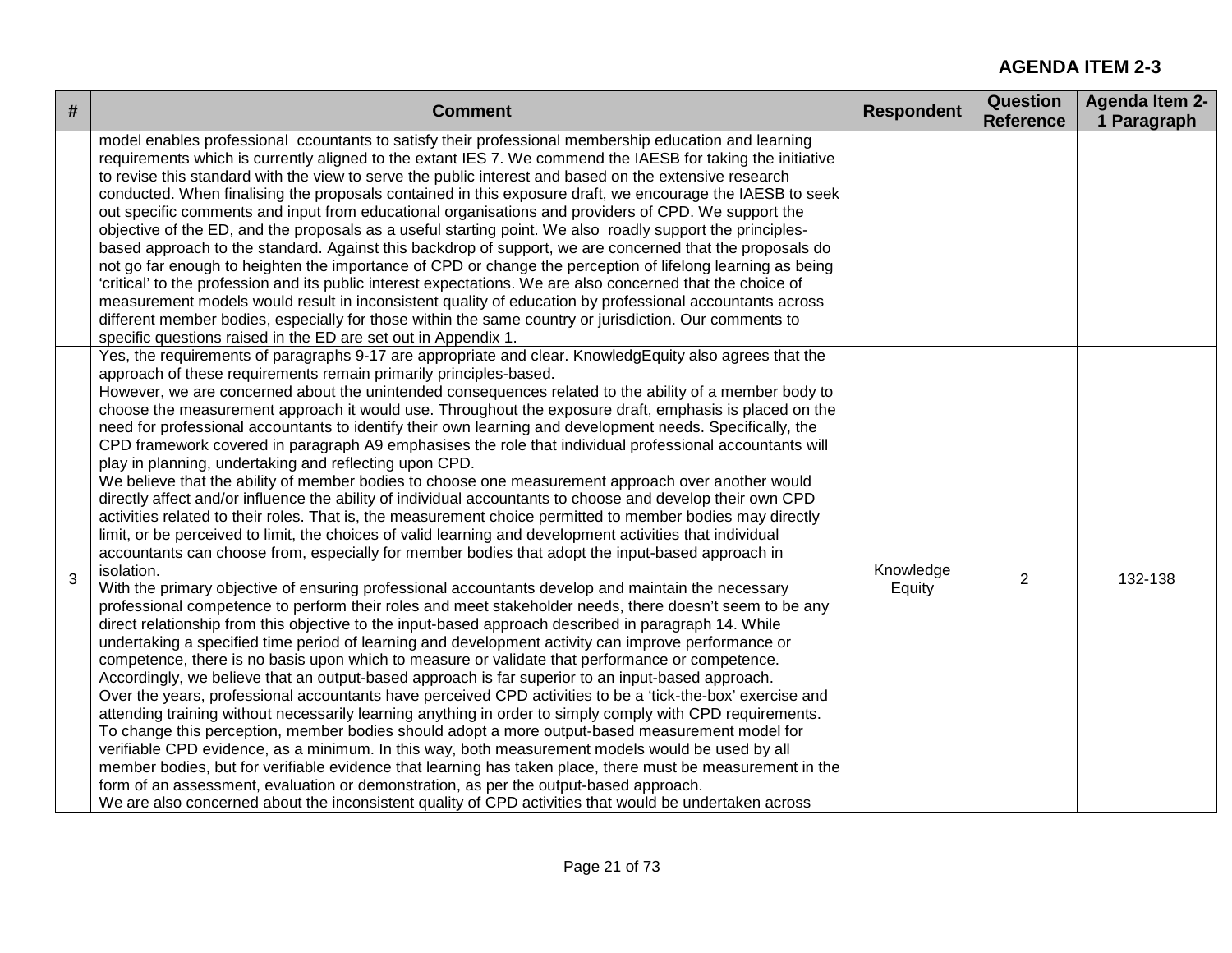## AGENDA ITEM 2-3

| # | Comment | Respondent | Question Reference | Agenda Item 2-1 Paragraph |
|---|---|---|---|---|
| | model enables professional ccountants to satisfy their professional membership education and learning requirements which is currently aligned to the extant IES 7. We commend the IAESB for taking the initiative to revise this standard with the view to serve the public interest and based on the extensive research conducted. When finalising the proposals contained in this exposure draft, we encourage the IAESB to seek out specific comments and input from educational organisations and providers of CPD. We support the objective of the ED, and the proposals as a useful starting point. We also roadly support the principles-based approach to the standard. Against this backdrop of support, we are concerned that the proposals do not go far enough to heighten the importance of CPD or change the perception of lifelong learning as being 'critical' to the profession and its public interest expectations. We are also concerned that the choice of measurement models would result in inconsistent quality of education by professional accountants across different member bodies, especially for those within the same country or jurisdiction. Our comments to specific questions raised in the ED are set out in Appendix 1. | | | |
| 3 | Yes, the requirements of paragraphs 9-17 are appropriate and clear. KnowledgEquity also agrees that the approach of these requirements remain primarily principles-based.<br>However, we are concerned about the unintended consequences related to the ability of a member body to choose the measurement approach it would use. Throughout the exposure draft, emphasis is placed on the need for professional accountants to identify their own learning and development needs. Specifically, the CPD framework covered in paragraph A9 emphasises the role that individual professional accountants will play in planning, undertaking and reflecting upon CPD.<br>We believe that the ability of member bodies to choose one measurement approach over another would directly affect and/or influence the ability of individual accountants to choose and develop their own CPD activities related to their roles. That is, the measurement choice permitted to member bodies may directly limit, or be perceived to limit, the choices of valid learning and development activities that individual accountants can choose from, especially for member bodies that adopt the input-based approach in isolation.<br>With the primary objective of ensuring professional accountants develop and maintain the necessary professional competence to perform their roles and meet stakeholder needs, there doesn't seem to be any direct relationship from this objective to the input-based approach described in paragraph 14. While undertaking a specified time period of learning and development activity can improve performance or competence, there is no basis upon which to measure or validate that performance or competence. Accordingly, we believe that an output-based approach is far superior to an input-based approach.<br>Over the years, professional accountants have perceived CPD activities to be a 'tick-the-box' exercise and attending training without necessarily learning anything in order to simply comply with CPD requirements. To change this perception, member bodies should adopt a more output-based measurement model for verifiable CPD evidence, as a minimum. In this way, both measurement models would be used by all member bodies, but for verifiable evidence that learning has taken place, there must be measurement in the form of an assessment, evaluation or demonstration, as per the output-based approach.<br>We are also concerned about the inconsistent quality of CPD activities that would be undertaken across | Knowledge Equity | 2 | 132-138 |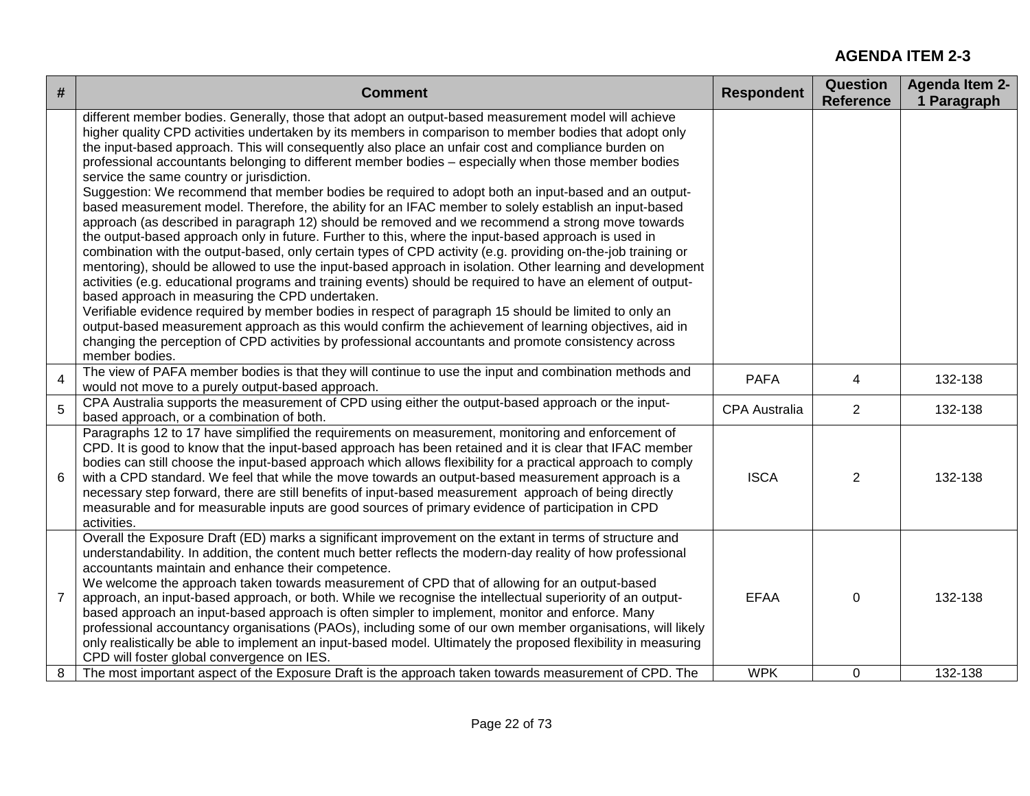**AGENDA ITEM 2-3**

| # | Comment | Respondent | Question Reference | Agenda Item 2-1 Paragraph |
|---|---|---|---|---|
| | different member bodies. Generally, those that adopt an output-based measurement model will achieve higher quality CPD activities undertaken by its members in comparison to member bodies that adopt only the input-based approach. This will consequently also place an unfair cost and compliance burden on professional accountants belonging to different member bodies – especially when those member bodies service the same country or jurisdiction.<br>Suggestion: We recommend that member bodies be required to adopt both an input-based and an output-based measurement model. Therefore, the ability for an IFAC member to solely establish an input-based approach (as described in paragraph 12) should be removed and we recommend a strong move towards the output-based approach only in future. Further to this, where the input-based approach is used in combination with the output-based, only certain types of CPD activity (e.g. providing on-the-job training or mentoring), should be allowed to use the input-based approach in isolation. Other learning and development activities (e.g. educational programs and training events) should be required to have an element of output-based approach in measuring the CPD undertaken.<br>Verifiable evidence required by member bodies in respect of paragraph 15 should be limited to only an output-based measurement approach as this would confirm the achievement of learning objectives, aid in changing the perception of CPD activities by professional accountants and promote consistency across member bodies. | | | |
| 4 | The view of PAFA member bodies is that they will continue to use the input and combination methods and would not move to a purely output-based approach. | PAFA | 4 | 132-138 |
| 5 | CPA Australia supports the measurement of CPD using either the output-based approach or the input-based approach, or a combination of both. | CPA Australia | 2 | 132-138 |
| 6 | Paragraphs 12 to 17 have simplified the requirements on measurement, monitoring and enforcement of CPD. It is good to know that the input-based approach has been retained and it is clear that IFAC member bodies can still choose the input-based approach which allows flexibility for a practical approach to comply with a CPD standard. We feel that while the move towards an output-based measurement approach is a necessary step forward, there are still benefits of input-based measurement approach of being directly measurable and for measurable inputs are good sources of primary evidence of participation in CPD activities. | ISCA | 2 | 132-138 |
| 7 | Overall the Exposure Draft (ED) marks a significant improvement on the extant in terms of structure and understandability. In addition, the content much better reflects the modern-day reality of how professional accountants maintain and enhance their competence.<br>We welcome the approach taken towards measurement of CPD that of allowing for an output-based approach, an input-based approach, or both. While we recognise the intellectual superiority of an output-based approach an input-based approach is often simpler to implement, monitor and enforce. Many professional accountancy organisations (PAOs), including some of our own member organisations, will likely only realistically be able to implement an input-based model. Ultimately the proposed flexibility in measuring CPD will foster global convergence on IES. | EFAA | 0 | 132-138 |
| 8 | The most important aspect of the Exposure Draft is the approach taken towards measurement of CPD. The | WPK | 0 | 132-138 |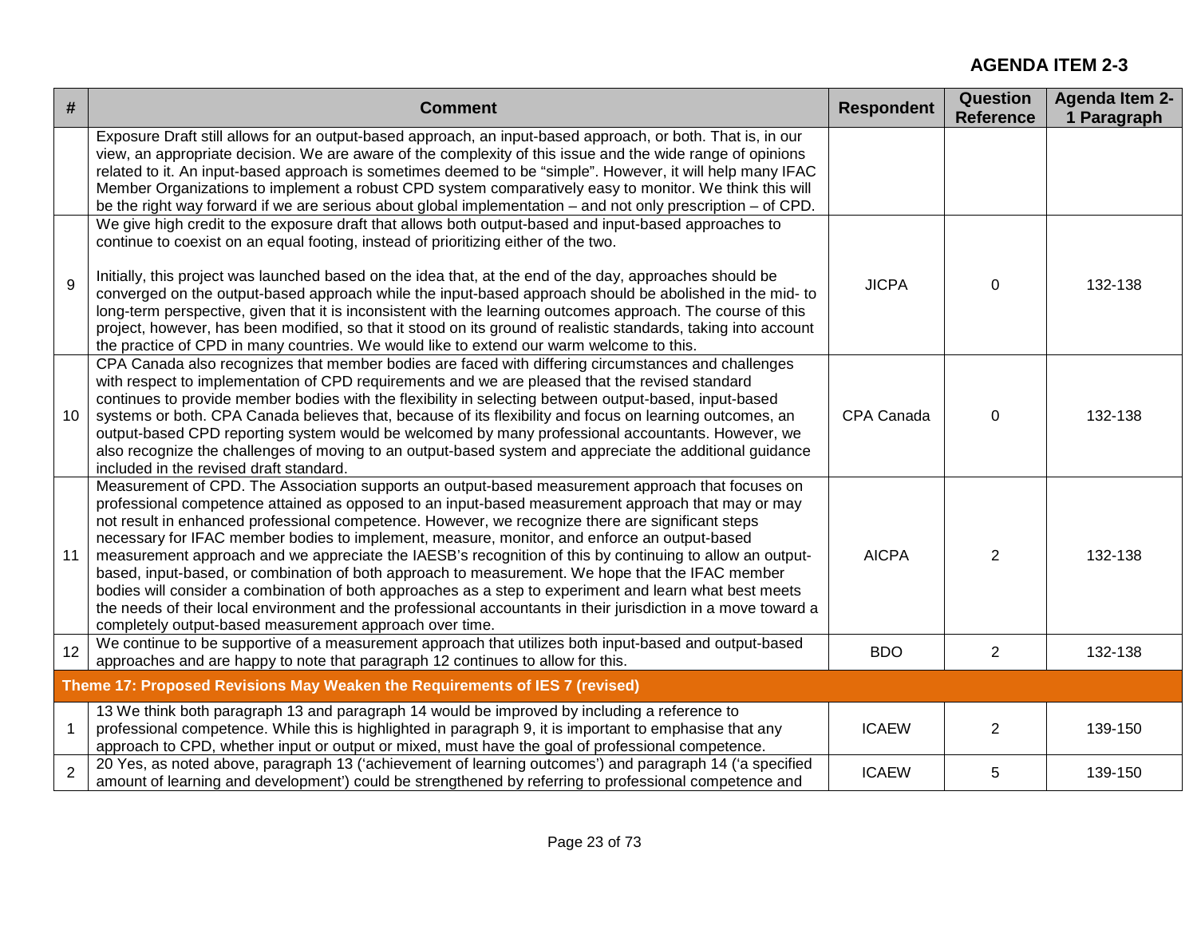## AGENDA ITEM 2-3

| # | Comment | Respondent | Question Reference | Agenda Item 2-1 Paragraph |
|---|---|---|---|---|
| | Exposure Draft still allows for an output-based approach, an input-based approach, or both. That is, in our view, an appropriate decision. We are aware of the complexity of this issue and the wide range of opinions related to it. An input-based approach is sometimes deemed to be "simple". However, it will help many IFAC Member Organizations to implement a robust CPD system comparatively easy to monitor. We think this will be the right way forward if we are serious about global implementation – and not only prescription – of CPD. | | | |
| 9 | We give high credit to the exposure draft that allows both output-based and input-based approaches to continue to coexist on an equal footing, instead of prioritizing either of the two.<br><br>Initially, this project was launched based on the idea that, at the end of the day, approaches should be converged on the output-based approach while the input-based approach should be abolished in the mid- to long-term perspective, given that it is inconsistent with the learning outcomes approach. The course of this project, however, has been modified, so that it stood on its ground of realistic standards, taking into account the practice of CPD in many countries. We would like to extend our warm welcome to this. | JICPA | 0 | 132-138 |
| 10 | CPA Canada also recognizes that member bodies are faced with differing circumstances and challenges with respect to implementation of CPD requirements and we are pleased that the revised standard continues to provide member bodies with the flexibility in selecting between output-based, input-based systems or both. CPA Canada believes that, because of its flexibility and focus on learning outcomes, an output-based CPD reporting system would be welcomed by many professional accountants. However, we also recognize the challenges of moving to an output-based system and appreciate the additional guidance included in the revised draft standard. | CPA Canada | 0 | 132-138 |
| 11 | Measurement of CPD. The Association supports an output-based measurement approach that focuses on professional competence attained as opposed to an input-based measurement approach that may or may not result in enhanced professional competence. However, we recognize there are significant steps necessary for IFAC member bodies to implement, measure, monitor, and enforce an output-based measurement approach and we appreciate the IAESB's recognition of this by continuing to allow an output-based, input-based, or combination of both approach to measurement. We hope that the IFAC member bodies will consider a combination of both approaches as a step to experiment and learn what best meets the needs of their local environment and the professional accountants in their jurisdiction in a move toward a completely output-based measurement approach over time. | AICPA | 2 | 132-138 |
| 12 | We continue to be supportive of a measurement approach that utilizes both input-based and output-based approaches and are happy to note that paragraph 12 continues to allow for this. | BDO | 2 | 132-138 |
| **Theme 17: Proposed Revisions May Weaken the Requirements of IES 7 (revised)** | | | | |
| 1 | 13 We think both paragraph 13 and paragraph 14 would be improved by including a reference to professional competence. While this is highlighted in paragraph 9, it is important to emphasise that any approach to CPD, whether input or output or mixed, must have the goal of professional competence. | ICAEW | 2 | 139-150 |
| 2 | 20 Yes, as noted above, paragraph 13 ('achievement of learning outcomes') and paragraph 14 ('a specified amount of learning and development') could be strengthened by referring to professional competence and | ICAEW | 5 | 139-150 |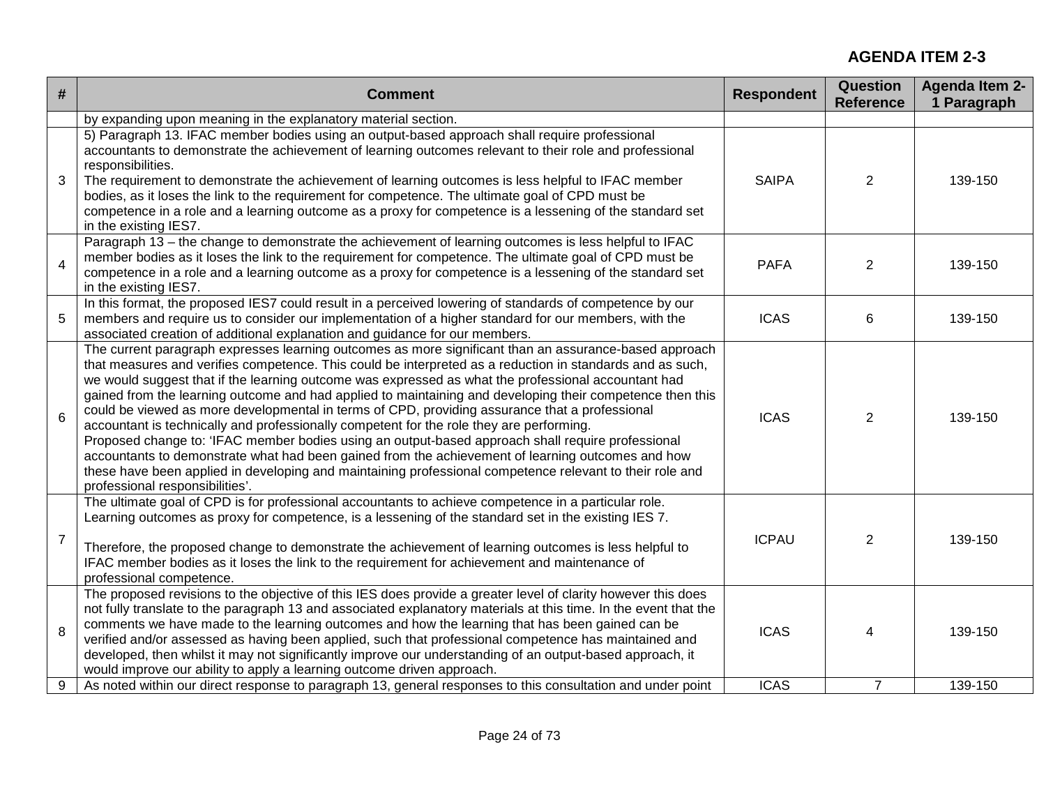**AGENDA ITEM 2-3**

| # | Comment | Respondent | Question Reference | Agenda Item 2-1 Paragraph |
|---|---|---|---|---|
| | by expanding upon meaning in the explanatory material section. | | | |
| 3 | 5) Paragraph 13. IFAC member bodies using an output-based approach shall require professional accountants to demonstrate the achievement of learning outcomes relevant to their role and professional responsibilities.<br>The requirement to demonstrate the achievement of learning outcomes is less helpful to IFAC member bodies, as it loses the link to the requirement for competence. The ultimate goal of CPD must be competence in a role and a learning outcome as a proxy for competence is a lessening of the standard set in the existing IES7. | SAIPA | 2 | 139-150 |
| 4 | Paragraph 13 – the change to demonstrate the achievement of learning outcomes is less helpful to IFAC member bodies as it loses the link to the requirement for competence. The ultimate goal of CPD must be competence in a role and a learning outcome as a proxy for competence is a lessening of the standard set in the existing IES7. | PAFA | 2 | 139-150 |
| 5 | In this format, the proposed IES7 could result in a perceived lowering of standards of competence by our members and require us to consider our implementation of a higher standard for our members, with the associated creation of additional explanation and guidance for our members. | ICAS | 6 | 139-150 |
| 6 | The current paragraph expresses learning outcomes as more significant than an assurance-based approach that measures and verifies competence. This could be interpreted as a reduction in standards and as such, we would suggest that if the learning outcome was expressed as what the professional accountant had gained from the learning outcome and had applied to maintaining and developing their competence then this could be viewed as more developmental in terms of CPD, providing assurance that a professional accountant is technically and professionally competent for the role they are performing.<br>Proposed change to: 'IFAC member bodies using an output-based approach shall require professional accountants to demonstrate what had been gained from the achievement of learning outcomes and how these have been applied in developing and maintaining professional competence relevant to their role and professional responsibilities'. | ICAS | 2 | 139-150 |
| 7 | The ultimate goal of CPD is for professional accountants to achieve competence in a particular role. Learning outcomes as proxy for competence, is a lessening of the standard set in the existing IES 7.<br><br>Therefore, the proposed change to demonstrate the achievement of learning outcomes is less helpful to IFAC member bodies as it loses the link to the requirement for achievement and maintenance of professional competence. | ICPAU | 2 | 139-150 |
| 8 | The proposed revisions to the objective of this IES does provide a greater level of clarity however this does not fully translate to the paragraph 13 and associated explanatory materials at this time. In the event that the comments we have made to the learning outcomes and how the learning that has been gained can be verified and/or assessed as having been applied, such that professional competence has maintained and developed, then whilst it may not significantly improve our understanding of an output-based approach, it would improve our ability to apply a learning outcome driven approach. | ICAS | 4 | 139-150 |
| 9 | As noted within our direct response to paragraph 13, general responses to this consultation and under point | ICAS | 7 | 139-150 |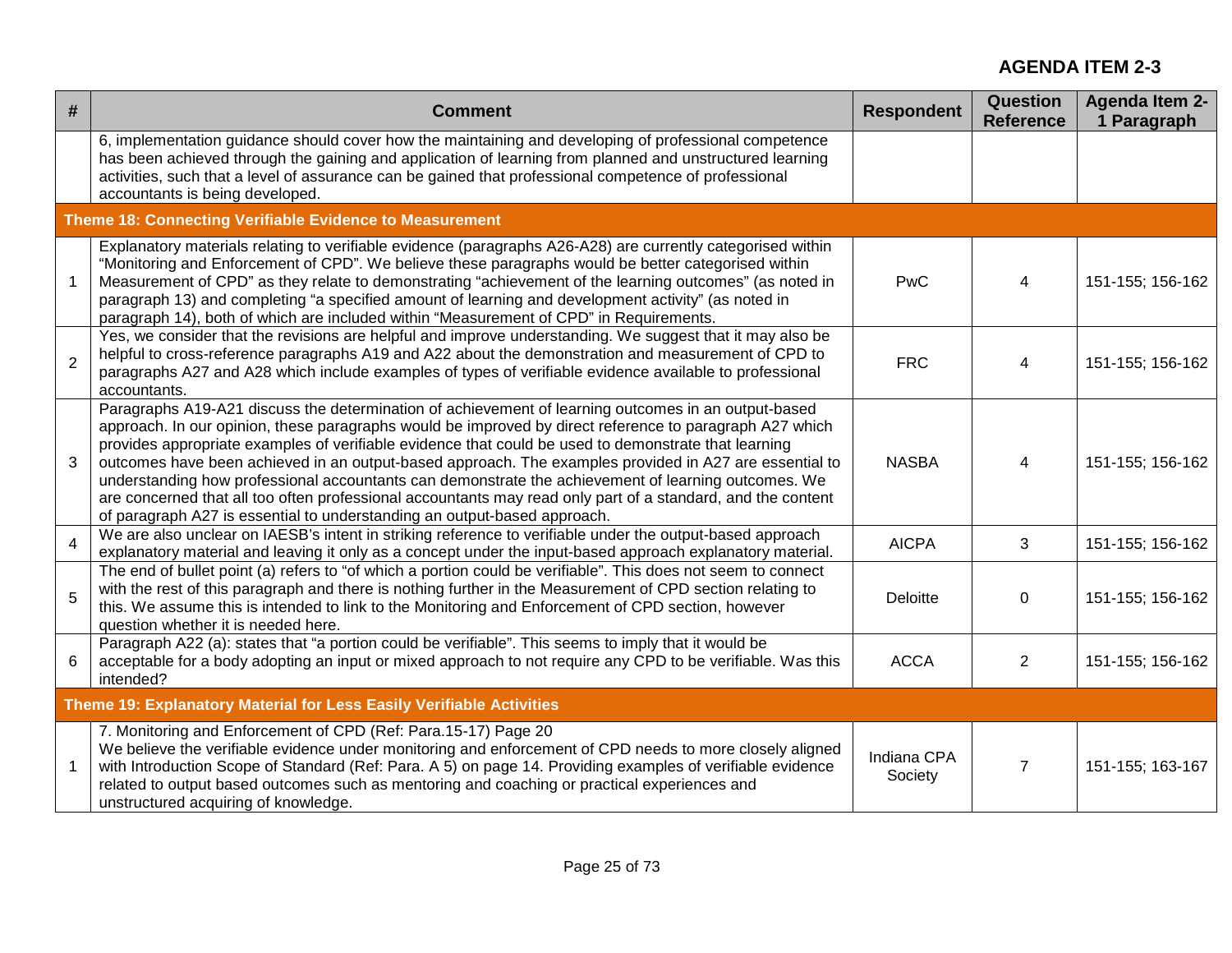**AGENDA ITEM 2-3**

| # | Comment | Respondent | Question Reference | Agenda Item 2-1 Paragraph |
|---|---|---|---|---|
| | 6, implementation guidance should cover how the maintaining and developing of professional competence has been achieved through the gaining and application of learning from planned and unstructured learning activities, such that a level of assurance can be gained that professional competence of professional accountants is being developed. | | | |
| **Theme 18: Connecting Verifiable Evidence to Measurement** | | | | |
| 1 | Explanatory materials relating to verifiable evidence (paragraphs A26-A28) are currently categorised within "Monitoring and Enforcement of CPD". We believe these paragraphs would be better categorised within Measurement of CPD" as they relate to demonstrating "achievement of the learning outcomes" (as noted in paragraph 13) and completing "a specified amount of learning and development activity" (as noted in paragraph 14), both of which are included within "Measurement of CPD" in Requirements. | PwC | 4 | 151-155; 156-162 |
| 2 | Yes, we consider that the revisions are helpful and improve understanding. We suggest that it may also be helpful to cross-reference paragraphs A19 and A22 about the demonstration and measurement of CPD to paragraphs A27 and A28 which include examples of types of verifiable evidence available to professional accountants. | FRC | 4 | 151-155; 156-162 |
| 3 | Paragraphs A19-A21 discuss the determination of achievement of learning outcomes in an output-based approach. In our opinion, these paragraphs would be improved by direct reference to paragraph A27 which provides appropriate examples of verifiable evidence that could be used to demonstrate that learning outcomes have been achieved in an output-based approach. The examples provided in A27 are essential to understanding how professional accountants can demonstrate the achievement of learning outcomes. We are concerned that all too often professional accountants may read only part of a standard, and the content of paragraph A27 is essential to understanding an output-based approach. | NASBA | 4 | 151-155; 156-162 |
| 4 | We are also unclear on IAESB's intent in striking reference to verifiable under the output-based approach explanatory material and leaving it only as a concept under the input-based approach explanatory material. | AICPA | 3 | 151-155; 156-162 |
| 5 | The end of bullet point (a) refers to "of which a portion could be verifiable". This does not seem to connect with the rest of this paragraph and there is nothing further in the Measurement of CPD section relating to this. We assume this is intended to link to the Monitoring and Enforcement of CPD section, however question whether it is needed here. | Deloitte | 0 | 151-155; 156-162 |
| 6 | Paragraph A22 (a): states that "a portion could be verifiable". This seems to imply that it would be acceptable for a body adopting an input or mixed approach to not require any CPD to be verifiable. Was this intended? | ACCA | 2 | 151-155; 156-162 |
| **Theme 19: Explanatory Material for Less Easily Verifiable Activities** | | | | |
| 1 | 7. Monitoring and Enforcement of CPD (Ref: Para.15-17) Page 20<br>We believe the verifiable evidence under monitoring and enforcement of CPD needs to more closely aligned with Introduction Scope of Standard (Ref: Para. A 5) on page 14. Providing examples of verifiable evidence related to output based outcomes such as mentoring and coaching or practical experiences and unstructured acquiring of knowledge. | Indiana CPA Society | 7 | 151-155; 163-167 |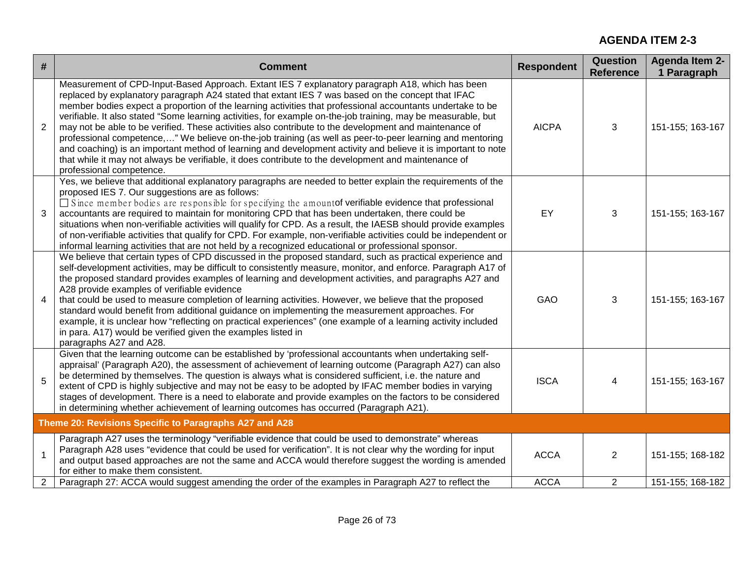**AGENDA ITEM 2-3**

| # | Comment | Respondent | Question Reference | Agenda Item 2-1 Paragraph |
|---|---|---|---|---|
| 2 | Measurement of CPD-Input-Based Approach. Extant IES 7 explanatory paragraph A18, which has been replaced by explanatory paragraph A24 stated that extant IES 7 was based on the concept that IFAC member bodies expect a proportion of the learning activities that professional accountants undertake to be verifiable. It also stated "Some learning activities, for example on-the-job training, may be measurable, but may not be able to be verified. These activities also contribute to the development and maintenance of professional competence,…" We believe on-the-job training (as well as peer-to-peer learning and mentoring and coaching) is an important method of learning and development activity and believe it is important to note that while it may not always be verifiable, it does contribute to the development and maintenance of professional competence. | AICPA | 3 | 151-155; 163-167 |
| 3 | Yes, we believe that additional explanatory paragraphs are needed to better explain the requirements of the proposed IES 7. Our suggestions are as follows:<br>☐ Since member bodies are responsible for specifying the amount of verifiable evidence that professional accountants are required to maintain for monitoring CPD that has been undertaken, there could be situations when non-verifiable activities will qualify for CPD. As a result, the IAESB should provide examples of non-verifiable activities that qualify for CPD. For example, non-verifiable activities could be independent or informal learning activities that are not held by a recognized educational or professional sponsor. | EY | 3 | 151-155; 163-167 |
| 4 | We believe that certain types of CPD discussed in the proposed standard, such as practical experience and self-development activities, may be difficult to consistently measure, monitor, and enforce. Paragraph A17 of the proposed standard provides examples of learning and development activities, and paragraphs A27 and A28 provide examples of verifiable evidence that could be used to measure completion of learning activities. However, we believe that the proposed standard would benefit from additional guidance on implementing the measurement approaches. For example, it is unclear how "reflecting on practical experiences" (one example of a learning activity included in para. A17) would be verified given the examples listed in paragraphs A27 and A28. | GAO | 3 | 151-155; 163-167 |
| 5 | Given that the learning outcome can be established by 'professional accountants when undertaking self-appraisal' (Paragraph A20), the assessment of achievement of learning outcome (Paragraph A27) can also be determined by themselves. The question is always what is considered sufficient, i.e. the nature and extent of CPD is highly subjective and may not be easy to be adopted by IFAC member bodies in varying stages of development. There is a need to elaborate and provide examples on the factors to be considered in determining whether achievement of learning outcomes has occurred (Paragraph A21). | ISCA | 4 | 151-155; 163-167 |
| **Theme 20: Revisions Specific to Paragraphs A27 and A28** | | | | |
| 1 | Paragraph A27 uses the terminology "verifiable evidence that could be used to demonstrate" whereas Paragraph A28 uses "evidence that could be used for verification". It is not clear why the wording for input and output based approaches are not the same and ACCA would therefore suggest the wording is amended for either to make them consistent. | ACCA | 2 | 151-155; 168-182 |
| 2 | Paragraph 27: ACCA would suggest amending the order of the examples in Paragraph A27 to reflect the | ACCA | 2 | 151-155; 168-182 |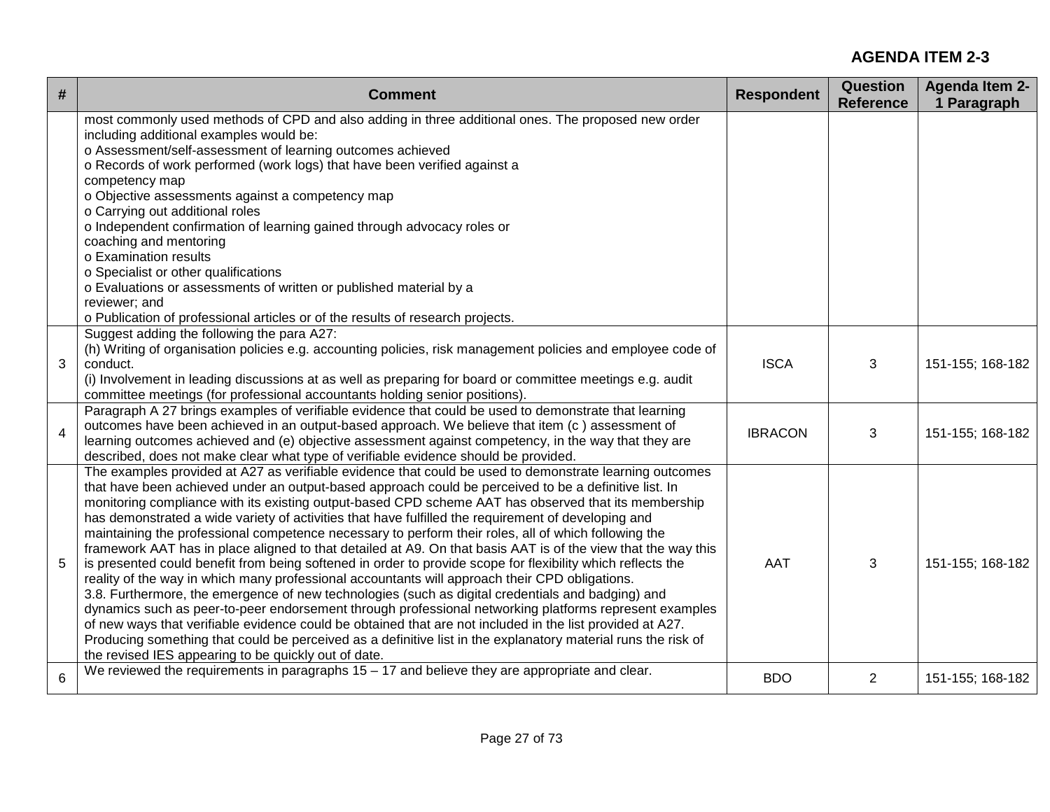**AGENDA ITEM 2-3**

| # | Comment | Respondent | Question Reference | Agenda Item 2-1 Paragraph |
|---|---|---|---|---|
| | most commonly used methods of CPD and also adding in three additional ones. The proposed new order including additional examples would be:<br>o Assessment/self-assessment of learning outcomes achieved<br>o Records of work performed (work logs) that have been verified against a competency map<br>o Objective assessments against a competency map<br>o Carrying out additional roles<br>o Independent confirmation of learning gained through advocacy roles or coaching and mentoring<br>o Examination results<br>o Specialist or other qualifications<br>o Evaluations or assessments of written or published material by a reviewer; and<br>o Publication of professional articles or of the results of research projects. | | | |
| 3 | Suggest adding the following the para A27:<br>(h) Writing of organisation policies e.g. accounting policies, risk management policies and employee code of conduct.<br>(i) Involvement in leading discussions at as well as preparing for board or committee meetings e.g. audit committee meetings (for professional accountants holding senior positions). | ISCA | 3 | 151-155; 168-182 |
| 4 | Paragraph A 27 brings examples of verifiable evidence that could be used to demonstrate that learning outcomes have been achieved in an output-based approach. We believe that item (c ) assessment of learning outcomes achieved and (e) objective assessment against competency, in the way that they are described, does not make clear what type of verifiable evidence should be provided. | IBRACON | 3 | 151-155; 168-182 |
| 5 | The examples provided at A27 as verifiable evidence that could be used to demonstrate learning outcomes that have been achieved under an output-based approach could be perceived to be a definitive list. In monitoring compliance with its existing output-based CPD scheme AAT has observed that its membership has demonstrated a wide variety of activities that have fulfilled the requirement of developing and maintaining the professional competence necessary to perform their roles, all of which following the framework AAT has in place aligned to that detailed at A9. On that basis AAT is of the view that the way this is presented could benefit from being softened in order to provide scope for flexibility which reflects the reality of the way in which many professional accountants will approach their CPD obligations.<br>3.8. Furthermore, the emergence of new technologies (such as digital credentials and badging) and dynamics such as peer-to-peer endorsement through professional networking platforms represent examples of new ways that verifiable evidence could be obtained that are not included in the list provided at A27. Producing something that could be perceived as a definitive list in the explanatory material runs the risk of the revised IES appearing to be quickly out of date. | AAT | 3 | 151-155; 168-182 |
| 6 | We reviewed the requirements in paragraphs 15 – 17 and believe they are appropriate and clear. | BDO | 2 | 151-155; 168-182 |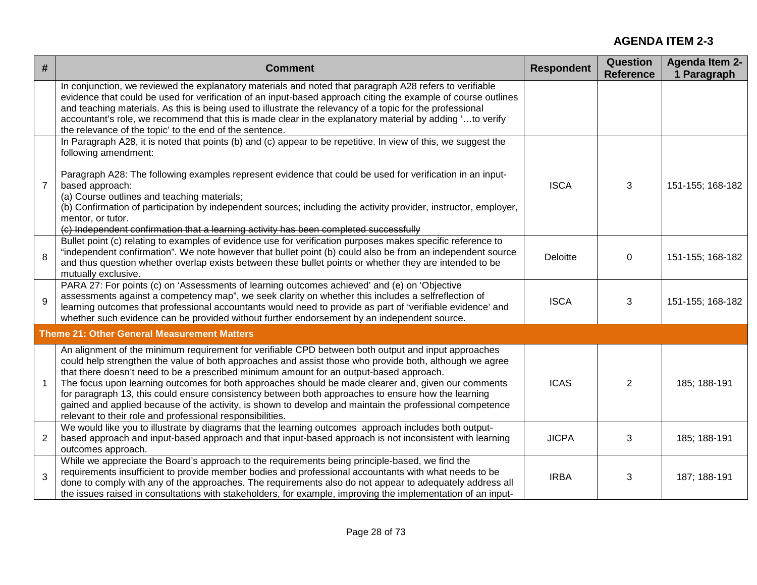**AGENDA ITEM 2-3**

| # | Comment | Respondent | Question Reference | Agenda Item 2-1 Paragraph |
|---|---|---|---|---|
| | In conjunction, we reviewed the explanatory materials and noted that paragraph A28 refers to verifiable evidence that could be used for verification of an input-based approach citing the example of course outlines and teaching materials. As this is being used to illustrate the relevancy of a topic for the professional accountant's role, we recommend that this is made clear in the explanatory material by adding '…to verify the relevance of the topic' to the end of the sentence. | | | |
| 7 | In Paragraph A28, it is noted that points (b) and (c) appear to be repetitive. In view of this, we suggest the following amendment:<br><br>Paragraph A28: The following examples represent evidence that could be used for verification in an input-based approach:<br>(a) Course outlines and teaching materials;<br>(b) Confirmation of participation by independent sources; including the activity provider, instructor, employer, mentor, or tutor.<br>~~(c) Independent confirmation that a learning activity has been completed successfully~~ | ISCA | 3 | 151-155; 168-182 |
| 8 | Bullet point (c) relating to examples of evidence use for verification purposes makes specific reference to "independent confirmation". We note however that bullet point (b) could also be from an independent source and thus question whether overlap exists between these bullet points or whether they are intended to be mutually exclusive. | Deloitte | 0 | 151-155; 168-182 |
| 9 | PARA 27: For points (c) on 'Assessments of learning outcomes achieved' and (e) on 'Objective assessments against a competency map", we seek clarity on whether this includes a selfreflection of learning outcomes that professional accountants would need to provide as part of 'verifiable evidence' and whether such evidence can be provided without further endorsement by an independent source. | ISCA | 3 | 151-155; 168-182 |
| **Theme 21: Other General Measurement Matters** | | | | |
| 1 | An alignment of the minimum requirement for verifiable CPD between both output and input approaches could help strengthen the value of both approaches and assist those who provide both, although we agree that there doesn't need to be a prescribed minimum amount for an output-based approach.<br>The focus upon learning outcomes for both approaches should be made clearer and, given our comments for paragraph 13, this could ensure consistency between both approaches to ensure how the learning gained and applied because of the activity, is shown to develop and maintain the professional competence relevant to their role and professional responsibilities. | ICAS | 2 | 185; 188-191 |
| 2 | We would like you to illustrate by diagrams that the learning outcomes approach includes both output-based approach and input-based approach and that input-based approach is not inconsistent with learning outcomes approach. | JICPA | 3 | 185; 188-191 |
| 3 | While we appreciate the Board's approach to the requirements being principle-based, we find the requirements insufficient to provide member bodies and professional accountants with what needs to be done to comply with any of the approaches. The requirements also do not appear to adequately address all the issues raised in consultations with stakeholders, for example, improving the implementation of an input- | IRBA | 3 | 187; 188-191 |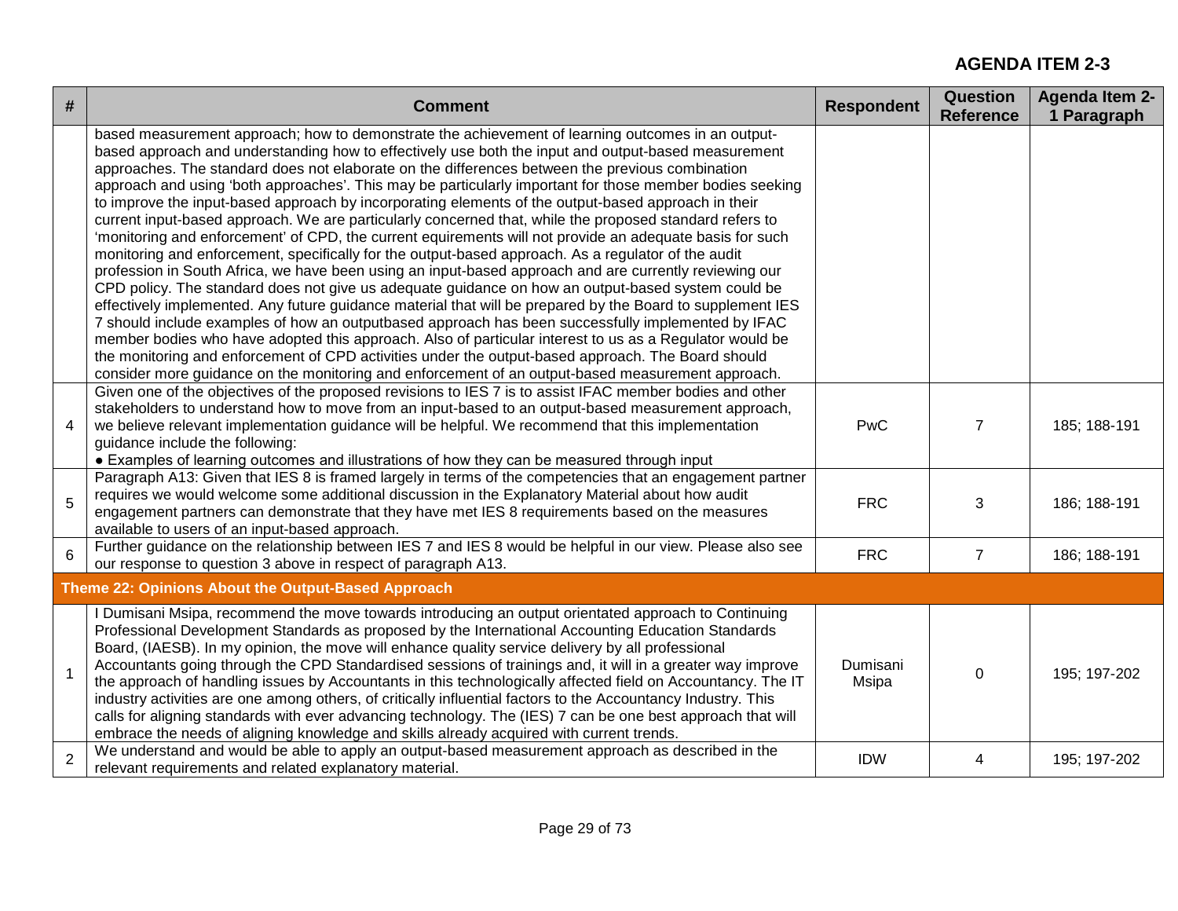**AGENDA ITEM 2-3**

| # | Comment | Respondent | Question Reference | Agenda Item 2-1 Paragraph |
|---|---|---|---|---|
| | based measurement approach; how to demonstrate the achievement of learning outcomes in an output-based approach and understanding how to effectively use both the input and output-based measurement approaches. The standard does not elaborate on the differences between the previous combination approach and using 'both approaches'. This may be particularly important for those member bodies seeking to improve the input-based approach by incorporating elements of the output-based approach in their current input-based approach. We are particularly concerned that, while the proposed standard refers to 'monitoring and enforcement' of CPD, the current equirements will not provide an adequate basis for such monitoring and enforcement, specifically for the output-based approach. As a regulator of the audit profession in South Africa, we have been using an input-based approach and are currently reviewing our CPD policy. The standard does not give us adequate guidance on how an output-based system could be effectively implemented. Any future guidance material that will be prepared by the Board to supplement IES 7 should include examples of how an outputbased approach has been successfully implemented by IFAC member bodies who have adopted this approach. Also of particular interest to us as a Regulator would be the monitoring and enforcement of CPD activities under the output-based approach. The Board should consider more guidance on the monitoring and enforcement of an output-based measurement approach. | | | |
| 4 | Given one of the objectives of the proposed revisions to IES 7 is to assist IFAC member bodies and other stakeholders to understand how to move from an input-based to an output-based measurement approach, we believe relevant implementation guidance will be helpful. We recommend that this implementation guidance include the following:<br>● Examples of learning outcomes and illustrations of how they can be measured through input | PwC | 7 | 185; 188-191 |
| 5 | Paragraph A13: Given that IES 8 is framed largely in terms of the competencies that an engagement partner requires we would welcome some additional discussion in the Explanatory Material about how audit engagement partners can demonstrate that they have met IES 8 requirements based on the measures available to users of an input-based approach. | FRC | 3 | 186; 188-191 |
| 6 | Further guidance on the relationship between IES 7 and IES 8 would be helpful in our view. Please also see our response to question 3 above in respect of paragraph A13. | FRC | 7 | 186; 188-191 |
| **Theme 22: Opinions About the Output-Based Approach** | | | | |
| 1 | I Dumisani Msipa, recommend the move towards introducing an output orientated approach to Continuing Professional Development Standards as proposed by the International Accounting Education Standards Board, (IAESB). In my opinion, the move will enhance quality service delivery by all professional Accountants going through the CPD Standardised sessions of trainings and, it will in a greater way improve the approach of handling issues by Accountants in this technologically affected field on Accountancy. The IT industry activities are one among others, of critically influential factors to the Accountancy Industry. This calls for aligning standards with ever advancing technology. The (IES) 7 can be one best approach that will embrace the needs of aligning knowledge and skills already acquired with current trends. | Dumisani Msipa | 0 | 195; 197-202 |
| 2 | We understand and would be able to apply an output-based measurement approach as described in the relevant requirements and related explanatory material. | IDW | 4 | 195; 197-202 |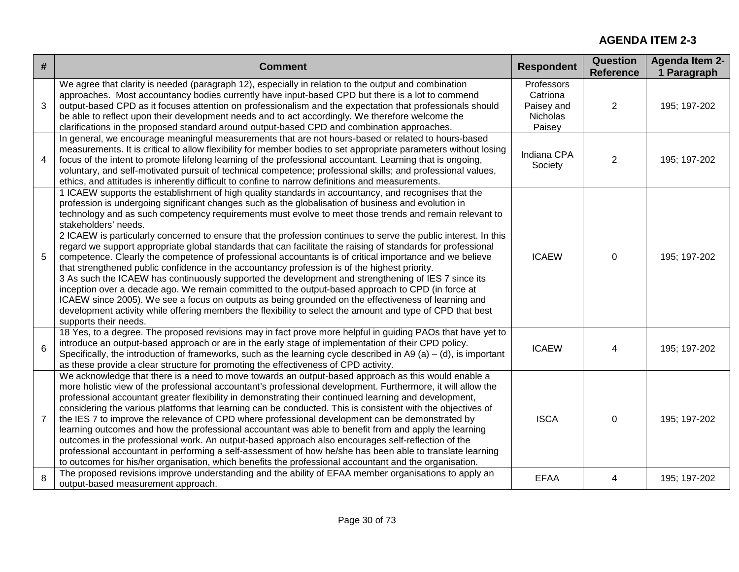**AGENDA ITEM 2-3**

| # | Comment | Respondent | Question Reference | Agenda Item 2-1 Paragraph |
|---|---|---|---|---|
| 3 | We agree that clarity is needed (paragraph 12), especially in relation to the output and combination approaches. Most accountancy bodies currently have input-based CPD but there is a lot to commend output-based CPD as it focuses attention on professionalism and the expectation that professionals should be able to reflect upon their development needs and to act accordingly. We therefore welcome the clarifications in the proposed standard around output-based CPD and combination approaches. | Professors Catriona Paisey and Nicholas Paisey | 2 | 195; 197-202 |
| 4 | In general, we encourage meaningful measurements that are not hours-based or related to hours-based measurements. It is critical to allow flexibility for member bodies to set appropriate parameters without losing focus of the intent to promote lifelong learning of the professional accountant. Learning that is ongoing, voluntary, and self-motivated pursuit of technical competence; professional skills; and professional values, ethics, and attitudes is inherently difficult to confine to narrow definitions and measurements. | Indiana CPA Society | 2 | 195; 197-202 |
| 5 | 1 ICAEW supports the establishment of high quality standards in accountancy, and recognises that the profession is undergoing significant changes such as the globalisation of business and evolution in technology and as such competency requirements must evolve to meet those trends and remain relevant to stakeholders' needs.<br>2 ICAEW is particularly concerned to ensure that the profession continues to serve the public interest. In this regard we support appropriate global standards that can facilitate the raising of standards for professional competence. Clearly the competence of professional accountants is of critical importance and we believe that strengthened public confidence in the accountancy profession is of the highest priority.<br>3 As such the ICAEW has continuously supported the development and strengthening of IES 7 since its inception over a decade ago. We remain committed to the output-based approach to CPD (in force at ICAEW since 2005). We see a focus on outputs as being grounded on the effectiveness of learning and development activity while offering members the flexibility to select the amount and type of CPD that best supports their needs. | ICAEW | 0 | 195; 197-202 |
| 6 | 18 Yes, to a degree. The proposed revisions may in fact prove more helpful in guiding PAOs that have yet to introduce an output-based approach or are in the early stage of implementation of their CPD policy. Specifically, the introduction of frameworks, such as the learning cycle described in A9 (a) – (d), is important as these provide a clear structure for promoting the effectiveness of CPD activity. | ICAEW | 4 | 195; 197-202 |
| 7 | We acknowledge that there is a need to move towards an output-based approach as this would enable a more holistic view of the professional accountant's professional development. Furthermore, it will allow the professional accountant greater flexibility in demonstrating their continued learning and development, considering the various platforms that learning can be conducted. This is consistent with the objectives of the IES 7 to improve the relevance of CPD where professional development can be demonstrated by learning outcomes and how the professional accountant was able to benefit from and apply the learning outcomes in the professional work. An output-based approach also encourages self-reflection of the professional accountant in performing a self-assessment of how he/she has been able to translate learning to outcomes for his/her organisation, which benefits the professional accountant and the organisation. | ISCA | 0 | 195; 197-202 |
| 8 | The proposed revisions improve understanding and the ability of EFAA member organisations to apply an output-based measurement approach. | EFAA | 4 | 195; 197-202 |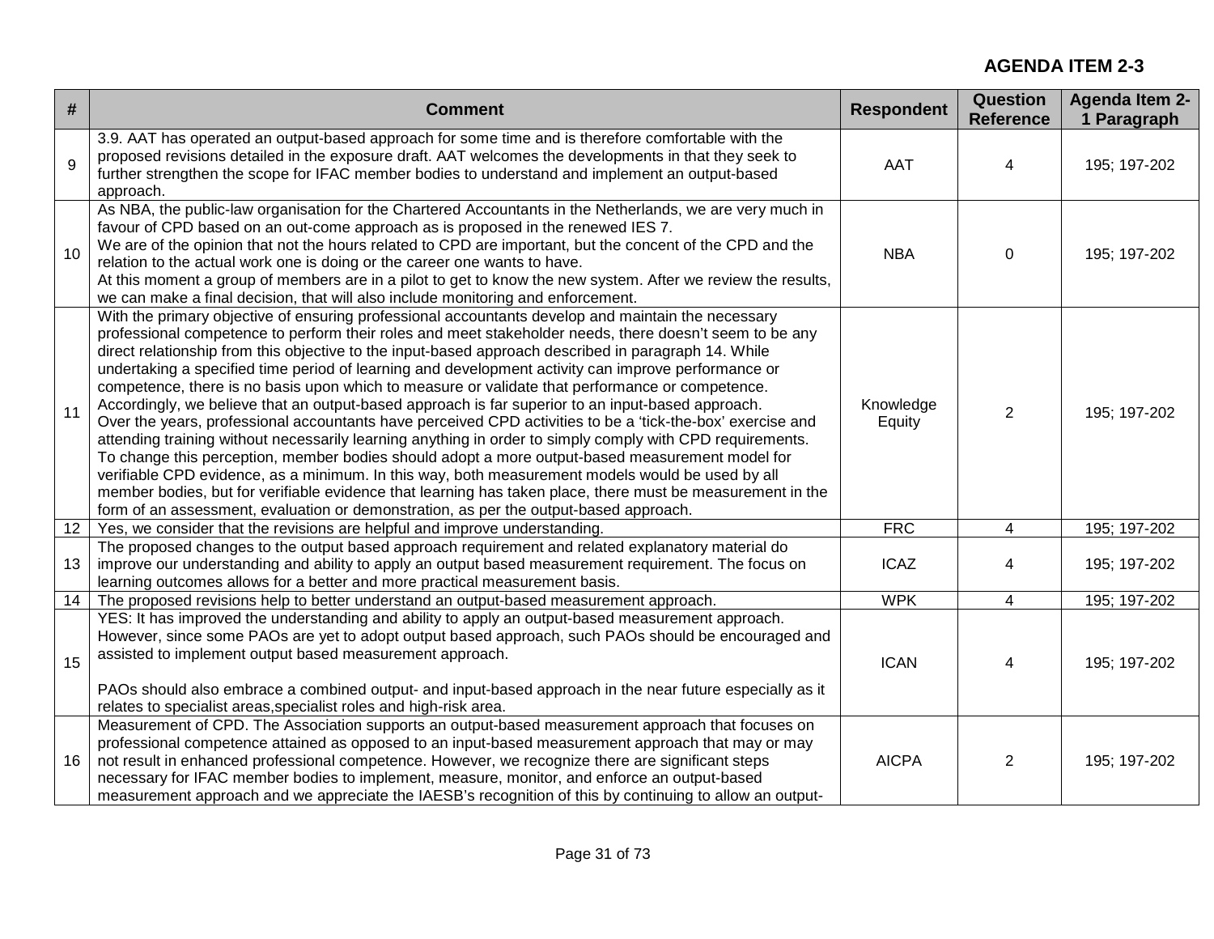**AGENDA ITEM 2-3**

| # | Comment | Respondent | Question Reference | Agenda Item 2-1 Paragraph |
|---|---|---|---|---|
| 9 | 3.9. AAT has operated an output-based approach for some time and is therefore comfortable with the proposed revisions detailed in the exposure draft. AAT welcomes the developments in that they seek to further strengthen the scope for IFAC member bodies to understand and implement an output-based approach. | AAT | 4 | 195; 197-202 |
| 10 | As NBA, the public-law organisation for the Chartered Accountants in the Netherlands, we are very much in favour of CPD based on an out-come approach as is proposed in the renewed IES 7.<br>We are of the opinion that not the hours related to CPD are important, but the concent of the CPD and the relation to the actual work one is doing or the career one wants to have.<br>At this moment a group of members are in a pilot to get to know the new system. After we review the results, we can make a final decision, that will also include monitoring and enforcement. | NBA | 0 | 195; 197-202 |
| 11 | With the primary objective of ensuring professional accountants develop and maintain the necessary professional competence to perform their roles and meet stakeholder needs, there doesn't seem to be any direct relationship from this objective to the input-based approach described in paragraph 14. While undertaking a specified time period of learning and development activity can improve performance or competence, there is no basis upon which to measure or validate that performance or competence. Accordingly, we believe that an output-based approach is far superior to an input-based approach.<br>Over the years, professional accountants have perceived CPD activities to be a 'tick-the-box' exercise and attending training without necessarily learning anything in order to simply comply with CPD requirements. To change this perception, member bodies should adopt a more output-based measurement model for verifiable CPD evidence, as a minimum. In this way, both measurement models would be used by all member bodies, but for verifiable evidence that learning has taken place, there must be measurement in the form of an assessment, evaluation or demonstration, as per the output-based approach. | Knowledge Equity | 2 | 195; 197-202 |
| 12 | Yes, we consider that the revisions are helpful and improve understanding. | FRC | 4 | 195; 197-202 |
| 13 | The proposed changes to the output based approach requirement and related explanatory material do improve our understanding and ability to apply an output based measurement requirement. The focus on learning outcomes allows for a better and more practical measurement basis. | ICAZ | 4 | 195; 197-202 |
| 14 | The proposed revisions help to better understand an output-based measurement approach. | WPK | 4 | 195; 197-202 |
| 15 | YES: It has improved the understanding and ability to apply an output-based measurement approach. However, since some PAOs are yet to adopt output based approach, such PAOs should be encouraged and assisted to implement output based measurement approach.<br><br>PAOs should also embrace a combined output- and input-based approach in the near future especially as it relates to specialist areas,specialist roles and high-risk area. | ICAN | 4 | 195; 197-202 |
| 16 | Measurement of CPD. The Association supports an output-based measurement approach that focuses on professional competence attained as opposed to an input-based measurement approach that may or may not result in enhanced professional competence. However, we recognize there are significant steps necessary for IFAC member bodies to implement, measure, monitor, and enforce an output-based measurement approach and we appreciate the IAESB's recognition of this by continuing to allow an output- | AICPA | 2 | 195; 197-202 |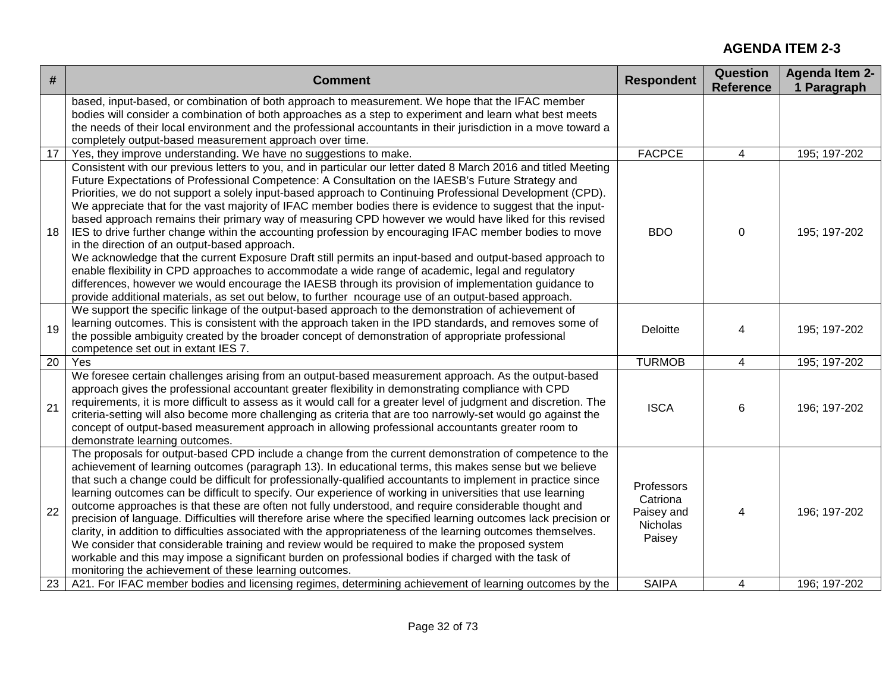**AGENDA ITEM 2-3**

| # | Comment | Respondent | Question Reference | Agenda Item 2-1 Paragraph |
|---|---|---|---|---|
| | based, input-based, or combination of both approach to measurement. We hope that the IFAC member bodies will consider a combination of both approaches as a step to experiment and learn what best meets the needs of their local environment and the professional accountants in their jurisdiction in a move toward a completely output-based measurement approach over time. | | | |
| 17 | Yes, they improve understanding. We have no suggestions to make. | FACPCE | 4 | 195; 197-202 |
| 18 | Consistent with our previous letters to you, and in particular our letter dated 8 March 2016 and titled Meeting Future Expectations of Professional Competence: A Consultation on the IAESB's Future Strategy and Priorities, we do not support a solely input-based approach to Continuing Professional Development (CPD). We appreciate that for the vast majority of IFAC member bodies there is evidence to suggest that the input-based approach remains their primary way of measuring CPD however we would have liked for this revised IES to drive further change within the accounting profession by encouraging IFAC member bodies to move in the direction of an output-based approach.<br>We acknowledge that the current Exposure Draft still permits an input-based and output-based approach to enable flexibility in CPD approaches to accommodate a wide range of academic, legal and regulatory differences, however we would encourage the IAESB through its provision of implementation guidance to provide additional materials, as set out below, to further ncourage use of an output-based approach. | BDO | 0 | 195; 197-202 |
| 19 | We support the specific linkage of the output-based approach to the demonstration of achievement of learning outcomes. This is consistent with the approach taken in the IPD standards, and removes some of the possible ambiguity created by the broader concept of demonstration of appropriate professional competence set out in extant IES 7. | Deloitte | 4 | 195; 197-202 |
| 20 | Yes | TURMOB | 4 | 195; 197-202 |
| 21 | We foresee certain challenges arising from an output-based measurement approach. As the output-based approach gives the professional accountant greater flexibility in demonstrating compliance with CPD requirements, it is more difficult to assess as it would call for a greater level of judgment and discretion. The criteria-setting will also become more challenging as criteria that are too narrowly-set would go against the concept of output-based measurement approach in allowing professional accountants greater room to demonstrate learning outcomes. | ISCA | 6 | 196; 197-202 |
| 22 | The proposals for output-based CPD include a change from the current demonstration of competence to the achievement of learning outcomes (paragraph 13). In educational terms, this makes sense but we believe that such a change could be difficult for professionally-qualified accountants to implement in practice since learning outcomes can be difficult to specify. Our experience of working in universities that use learning outcome approaches is that these are often not fully understood, and require considerable thought and precision of language. Difficulties will therefore arise where the specified learning outcomes lack precision or clarity, in addition to difficulties associated with the appropriateness of the learning outcomes themselves. We consider that considerable training and review would be required to make the proposed system workable and this may impose a significant burden on professional bodies if charged with the task of monitoring the achievement of these learning outcomes. | Professors Catriona Paisey and Nicholas Paisey | 4 | 196; 197-202 |
| 23 | A21. For IFAC member bodies and licensing regimes, determining achievement of learning outcomes by the | SAIPA | 4 | 196; 197-202 |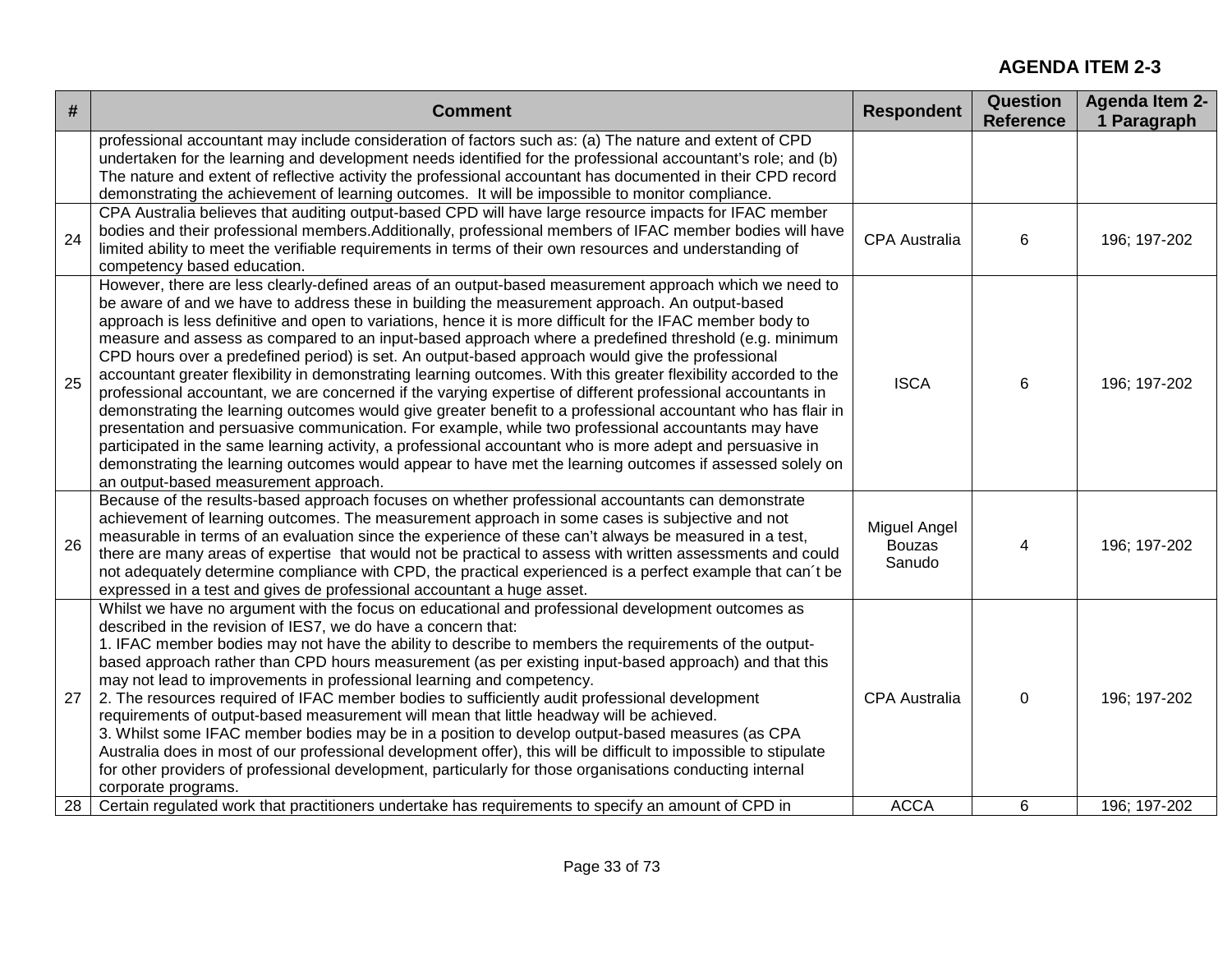**AGENDA ITEM 2-3**

| # | Comment | Respondent | Question Reference | Agenda Item 2-1 Paragraph |
|---|---|---|---|---|
| | professional accountant may include consideration of factors such as: (a) The nature and extent of CPD undertaken for the learning and development needs identified for the professional accountant's role; and (b) The nature and extent of reflective activity the professional accountant has documented in their CPD record demonstrating the achievement of learning outcomes. It will be impossible to monitor compliance. | | | |
| 24 | CPA Australia believes that auditing output-based CPD will have large resource impacts for IFAC member bodies and their professional members.Additionally, professional members of IFAC member bodies will have limited ability to meet the verifiable requirements in terms of their own resources and understanding of competency based education. | CPA Australia | 6 | 196; 197-202 |
| 25 | However, there are less clearly-defined areas of an output-based measurement approach which we need to be aware of and we have to address these in building the measurement approach. An output-based approach is less definitive and open to variations, hence it is more difficult for the IFAC member body to measure and assess as compared to an input-based approach where a predefined threshold (e.g. minimum CPD hours over a predefined period) is set. An output-based approach would give the professional accountant greater flexibility in demonstrating learning outcomes. With this greater flexibility accorded to the professional accountant, we are concerned if the varying expertise of different professional accountants in demonstrating the learning outcomes would give greater benefit to a professional accountant who has flair in presentation and persuasive communication. For example, while two professional accountants may have participated in the same learning activity, a professional accountant who is more adept and persuasive in demonstrating the learning outcomes would appear to have met the learning outcomes if assessed solely on an output-based measurement approach. | ISCA | 6 | 196; 197-202 |
| 26 | Because of the results-based approach focuses on whether professional accountants can demonstrate achievement of learning outcomes. The measurement approach in some cases is subjective and not measurable in terms of an evaluation since the experience of these can't always be measured in a test, there are many areas of expertise that would not be practical to assess with written assessments and could not adequately determine compliance with CPD, the practical experienced is a perfect example that can´t be expressed in a test and gives de professional accountant a huge asset. | Miguel Angel Bouzas Sanudo | 4 | 196; 197-202 |
| 27 | Whilst we have no argument with the focus on educational and professional development outcomes as described in the revision of IES7, we do have a concern that:<br>1. IFAC member bodies may not have the ability to describe to members the requirements of the output-based approach rather than CPD hours measurement (as per existing input-based approach) and that this may not lead to improvements in professional learning and competency.<br>2. The resources required of IFAC member bodies to sufficiently audit professional development requirements of output-based measurement will mean that little headway will be achieved.<br>3. Whilst some IFAC member bodies may be in a position to develop output-based measures (as CPA Australia does in most of our professional development offer), this will be difficult to impossible to stipulate for other providers of professional development, particularly for those organisations conducting internal corporate programs. | CPA Australia | 0 | 196; 197-202 |
| 28 | Certain regulated work that practitioners undertake has requirements to specify an amount of CPD in | ACCA | 6 | 196; 197-202 |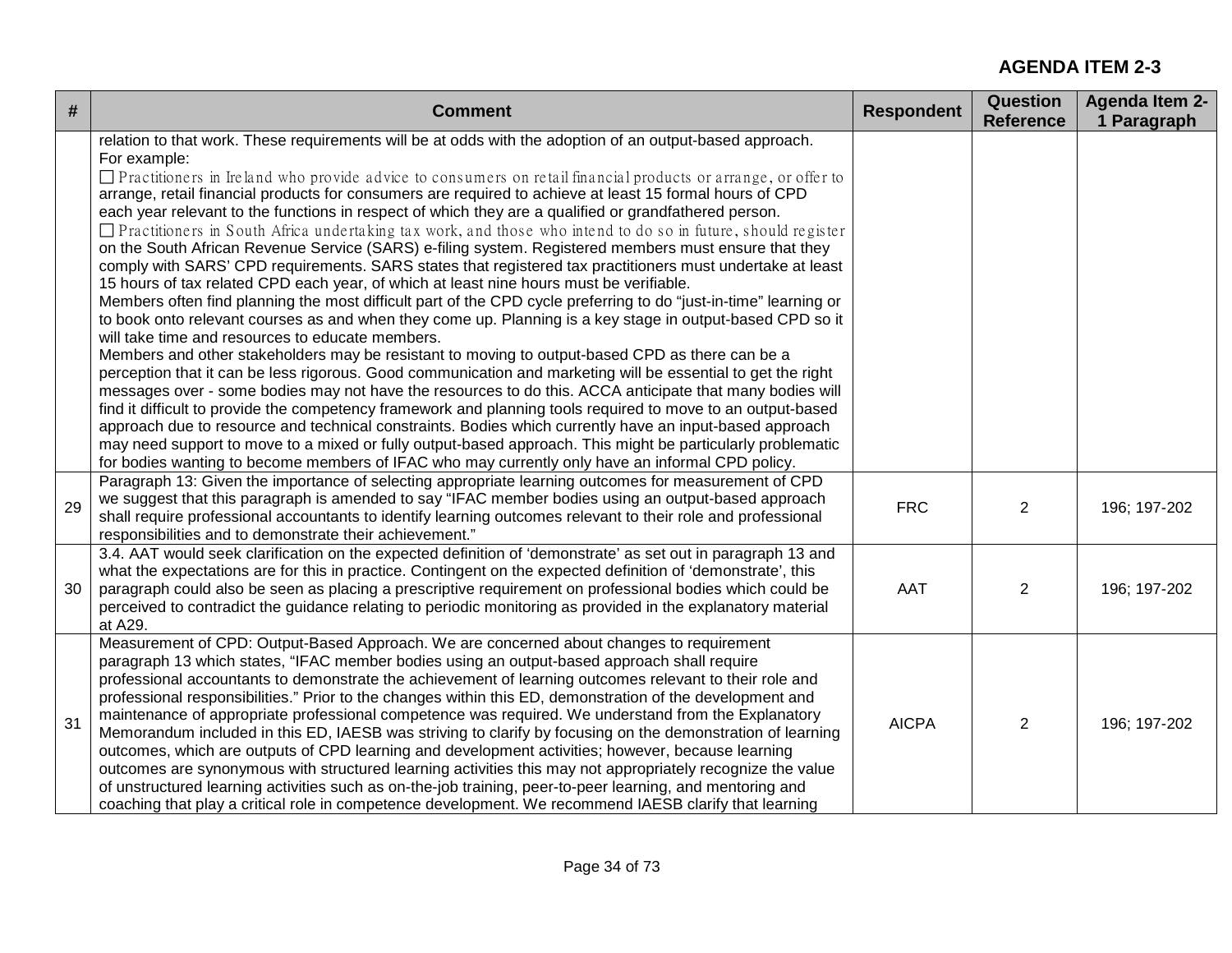**AGENDA ITEM 2-3**

| # | Comment | Respondent | Question Reference | Agenda Item 2-1 Paragraph |
|---|---|---|---|---|
| | relation to that work. These requirements will be at odds with the adoption of an output-based approach. For example: ☐ Practitioners in Ireland who provide advice to consumers on retail financial products or arrange, or offer to arrange, retail financial products for consumers are required to achieve at least 15 formal hours of CPD each year relevant to the functions in respect of which they are a qualified or grandfathered person. ☐ Practitioners in South Africa undertaking tax work, and those who intend to do so in future, should register on the South African Revenue Service (SARS) e-filing system. Registered members must ensure that they comply with SARS' CPD requirements. SARS states that registered tax practitioners must undertake at least 15 hours of tax related CPD each year, of which at least nine hours must be verifiable. Members often find planning the most difficult part of the CPD cycle preferring to do "just-in-time" learning or to book onto relevant courses as and when they come up. Planning is a key stage in output-based CPD so it will take time and resources to educate members. Members and other stakeholders may be resistant to moving to output-based CPD as there can be a perception that it can be less rigorous. Good communication and marketing will be essential to get the right messages over - some bodies may not have the resources to do this. ACCA anticipate that many bodies will find it difficult to provide the competency framework and planning tools required to move to an output-based approach due to resource and technical constraints. Bodies which currently have an input-based approach may need support to move to a mixed or fully output-based approach. This might be particularly problematic for bodies wanting to become members of IFAC who may currently only have an informal CPD policy. | | | |
| 29 | Paragraph 13: Given the importance of selecting appropriate learning outcomes for measurement of CPD we suggest that this paragraph is amended to say "IFAC member bodies using an output-based approach shall require professional accountants to identify learning outcomes relevant to their role and professional responsibilities and to demonstrate their achievement." | FRC | 2 | 196; 197-202 |
| 30 | 3.4. AAT would seek clarification on the expected definition of 'demonstrate' as set out in paragraph 13 and what the expectations are for this in practice. Contingent on the expected definition of 'demonstrate', this paragraph could also be seen as placing a prescriptive requirement on professional bodies which could be perceived to contradict the guidance relating to periodic monitoring as provided in the explanatory material at A29. | AAT | 2 | 196; 197-202 |
| 31 | Measurement of CPD: Output-Based Approach. We are concerned about changes to requirement paragraph 13 which states, "IFAC member bodies using an output-based approach shall require professional accountants to demonstrate the achievement of learning outcomes relevant to their role and professional responsibilities." Prior to the changes within this ED, demonstration of the development and maintenance of appropriate professional competence was required. We understand from the Explanatory Memorandum included in this ED, IAESB was striving to clarify by focusing on the demonstration of learning outcomes, which are outputs of CPD learning and development activities; however, because learning outcomes are synonymous with structured learning activities this may not appropriately recognize the value of unstructured learning activities such as on-the-job training, peer-to-peer learning, and mentoring and coaching that play a critical role in competence development. We recommend IAESB clarify that learning | AICPA | 2 | 196; 197-202 |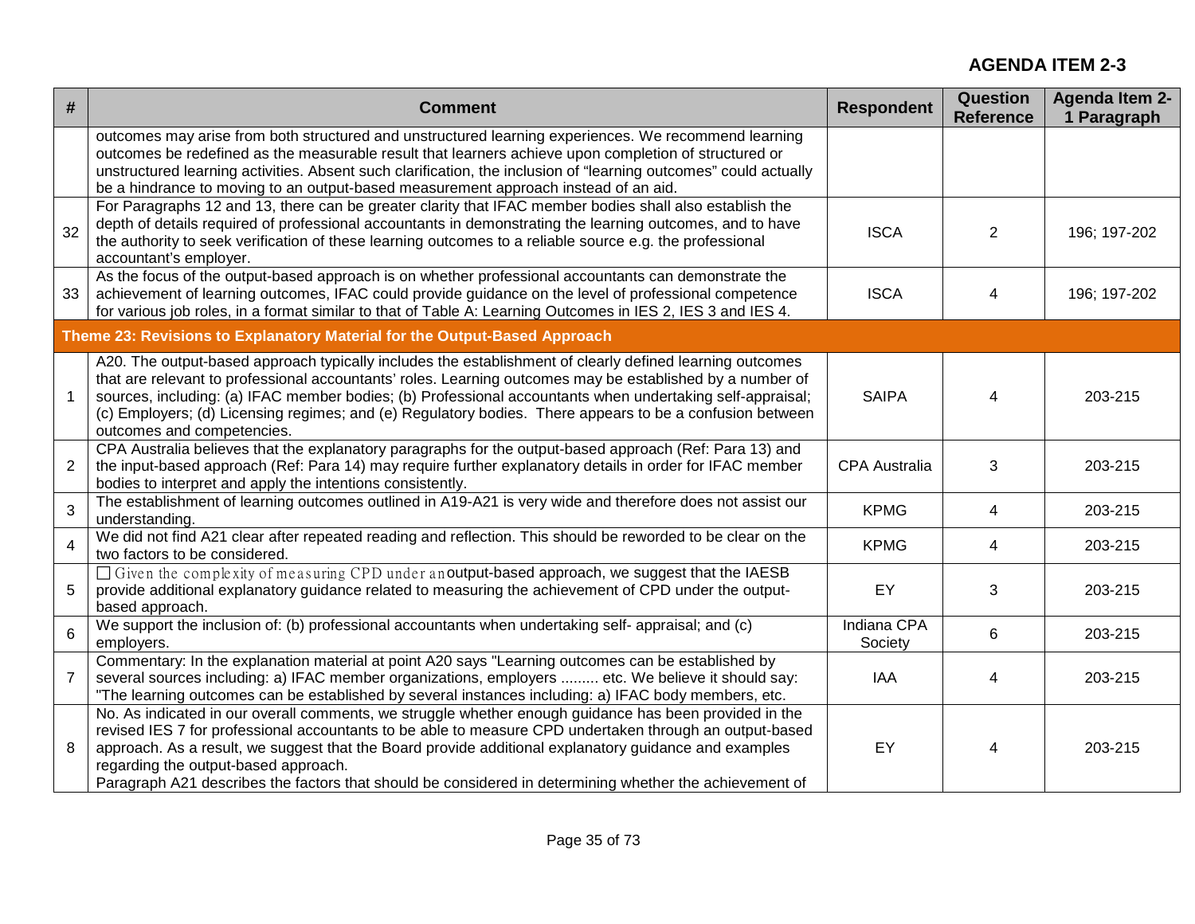**AGENDA ITEM 2-3**

| # | Comment | Respondent | Question Reference | Agenda Item 2-1 Paragraph |
|---|---|---|---|---|
| | outcomes may arise from both structured and unstructured learning experiences. We recommend learning outcomes be redefined as the measurable result that learners achieve upon completion of structured or unstructured learning activities. Absent such clarification, the inclusion of "learning outcomes" could actually be a hindrance to moving to an output-based measurement approach instead of an aid. | | | |
| 32 | For Paragraphs 12 and 13, there can be greater clarity that IFAC member bodies shall also establish the depth of details required of professional accountants in demonstrating the learning outcomes, and to have the authority to seek verification of these learning outcomes to a reliable source e.g. the professional accountant's employer. | ISCA | 2 | 196; 197-202 |
| 33 | As the focus of the output-based approach is on whether professional accountants can demonstrate the achievement of learning outcomes, IFAC could provide guidance on the level of professional competence for various job roles, in a format similar to that of Table A: Learning Outcomes in IES 2, IES 3 and IES 4. | ISCA | 4 | 196; 197-202 |
| **Theme 23: Revisions to Explanatory Material for the Output-Based Approach** | | | | |
| 1 | A20. The output-based approach typically includes the establishment of clearly defined learning outcomes that are relevant to professional accountants' roles. Learning outcomes may be established by a number of sources, including: (a) IFAC member bodies; (b) Professional accountants when undertaking self-appraisal; (c) Employers; (d) Licensing regimes; and (e) Regulatory bodies. There appears to be a confusion between outcomes and competencies. | SAIPA | 4 | 203-215 |
| 2 | CPA Australia believes that the explanatory paragraphs for the output-based approach (Ref: Para 13) and the input-based approach (Ref: Para 14) may require further explanatory details in order for IFAC member bodies to interpret and apply the intentions consistently. | CPA Australia | 3 | 203-215 |
| 3 | The establishment of learning outcomes outlined in A19-A21 is very wide and therefore does not assist our understanding. | KPMG | 4 | 203-215 |
| 4 | We did not find A21 clear after repeated reading and reflection. This should be reworded to be clear on the two factors to be considered. | KPMG | 4 | 203-215 |
| 5 | ☐ Given the complexity of measuring CPD under an output-based approach, we suggest that the IAESB provide additional explanatory guidance related to measuring the achievement of CPD under the output-based approach. | EY | 3 | 203-215 |
| 6 | We support the inclusion of: (b) professional accountants when undertaking self- appraisal; and (c) employers. | Indiana CPA Society | 6 | 203-215 |
| 7 | Commentary: In the explanation material at point A20 says "Learning outcomes can be established by several sources including: a) IFAC member organizations, employers ......... etc. We believe it should say: "The learning outcomes can be established by several instances including: a) IFAC body members, etc. | IAA | 4 | 203-215 |
| 8 | No. As indicated in our overall comments, we struggle whether enough guidance has been provided in the revised IES 7 for professional accountants to be able to measure CPD undertaken through an output-based approach. As a result, we suggest that the Board provide additional explanatory guidance and examples regarding the output-based approach.<br>Paragraph A21 describes the factors that should be considered in determining whether the achievement of | EY | 4 | 203-215 |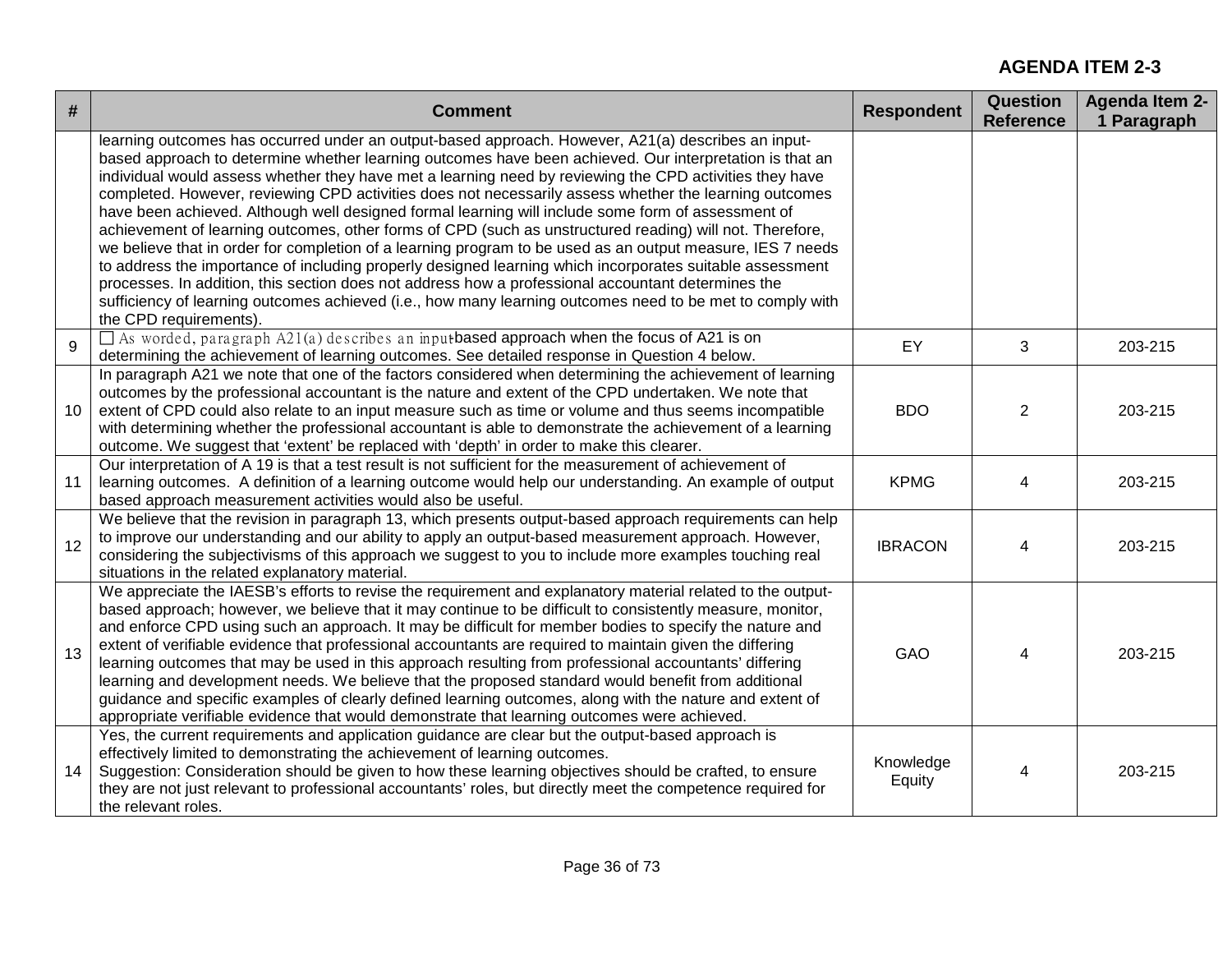**AGENDA ITEM 2-3**

| # | Comment | Respondent | Question Reference | Agenda Item 2-1 Paragraph |
|---|---|---|---|---|
| | learning outcomes has occurred under an output-based approach. However, A21(a) describes an input-based approach to determine whether learning outcomes have been achieved. Our interpretation is that an individual would assess whether they have met a learning need by reviewing the CPD activities they have completed. However, reviewing CPD activities does not necessarily assess whether the learning outcomes have been achieved. Although well designed formal learning will include some form of assessment of achievement of learning outcomes, other forms of CPD (such as unstructured reading) will not. Therefore, we believe that in order for completion of a learning program to be used as an output measure, IES 7 needs to address the importance of including properly designed learning which incorporates suitable assessment processes. In addition, this section does not address how a professional accountant determines the sufficiency of learning outcomes achieved (i.e., how many learning outcomes need to be met to comply with the CPD requirements). | | | |
| 9 | ☐ As worded, paragraph A21(a) describes an input-based approach when the focus of A21 is on determining the achievement of learning outcomes. See detailed response in Question 4 below. | EY | 3 | 203-215 |
| 10 | In paragraph A21 we note that one of the factors considered when determining the achievement of learning outcomes by the professional accountant is the nature and extent of the CPD undertaken. We note that extent of CPD could also relate to an input measure such as time or volume and thus seems incompatible with determining whether the professional accountant is able to demonstrate the achievement of a learning outcome. We suggest that 'extent' be replaced with 'depth' in order to make this clearer. | BDO | 2 | 203-215 |
| 11 | Our interpretation of A 19 is that a test result is not sufficient for the measurement of achievement of learning outcomes. A definition of a learning outcome would help our understanding. An example of output based approach measurement activities would also be useful. | KPMG | 4 | 203-215 |
| 12 | We believe that the revision in paragraph 13, which presents output-based approach requirements can help to improve our understanding and our ability to apply an output-based measurement approach. However, considering the subjectivisms of this approach we suggest to you to include more examples touching real situations in the related explanatory material. | IBRACON | 4 | 203-215 |
| 13 | We appreciate the IAESB's efforts to revise the requirement and explanatory material related to the output-based approach; however, we believe that it may continue to be difficult to consistently measure, monitor, and enforce CPD using such an approach. It may be difficult for member bodies to specify the nature and extent of verifiable evidence that professional accountants are required to maintain given the differing learning outcomes that may be used in this approach resulting from professional accountants' differing learning and development needs. We believe that the proposed standard would benefit from additional guidance and specific examples of clearly defined learning outcomes, along with the nature and extent of appropriate verifiable evidence that would demonstrate that learning outcomes were achieved. | GAO | 4 | 203-215 |
| 14 | Yes, the current requirements and application guidance are clear but the output-based approach is effectively limited to demonstrating the achievement of learning outcomes.<br>Suggestion: Consideration should be given to how these learning objectives should be crafted, to ensure they are not just relevant to professional accountants' roles, but directly meet the competence required for the relevant roles. | Knowledge Equity | 4 | 203-215 |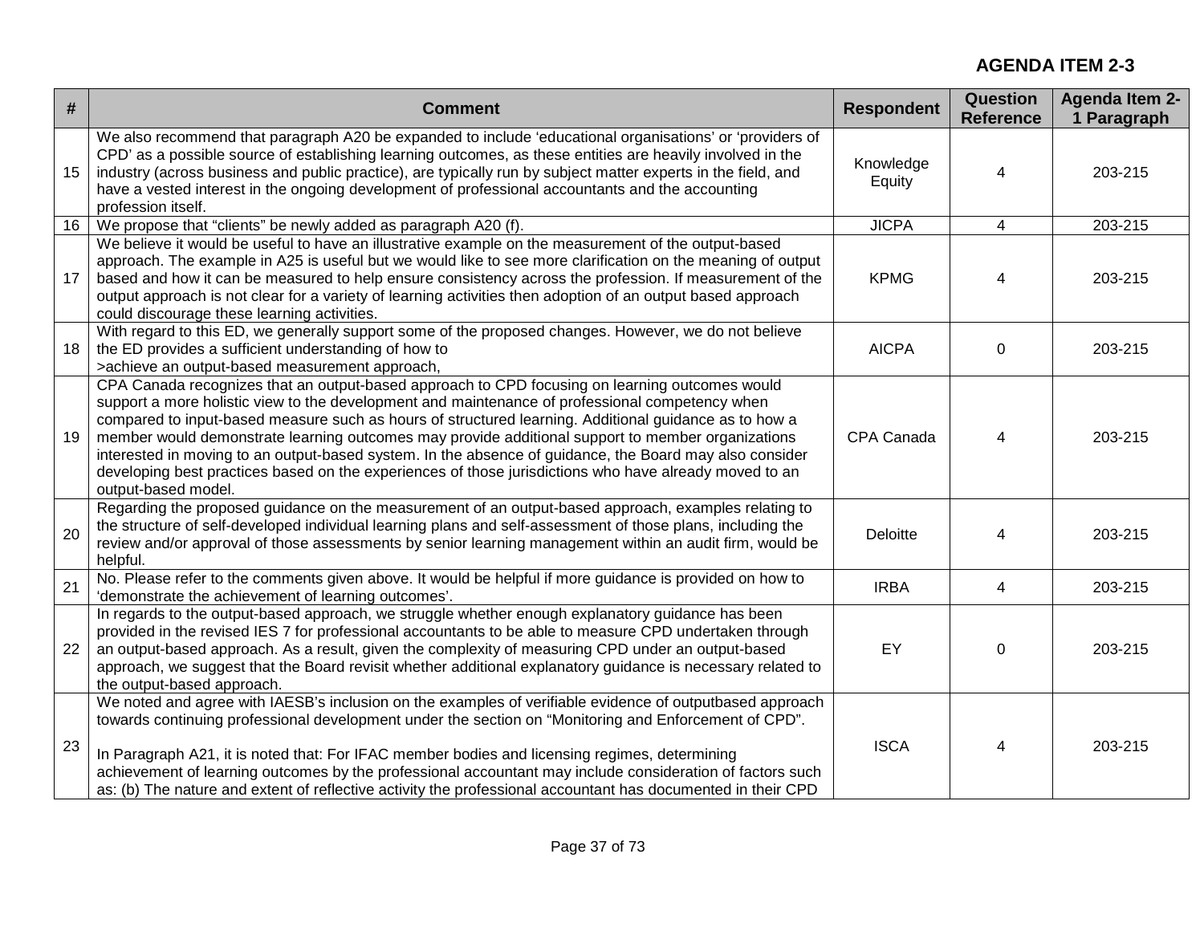**AGENDA ITEM 2-3**

| # | Comment | Respondent | Question Reference | Agenda Item 2-1 Paragraph |
|---|---|---|---|---|
| 15 | We also recommend that paragraph A20 be expanded to include 'educational organisations' or 'providers of CPD' as a possible source of establishing learning outcomes, as these entities are heavily involved in the industry (across business and public practice), are typically run by subject matter experts in the field, and have a vested interest in the ongoing development of professional accountants and the accounting profession itself. | Knowledge Equity | 4 | 203-215 |
| 16 | We propose that "clients" be newly added as paragraph A20 (f). | JICPA | 4 | 203-215 |
| 17 | We believe it would be useful to have an illustrative example on the measurement of the output-based approach. The example in A25 is useful but we would like to see more clarification on the meaning of output based and how it can be measured to help ensure consistency across the profession. If measurement of the output approach is not clear for a variety of learning activities then adoption of an output based approach could discourage these learning activities. | KPMG | 4 | 203-215 |
| 18 | With regard to this ED, we generally support some of the proposed changes. However, we do not believe the ED provides a sufficient understanding of how to<br>>achieve an output-based measurement approach, | AICPA | 0 | 203-215 |
| 19 | CPA Canada recognizes that an output-based approach to CPD focusing on learning outcomes would support a more holistic view to the development and maintenance of professional competency when compared to input-based measure such as hours of structured learning. Additional guidance as to how a member would demonstrate learning outcomes may provide additional support to member organizations interested in moving to an output-based system. In the absence of guidance, the Board may also consider developing best practices based on the experiences of those jurisdictions who have already moved to an output-based model. | CPA Canada | 4 | 203-215 |
| 20 | Regarding the proposed guidance on the measurement of an output-based approach, examples relating to the structure of self-developed individual learning plans and self-assessment of those plans, including the review and/or approval of those assessments by senior learning management within an audit firm, would be helpful. | Deloitte | 4 | 203-215 |
| 21 | No. Please refer to the comments given above. It would be helpful if more guidance is provided on how to 'demonstrate the achievement of learning outcomes'. | IRBA | 4 | 203-215 |
| 22 | In regards to the output-based approach, we struggle whether enough explanatory guidance has been provided in the revised IES 7 for professional accountants to be able to measure CPD undertaken through an output-based approach. As a result, given the complexity of measuring CPD under an output-based approach, we suggest that the Board revisit whether additional explanatory guidance is necessary related to the output-based approach. | EY | 0 | 203-215 |
| 23 | We noted and agree with IAESB's inclusion on the examples of verifiable evidence of outputbased approach towards continuing professional development under the section on "Monitoring and Enforcement of CPD".<br><br>In Paragraph A21, it is noted that: For IFAC member bodies and licensing regimes, determining achievement of learning outcomes by the professional accountant may include consideration of factors such as: (b) The nature and extent of reflective activity the professional accountant has documented in their CPD | ISCA | 4 | 203-215 |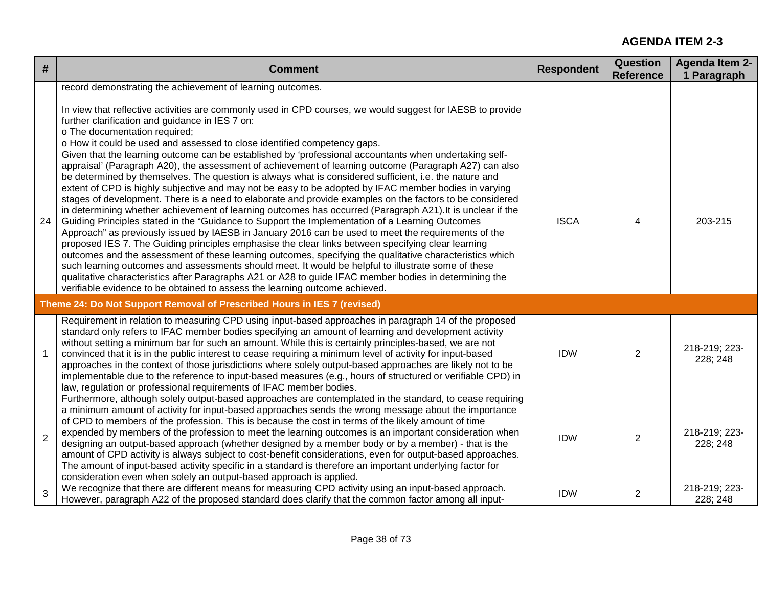## AGENDA ITEM 2-3

| # | Comment | Respondent | Question Reference | Agenda Item 2-1 Paragraph |
|---|---|---|---|---|
| | record demonstrating the achievement of learning outcomes.<br><br>In view that reflective activities are commonly used in CPD courses, we would suggest for IAESB to provide further clarification and guidance in IES 7 on:<br>o The documentation required;<br>o How it could be used and assessed to close identified competency gaps. | | | |
| 24 | Given that the learning outcome can be established by 'professional accountants when undertaking self-appraisal' (Paragraph A20), the assessment of achievement of learning outcome (Paragraph A27) can also be determined by themselves. The question is always what is considered sufficient, i.e. the nature and extent of CPD is highly subjective and may not be easy to be adopted by IFAC member bodies in varying stages of development. There is a need to elaborate and provide examples on the factors to be considered in determining whether achievement of learning outcomes has occurred (Paragraph A21).It is unclear if the Guiding Principles stated in the "Guidance to Support the Implementation of a Learning Outcomes Approach" as previously issued by IAESB in January 2016 can be used to meet the requirements of the proposed IES 7. The Guiding principles emphasise the clear links between specifying clear learning outcomes and the assessment of these learning outcomes, specifying the qualitative characteristics which such learning outcomes and assessments should meet. It would be helpful to illustrate some of these qualitative characteristics after Paragraphs A21 or A28 to guide IFAC member bodies in determining the verifiable evidence to be obtained to assess the learning outcome achieved. | ISCA | 4 | 203-215 |
| **Theme 24: Do Not Support Removal of Prescribed Hours in IES 7 (revised)** | | | | |
| 1 | Requirement in relation to measuring CPD using input-based approaches in paragraph 14 of the proposed standard only refers to IFAC member bodies specifying an amount of learning and development activity without setting a minimum bar for such an amount. While this is certainly principles-based, we are not convinced that it is in the public interest to cease requiring a minimum level of activity for input-based approaches in the context of those jurisdictions where solely output-based approaches are likely not to be implementable due to the reference to input-based measures (e.g., hours of structured or verifiable CPD) in law, regulation or professional requirements of IFAC member bodies. | IDW | 2 | 218-219; 223-228; 248 |
| 2 | Furthermore, although solely output-based approaches are contemplated in the standard, to cease requiring a minimum amount of activity for input-based approaches sends the wrong message about the importance of CPD to members of the profession. This is because the cost in terms of the likely amount of time expended by members of the profession to meet the learning outcomes is an important consideration when designing an output-based approach (whether designed by a member body or by a member) - that is the amount of CPD activity is always subject to cost-benefit considerations, even for output-based approaches. The amount of input-based activity specific in a standard is therefore an important underlying factor for consideration even when solely an output-based approach is applied. | IDW | 2 | 218-219; 223-228; 248 |
| 3 | We recognize that there are different means for measuring CPD activity using an input-based approach. However, paragraph A22 of the proposed standard does clarify that the common factor among all input- | IDW | 2 | 218-219; 223-228; 248 |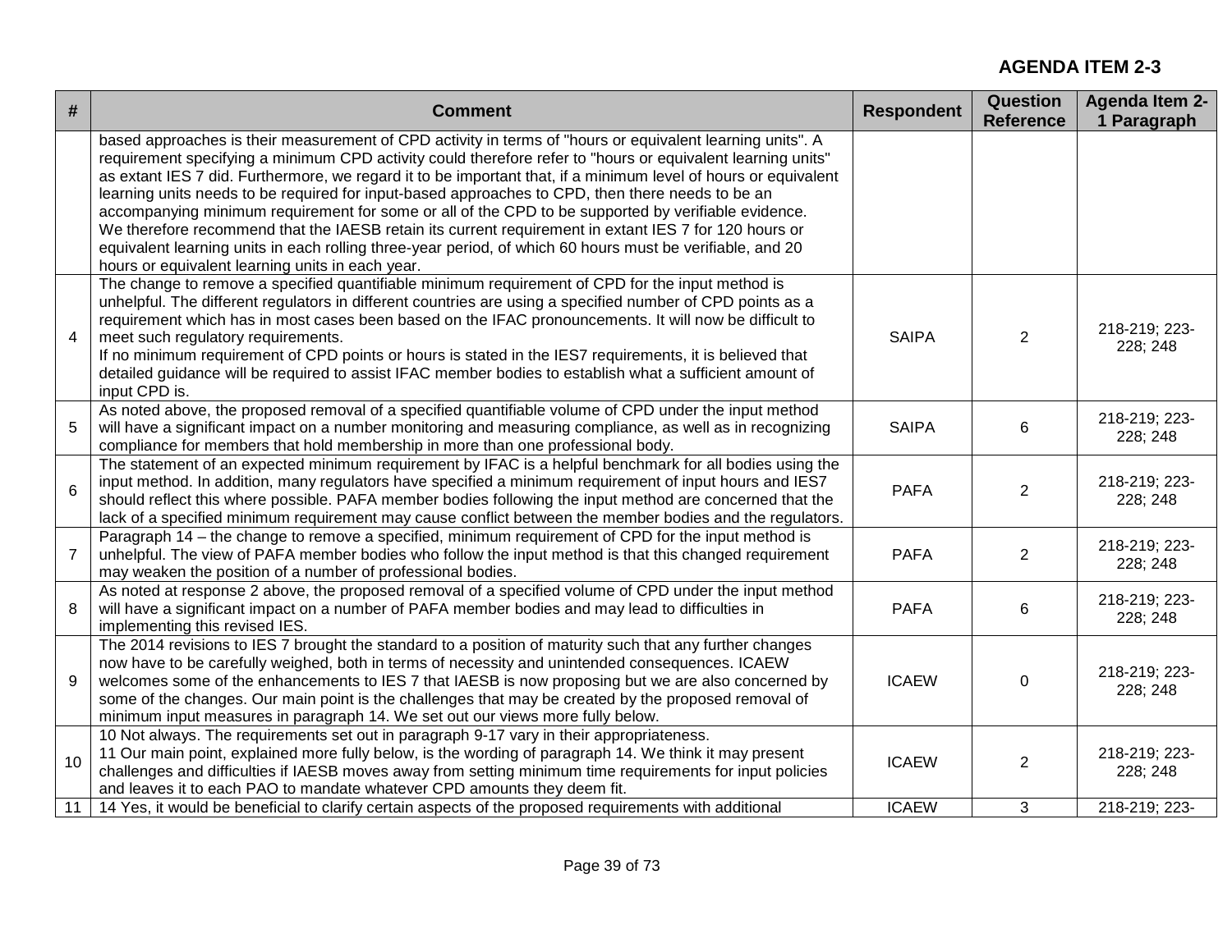**AGENDA ITEM 2-3**

| # | Comment | Respondent | Question Reference | Agenda Item 2-1 Paragraph |
|---|---|---|---|---|
| | based approaches is their measurement of CPD activity in terms of "hours or equivalent learning units". A requirement specifying a minimum CPD activity could therefore refer to "hours or equivalent learning units" as extant IES 7 did. Furthermore, we regard it to be important that, if a minimum level of hours or equivalent learning units needs to be required for input-based approaches to CPD, then there needs to be an accompanying minimum requirement for some or all of the CPD to be supported by verifiable evidence.<br>We therefore recommend that the IAESB retain its current requirement in extant IES 7 for 120 hours or equivalent learning units in each rolling three-year period, of which 60 hours must be verifiable, and 20 hours or equivalent learning units in each year. | | | |
| 4 | The change to remove a specified quantifiable minimum requirement of CPD for the input method is unhelpful. The different regulators in different countries are using a specified number of CPD points as a requirement which has in most cases been based on the IFAC pronouncements. It will now be difficult to meet such regulatory requirements.<br>If no minimum requirement of CPD points or hours is stated in the IES7 requirements, it is believed that detailed guidance will be required to assist IFAC member bodies to establish what a sufficient amount of input CPD is. | SAIPA | 2 | 218-219; 223-228; 248 |
| 5 | As noted above, the proposed removal of a specified quantifiable volume of CPD under the input method will have a significant impact on a number monitoring and measuring compliance, as well as in recognizing compliance for members that hold membership in more than one professional body. | SAIPA | 6 | 218-219; 223-228; 248 |
| 6 | The statement of an expected minimum requirement by IFAC is a helpful benchmark for all bodies using the input method. In addition, many regulators have specified a minimum requirement of input hours and IES7 should reflect this where possible. PAFA member bodies following the input method are concerned that the lack of a specified minimum requirement may cause conflict between the member bodies and the regulators. | PAFA | 2 | 218-219; 223-228; 248 |
| 7 | Paragraph 14 – the change to remove a specified, minimum requirement of CPD for the input method is unhelpful. The view of PAFA member bodies who follow the input method is that this changed requirement may weaken the position of a number of professional bodies. | PAFA | 2 | 218-219; 223-228; 248 |
| 8 | As noted at response 2 above, the proposed removal of a specified volume of CPD under the input method will have a significant impact on a number of PAFA member bodies and may lead to difficulties in implementing this revised IES. | PAFA | 6 | 218-219; 223-228; 248 |
| 9 | The 2014 revisions to IES 7 brought the standard to a position of maturity such that any further changes now have to be carefully weighed, both in terms of necessity and unintended consequences. ICAEW welcomes some of the enhancements to IES 7 that IAESB is now proposing but we are also concerned by some of the changes. Our main point is the challenges that may be created by the proposed removal of minimum input measures in paragraph 14. We set out our views more fully below. | ICAEW | 0 | 218-219; 223-228; 248 |
| 10 | 10 Not always. The requirements set out in paragraph 9-17 vary in their appropriateness.<br>11 Our main point, explained more fully below, is the wording of paragraph 14. We think it may present challenges and difficulties if IAESB moves away from setting minimum time requirements for input policies and leaves it to each PAO to mandate whatever CPD amounts they deem fit. | ICAEW | 2 | 218-219; 223-228; 248 |
| 11 | 14 Yes, it would be beneficial to clarify certain aspects of the proposed requirements with additional | ICAEW | 3 | 218-219; 223- |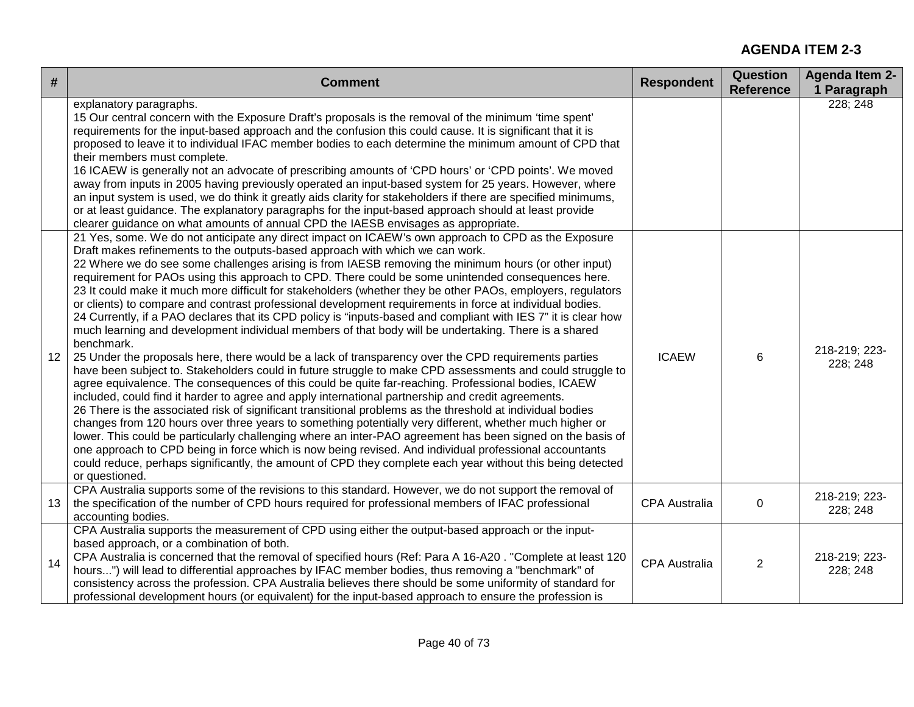**AGENDA ITEM 2-3**

| # | Comment | Respondent | Question Reference | Agenda Item 2-1 Paragraph |
|---|---|---|---|---|
| | explanatory paragraphs.<br>15 Our central concern with the Exposure Draft's proposals is the removal of the minimum 'time spent' requirements for the input-based approach and the confusion this could cause. It is significant that it is proposed to leave it to individual IFAC member bodies to each determine the minimum amount of CPD that their members must complete.<br>16 ICAEW is generally not an advocate of prescribing amounts of 'CPD hours' or 'CPD points'. We moved away from inputs in 2005 having previously operated an input-based system for 25 years. However, where an input system is used, we do think it greatly aids clarity for stakeholders if there are specified minimums, or at least guidance. The explanatory paragraphs for the input-based approach should at least provide clearer guidance on what amounts of annual CPD the IAESB envisages as appropriate. | | | 228; 248 |
| 12 | 21 Yes, some. We do not anticipate any direct impact on ICAEW's own approach to CPD as the Exposure Draft makes refinements to the outputs-based approach with which we can work.<br>22 Where we do see some challenges arising is from IAESB removing the minimum hours (or other input) requirement for PAOs using this approach to CPD. There could be some unintended consequences here.<br>23 It could make it much more difficult for stakeholders (whether they be other PAOs, employers, regulators or clients) to compare and contrast professional development requirements in force at individual bodies.<br>24 Currently, if a PAO declares that its CPD policy is "inputs-based and compliant with IES 7" it is clear how much learning and development individual members of that body will be undertaking. There is a shared benchmark.<br>25 Under the proposals here, there would be a lack of transparency over the CPD requirements parties have been subject to. Stakeholders could in future struggle to make CPD assessments and could struggle to agree equivalence. The consequences of this could be quite far-reaching. Professional bodies, ICAEW included, could find it harder to agree and apply international partnership and credit agreements.<br>26 There is the associated risk of significant transitional problems as the threshold at individual bodies changes from 120 hours over three years to something potentially very different, whether much higher or lower. This could be particularly challenging where an inter-PAO agreement has been signed on the basis of one approach to CPD being in force which is now being revised. And individual professional accountants could reduce, perhaps significantly, the amount of CPD they complete each year without this being detected or questioned. | ICAEW | 6 | 218-219; 223-228; 248 |
| 13 | CPA Australia supports some of the revisions to this standard. However, we do not support the removal of the specification of the number of CPD hours required for professional members of IFAC professional accounting bodies. | CPA Australia | 0 | 218-219; 223-228; 248 |
| 14 | CPA Australia supports the measurement of CPD using either the output-based approach or the input-based approach, or a combination of both.<br>CPA Australia is concerned that the removal of specified hours (Ref: Para A 16-A20 . "Complete at least 120 hours...") will lead to differential approaches by IFAC member bodies, thus removing a "benchmark" of consistency across the profession. CPA Australia believes there should be some uniformity of standard for professional development hours (or equivalent) for the input-based approach to ensure the profession is | CPA Australia | 2 | 218-219; 223-228; 248 |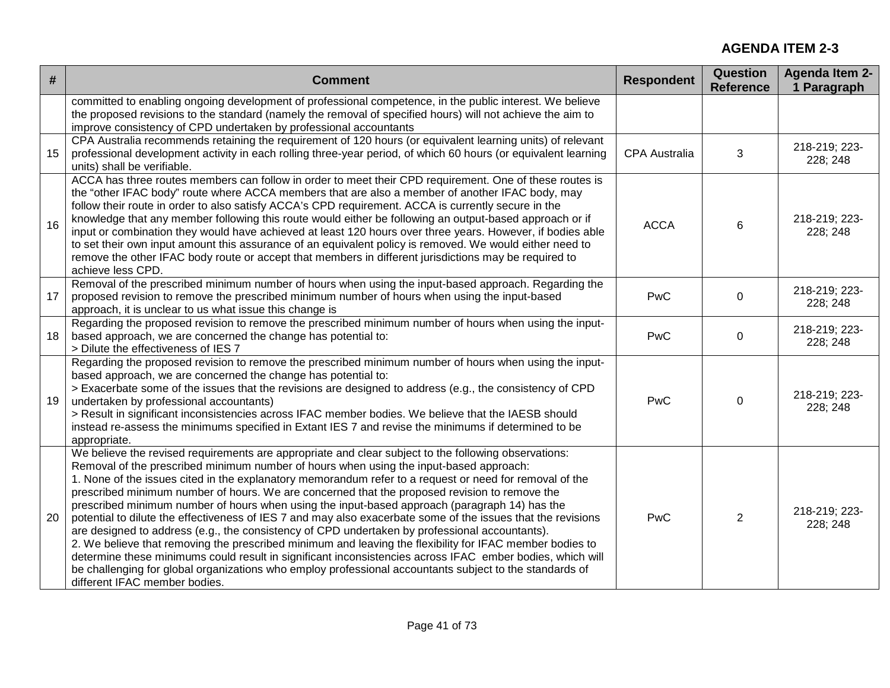**AGENDA ITEM 2-3**

| # | Comment | Respondent | Question Reference | Agenda Item 2-1 Paragraph |
|---|---|---|---|---|
| | committed to enabling ongoing development of professional competence, in the public interest. We believe the proposed revisions to the standard (namely the removal of specified hours) will not achieve the aim to improve consistency of CPD undertaken by professional accountants | | | |
| 15 | CPA Australia recommends retaining the requirement of 120 hours (or equivalent learning units) of relevant professional development activity in each rolling three-year period, of which 60 hours (or equivalent learning units) shall be verifiable. | CPA Australia | 3 | 218-219; 223-228; 248 |
| 16 | ACCA has three routes members can follow in order to meet their CPD requirement. One of these routes is the "other IFAC body" route where ACCA members that are also a member of another IFAC body, may follow their route in order to also satisfy ACCA's CPD requirement. ACCA is currently secure in the knowledge that any member following this route would either be following an output-based approach or if input or combination they would have achieved at least 120 hours over three years. However, if bodies able to set their own input amount this assurance of an equivalent policy is removed. We would either need to remove the other IFAC body route or accept that members in different jurisdictions may be required to achieve less CPD. | ACCA | 6 | 218-219; 223-228; 248 |
| 17 | Removal of the prescribed minimum number of hours when using the input-based approach. Regarding the proposed revision to remove the prescribed minimum number of hours when using the input-based approach, it is unclear to us what issue this change is | PwC | 0 | 218-219; 223-228; 248 |
| 18 | Regarding the proposed revision to remove the prescribed minimum number of hours when using the input-based approach, we are concerned the change has potential to:<br>> Dilute the effectiveness of IES 7 | PwC | 0 | 218-219; 223-228; 248 |
| 19 | Regarding the proposed revision to remove the prescribed minimum number of hours when using the input-based approach, we are concerned the change has potential to:<br>> Exacerbate some of the issues that the revisions are designed to address (e.g., the consistency of CPD undertaken by professional accountants)<br>> Result in significant inconsistencies across IFAC member bodies. We believe that the IAESB should instead re-assess the minimums specified in Extant IES 7 and revise the minimums if determined to be appropriate. | PwC | 0 | 218-219; 223-228; 248 |
| 20 | We believe the revised requirements are appropriate and clear subject to the following observations:<br>Removal of the prescribed minimum number of hours when using the input-based approach:<br>1. None of the issues cited in the explanatory memorandum refer to a request or need for removal of the prescribed minimum number of hours. We are concerned that the proposed revision to remove the prescribed minimum number of hours when using the input-based approach (paragraph 14) has the potential to dilute the effectiveness of IES 7 and may also exacerbate some of the issues that the revisions are designed to address (e.g., the consistency of CPD undertaken by professional accountants).<br>2. We believe that removing the prescribed minimum and leaving the flexibility for IFAC member bodies to determine these minimums could result in significant inconsistencies across IFAC ember bodies, which will be challenging for global organizations who employ professional accountants subject to the standards of different IFAC member bodies. | PwC | 2 | 218-219; 223-228; 248 |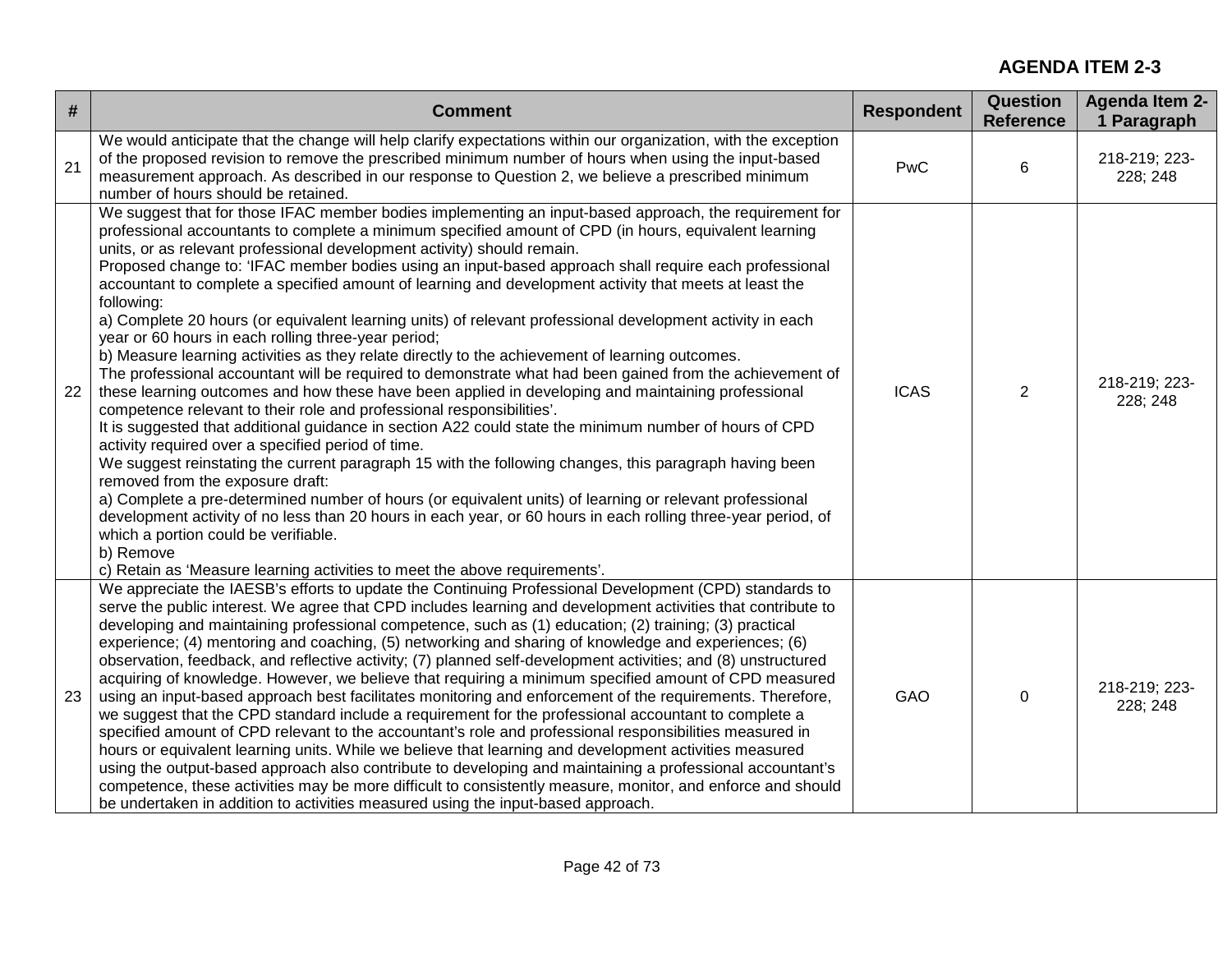**AGENDA ITEM 2-3**

| # | Comment | Respondent | Question Reference | Agenda Item 2-1 Paragraph |
|---|---|---|---|---|
| 21 | We would anticipate that the change will help clarify expectations within our organization, with the exception of the proposed revision to remove the prescribed minimum number of hours when using the input-based measurement approach. As described in our response to Question 2, we believe a prescribed minimum number of hours should be retained. | PwC | 6 | 218-219; 223-228; 248 |
| 22 | We suggest that for those IFAC member bodies implementing an input-based approach, the requirement for professional accountants to complete a minimum specified amount of CPD (in hours, equivalent learning units, or as relevant professional development activity) should remain.<br>Proposed change to: 'IFAC member bodies using an input-based approach shall require each professional accountant to complete a specified amount of learning and development activity that meets at least the following:<br>a) Complete 20 hours (or equivalent learning units) of relevant professional development activity in each year or 60 hours in each rolling three-year period;<br>b) Measure learning activities as they relate directly to the achievement of learning outcomes.<br>The professional accountant will be required to demonstrate what had been gained from the achievement of these learning outcomes and how these have been applied in developing and maintaining professional competence relevant to their role and professional responsibilities'.<br>It is suggested that additional guidance in section A22 could state the minimum number of hours of CPD activity required over a specified period of time.<br>We suggest reinstating the current paragraph 15 with the following changes, this paragraph having been removed from the exposure draft:<br>a) Complete a pre-determined number of hours (or equivalent units) of learning or relevant professional development activity of no less than 20 hours in each year, or 60 hours in each rolling three-year period, of which a portion could be verifiable.<br>b) Remove<br>c) Retain as 'Measure learning activities to meet the above requirements'. | ICAS | 2 | 218-219; 223-228; 248 |
| 23 | We appreciate the IAESB's efforts to update the Continuing Professional Development (CPD) standards to serve the public interest. We agree that CPD includes learning and development activities that contribute to developing and maintaining professional competence, such as (1) education; (2) training; (3) practical experience; (4) mentoring and coaching, (5) networking and sharing of knowledge and experiences; (6) observation, feedback, and reflective activity; (7) planned self-development activities; and (8) unstructured acquiring of knowledge. However, we believe that requiring a minimum specified amount of CPD measured using an input-based approach best facilitates monitoring and enforcement of the requirements. Therefore, we suggest that the CPD standard include a requirement for the professional accountant to complete a specified amount of CPD relevant to the accountant's role and professional responsibilities measured in hours or equivalent learning units. While we believe that learning and development activities measured using the output-based approach also contribute to developing and maintaining a professional accountant's competence, these activities may be more difficult to consistently measure, monitor, and enforce and should be undertaken in addition to activities measured using the input-based approach. | GAO | 0 | 218-219; 223-228; 248 |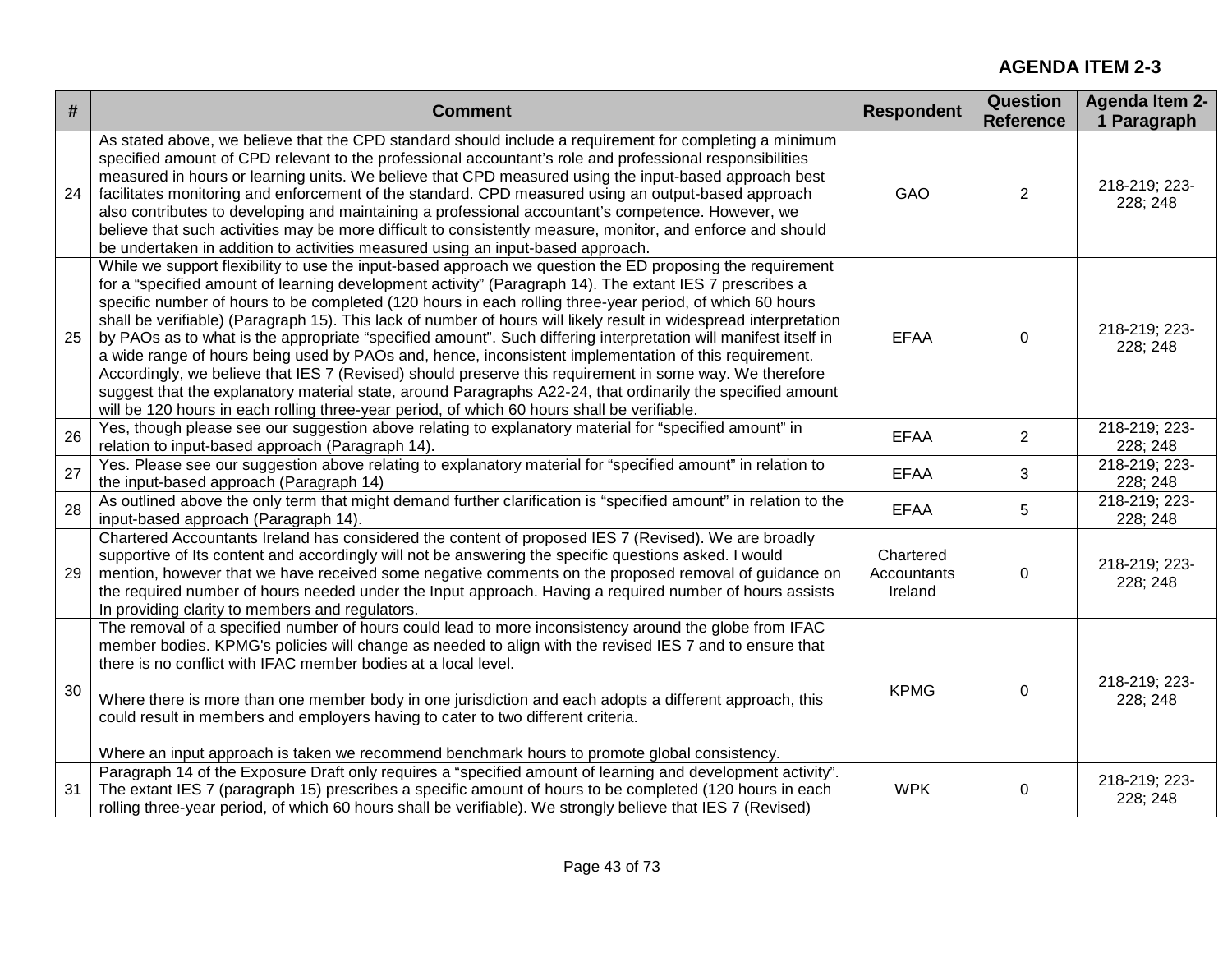**AGENDA ITEM 2-3**

| # | Comment | Respondent | Question Reference | Agenda Item 2-1 Paragraph |
|---|---|---|---|---|
| 24 | As stated above, we believe that the CPD standard should include a requirement for completing a minimum specified amount of CPD relevant to the professional accountant's role and professional responsibilities measured in hours or learning units. We believe that CPD measured using the input-based approach best facilitates monitoring and enforcement of the standard. CPD measured using an output-based approach also contributes to developing and maintaining a professional accountant's competence. However, we believe that such activities may be more difficult to consistently measure, monitor, and enforce and should be undertaken in addition to activities measured using an input-based approach. | GAO | 2 | 218-219; 223-228; 248 |
| 25 | While we support flexibility to use the input-based approach we question the ED proposing the requirement for a "specified amount of learning development activity" (Paragraph 14). The extant IES 7 prescribes a specific number of hours to be completed (120 hours in each rolling three-year period, of which 60 hours shall be verifiable) (Paragraph 15). This lack of number of hours will likely result in widespread interpretation by PAOs as to what is the appropriate "specified amount". Such differing interpretation will manifest itself in a wide range of hours being used by PAOs and, hence, inconsistent implementation of this requirement. Accordingly, we believe that IES 7 (Revised) should preserve this requirement in some way. We therefore suggest that the explanatory material state, around Paragraphs A22-24, that ordinarily the specified amount will be 120 hours in each rolling three-year period, of which 60 hours shall be verifiable. | EFAA | 0 | 218-219; 223-228; 248 |
| 26 | Yes, though please see our suggestion above relating to explanatory material for "specified amount" in relation to input-based approach (Paragraph 14). | EFAA | 2 | 218-219; 223-228; 248 |
| 27 | Yes. Please see our suggestion above relating to explanatory material for "specified amount" in relation to the input-based approach (Paragraph 14) | EFAA | 3 | 218-219; 223-228; 248 |
| 28 | As outlined above the only term that might demand further clarification is "specified amount" in relation to the input-based approach (Paragraph 14). | EFAA | 5 | 218-219; 223-228; 248 |
| 29 | Chartered Accountants Ireland has considered the content of proposed IES 7 (Revised). We are broadly supportive of Its content and accordingly will not be answering the specific questions asked. I would mention, however that we have received some negative comments on the proposed removal of guidance on the required number of hours needed under the Input approach. Having a required number of hours assists In providing clarity to members and regulators. | Chartered Accountants Ireland | 0 | 218-219; 223-228; 248 |
| 30 | The removal of a specified number of hours could lead to more inconsistency around the globe from IFAC member bodies. KPMG's policies will change as needed to align with the revised IES 7 and to ensure that there is no conflict with IFAC member bodies at a local level.<br><br>Where there is more than one member body in one jurisdiction and each adopts a different approach, this could result in members and employers having to cater to two different criteria.<br><br>Where an input approach is taken we recommend benchmark hours to promote global consistency. | KPMG | 0 | 218-219; 223-228; 248 |
| 31 | Paragraph 14 of the Exposure Draft only requires a "specified amount of learning and development activity". The extant IES 7 (paragraph 15) prescribes a specific amount of hours to be completed (120 hours in each rolling three-year period, of which 60 hours shall be verifiable). We strongly believe that IES 7 (Revised) | WPK | 0 | 218-219; 223-228; 248 |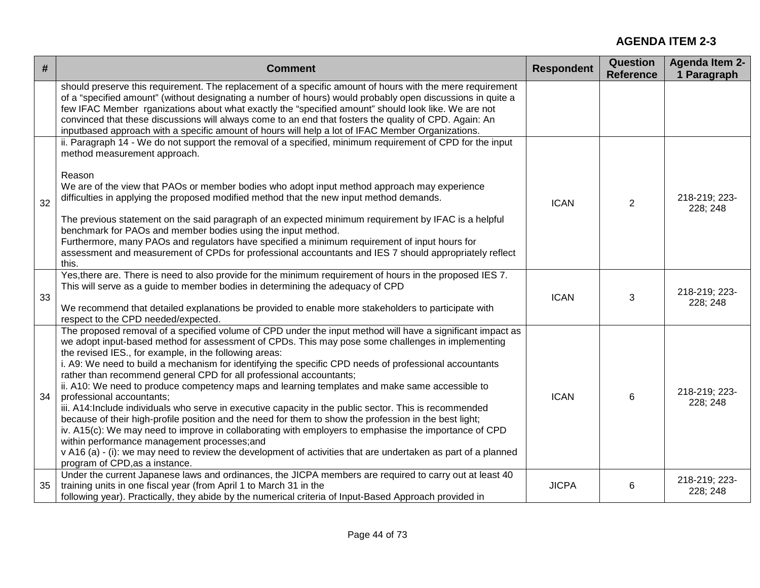## AGENDA ITEM 2-3

| # | Comment | Respondent | Question Reference | Agenda Item 2-1 Paragraph |
|---|---|---|---|---|
| | should preserve this requirement. The replacement of a specific amount of hours with the mere requirement of a "specified amount" (without designating a number of hours) would probably open discussions in quite a few IFAC Member rganizations about what exactly the "specified amount" should look like. We are not convinced that these discussions will always come to an end that fosters the quality of CPD. Again: An inputbased approach with a specific amount of hours will help a lot of IFAC Member Organizations. | | | |
| 32 | ii. Paragraph 14 - We do not support the removal of a specified, minimum requirement of CPD for the input method measurement approach.<br><br>Reason<br>We are of the view that PAOs or member bodies who adopt input method approach may experience difficulties in applying the proposed modified method that the new input method demands.<br><br>The previous statement on the said paragraph of an expected minimum requirement by IFAC is a helpful benchmark for PAOs and member bodies using the input method.<br>Furthermore, many PAOs and regulators have specified a minimum requirement of input hours for assessment and measurement of CPDs for professional accountants and IES 7 should appropriately reflect this. | ICAN | 2 | 218-219; 223-228; 248 |
| 33 | Yes,there are. There is need to also provide for the minimum requirement of hours in the proposed IES 7. This will serve as a guide to member bodies in determining the adequacy of CPD<br><br>We recommend that detailed explanations be provided to enable more stakeholders to participate with respect to the CPD needed/expected. | ICAN | 3 | 218-219; 223-228; 248 |
| 34 | The proposed removal of a specified volume of CPD under the input method will have a significant impact as we adopt input-based method for assessment of CPDs. This may pose some challenges in implementing the revised IES., for example, in the following areas:<br>i. A9: We need to build a mechanism for identifying the specific CPD needs of professional accountants rather than recommend general CPD for all professional accountants;<br>ii. A10: We need to produce competency maps and learning templates and make same accessible to professional accountants;<br>iii. A14:Include individuals who serve in executive capacity in the public sector. This is recommended because of their high-profile position and the need for them to show the profession in the best light;<br>iv. A15(c): We may need to improve in collaborating with employers to emphasise the importance of CPD within performance management processes;and<br>v A16 (a) - (i): we may need to review the development of activities that are undertaken as part of a planned program of CPD,as a instance. | ICAN | 6 | 218-219; 223-228; 248 |
| 35 | Under the current Japanese laws and ordinances, the JICPA members are required to carry out at least 40 training units in one fiscal year (from April 1 to March 31 in the following year). Practically, they abide by the numerical criteria of Input-Based Approach provided in | JICPA | 6 | 218-219; 223-228; 248 |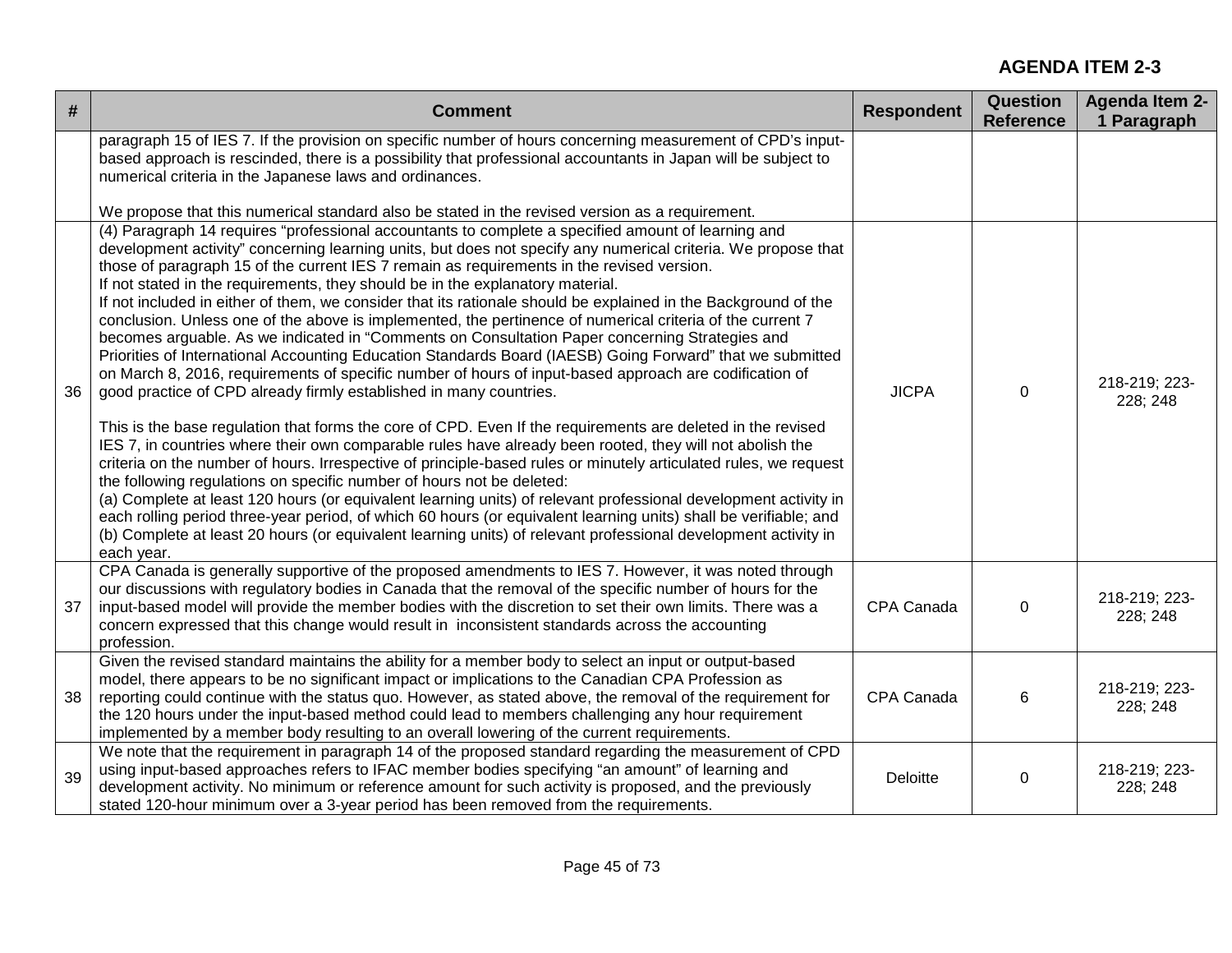**AGENDA ITEM 2-3**

| # | Comment | Respondent | Question Reference | Agenda Item 2-1 Paragraph |
|---|---|---|---|---|
| | paragraph 15 of IES 7. If the provision on specific number of hours concerning measurement of CPD's input-based approach is rescinded, there is a possibility that professional accountants in Japan will be subject to numerical criteria in the Japanese laws and ordinances.<br><br>We propose that this numerical standard also be stated in the revised version as a requirement. | | | |
| 36 | (4) Paragraph 14 requires "professional accountants to complete a specified amount of learning and development activity" concerning learning units, but does not specify any numerical criteria. We propose that those of paragraph 15 of the current IES 7 remain as requirements in the revised version.<br>If not stated in the requirements, they should be in the explanatory material.<br>If not included in either of them, we consider that its rationale should be explained in the Background of the conclusion. Unless one of the above is implemented, the pertinence of numerical criteria of the current 7 becomes arguable. As we indicated in "Comments on Consultation Paper concerning Strategies and Priorities of International Accounting Education Standards Board (IAESB) Going Forward" that we submitted on March 8, 2016, requirements of specific number of hours of input-based approach are codification of good practice of CPD already firmly established in many countries.<br><br>This is the base regulation that forms the core of CPD. Even If the requirements are deleted in the revised IES 7, in countries where their own comparable rules have already been rooted, they will not abolish the criteria on the number of hours. Irrespective of principle-based rules or minutely articulated rules, we request the following regulations on specific number of hours not be deleted:<br>(a) Complete at least 120 hours (or equivalent learning units) of relevant professional development activity in each rolling period three-year period, of which 60 hours (or equivalent learning units) shall be verifiable; and<br>(b) Complete at least 20 hours (or equivalent learning units) of relevant professional development activity in each year. | JICPA | 0 | 218-219; 223-228; 248 |
| 37 | CPA Canada is generally supportive of the proposed amendments to IES 7. However, it was noted through our discussions with regulatory bodies in Canada that the removal of the specific number of hours for the input-based model will provide the member bodies with the discretion to set their own limits. There was a concern expressed that this change would result in inconsistent standards across the accounting profession. | CPA Canada | 0 | 218-219; 223-228; 248 |
| 38 | Given the revised standard maintains the ability for a member body to select an input or output-based model, there appears to be no significant impact or implications to the Canadian CPA Profession as reporting could continue with the status quo. However, as stated above, the removal of the requirement for the 120 hours under the input-based method could lead to members challenging any hour requirement implemented by a member body resulting to an overall lowering of the current requirements. | CPA Canada | 6 | 218-219; 223-228; 248 |
| 39 | We note that the requirement in paragraph 14 of the proposed standard regarding the measurement of CPD using input-based approaches refers to IFAC member bodies specifying "an amount" of learning and development activity. No minimum or reference amount for such activity is proposed, and the previously stated 120-hour minimum over a 3-year period has been removed from the requirements. | Deloitte | 0 | 218-219; 223-228; 248 |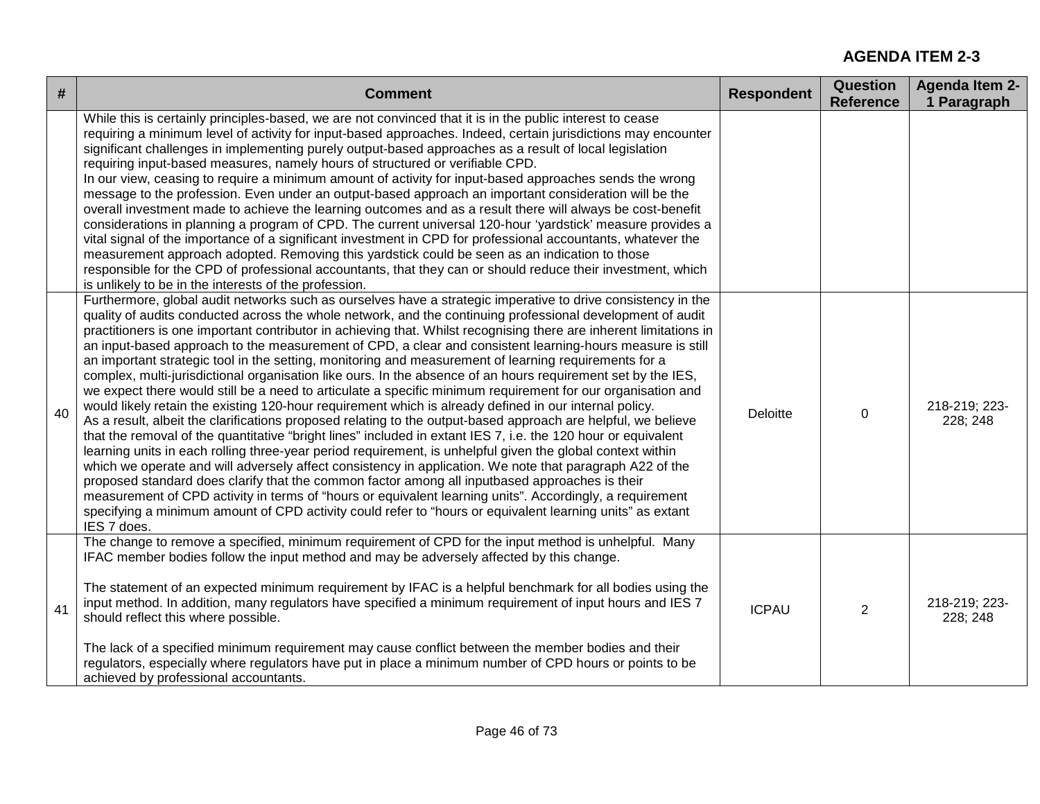**AGENDA ITEM 2-3**

| # | Comment | Respondent | Question Reference | Agenda Item 2-1 Paragraph |
|---|---|---|---|---|
| | While this is certainly principles-based, we are not convinced that it is in the public interest to cease requiring a minimum level of activity for input-based approaches. Indeed, certain jurisdictions may encounter significant challenges in implementing purely output-based approaches as a result of local legislation requiring input-based measures, namely hours of structured or verifiable CPD.<br>In our view, ceasing to require a minimum amount of activity for input-based approaches sends the wrong message to the profession. Even under an output-based approach an important consideration will be the overall investment made to achieve the learning outcomes and as a result there will always be cost-benefit considerations in planning a program of CPD. The current universal 120-hour 'yardstick' measure provides a vital signal of the importance of a significant investment in CPD for professional accountants, whatever the measurement approach adopted. Removing this yardstick could be seen as an indication to those responsible for the CPD of professional accountants, that they can or should reduce their investment, which is unlikely to be in the interests of the profession. | | | |
| 40 | Furthermore, global audit networks such as ourselves have a strategic imperative to drive consistency in the quality of audits conducted across the whole network, and the continuing professional development of audit practitioners is one important contributor in achieving that. Whilst recognising there are inherent limitations in an input-based approach to the measurement of CPD, a clear and consistent learning-hours measure is still an important strategic tool in the setting, monitoring and measurement of learning requirements for a complex, multi-jurisdictional organisation like ours. In the absence of an hours requirement set by the IES, we expect there would still be a need to articulate a specific minimum requirement for our organisation and would likely retain the existing 120-hour requirement which is already defined in our internal policy.<br>As a result, albeit the clarifications proposed relating to the output-based approach are helpful, we believe that the removal of the quantitative "bright lines" included in extant IES 7, i.e. the 120 hour or equivalent learning units in each rolling three-year period requirement, is unhelpful given the global context within which we operate and will adversely affect consistency in application. We note that paragraph A22 of the proposed standard does clarify that the common factor among all inputbased approaches is their measurement of CPD activity in terms of "hours or equivalent learning units". Accordingly, a requirement specifying a minimum amount of CPD activity could refer to "hours or equivalent learning units" as extant IES 7 does. | Deloitte | 0 | 218-219; 223-228; 248 |
| 41 | The change to remove a specified, minimum requirement of CPD for the input method is unhelpful. Many IFAC member bodies follow the input method and may be adversely affected by this change.<br><br>The statement of an expected minimum requirement by IFAC is a helpful benchmark for all bodies using the input method. In addition, many regulators have specified a minimum requirement of input hours and IES 7 should reflect this where possible.<br><br>The lack of a specified minimum requirement may cause conflict between the member bodies and their regulators, especially where regulators have put in place a minimum number of CPD hours or points to be achieved by professional accountants. | ICPAU | 2 | 218-219; 223-228; 248 |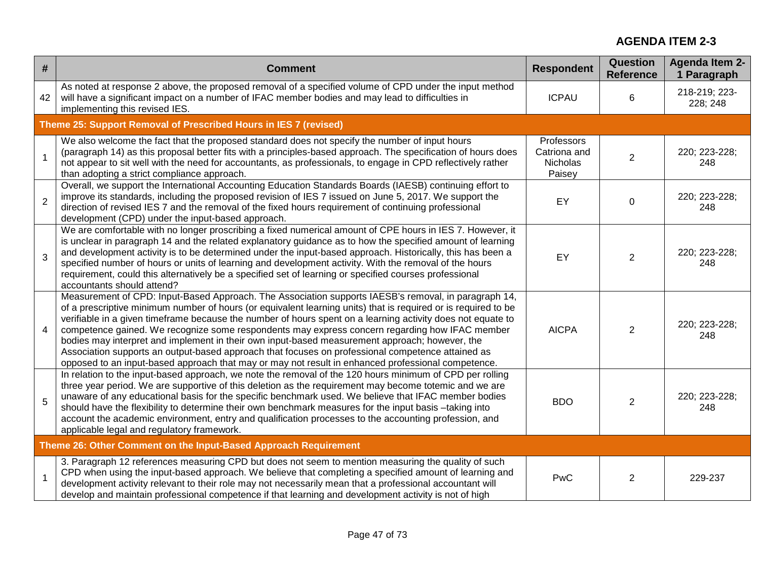**AGENDA ITEM 2-3**

| # | Comment | Respondent | Question Reference | Agenda Item 2-1 Paragraph |
|---|---|---|---|---|
| 42 | As noted at response 2 above, the proposed removal of a specified volume of CPD under the input method will have a significant impact on a number of IFAC member bodies and may lead to difficulties in implementing this revised IES. | ICPAU | 6 | 218-219; 223-228; 248 |
| **Theme 25: Support Removal of Prescribed Hours in IES 7 (revised)** | | | | |
| 1 | We also welcome the fact that the proposed standard does not specify the number of input hours (paragraph 14) as this proposal better fits with a principles-based approach. The specification of hours does not appear to sit well with the need for accountants, as professionals, to engage in CPD reflectively rather than adopting a strict compliance approach. | Professors Catriona and Nicholas Paisey | 2 | 220; 223-228; 248 |
| 2 | Overall, we support the International Accounting Education Standards Boards (IAESB) continuing effort to improve its standards, including the proposed revision of IES 7 issued on June 5, 2017. We support the direction of revised IES 7 and the removal of the fixed hours requirement of continuing professional development (CPD) under the input-based approach. | EY | 0 | 220; 223-228; 248 |
| 3 | We are comfortable with no longer proscribing a fixed numerical amount of CPE hours in IES 7. However, it is unclear in paragraph 14 and the related explanatory guidance as to how the specified amount of learning and development activity is to be determined under the input-based approach. Historically, this has been a specified number of hours or units of learning and development activity. With the removal of the hours requirement, could this alternatively be a specified set of learning or specified courses professional accountants should attend? | EY | 2 | 220; 223-228; 248 |
| 4 | Measurement of CPD: Input-Based Approach. The Association supports IAESB's removal, in paragraph 14, of a prescriptive minimum number of hours (or equivalent learning units) that is required or is required to be verifiable in a given timeframe because the number of hours spent on a learning activity does not equate to competence gained. We recognize some respondents may express concern regarding how IFAC member bodies may interpret and implement in their own input-based measurement approach; however, the Association supports an output-based approach that focuses on professional competence attained as opposed to an input-based approach that may or may not result in enhanced professional competence. | AICPA | 2 | 220; 223-228; 248 |
| 5 | In relation to the input-based approach, we note the removal of the 120 hours minimum of CPD per rolling three year period. We are supportive of this deletion as the requirement may become totemic and we are unaware of any educational basis for the specific benchmark used. We believe that IFAC member bodies should have the flexibility to determine their own benchmark measures for the input basis –taking into account the academic environment, entry and qualification processes to the accounting profession, and applicable legal and regulatory framework. | BDO | 2 | 220; 223-228; 248 |
| **Theme 26: Other Comment on the Input-Based Approach Requirement** | | | | |
| 1 | 3. Paragraph 12 references measuring CPD but does not seem to mention measuring the quality of such CPD when using the input-based approach. We believe that completing a specified amount of learning and development activity relevant to their role may not necessarily mean that a professional accountant will develop and maintain professional competence if that learning and development activity is not of high | PwC | 2 | 229-237 |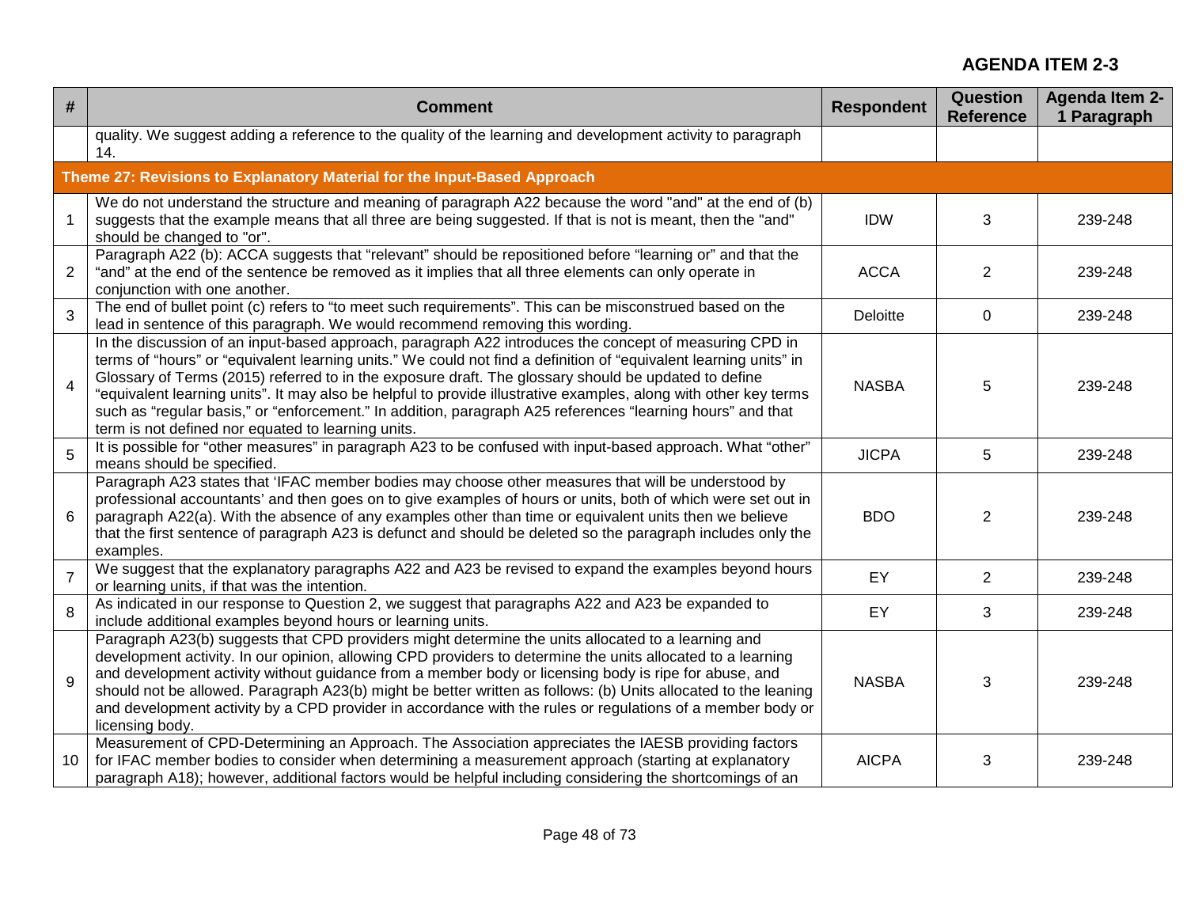AGENDA ITEM 2-3

| # | Comment | Respondent | Question Reference | Agenda Item 2-1 Paragraph |
|---|---|---|---|---|
| | quality. We suggest adding a reference to the quality of the learning and development activity to paragraph 14. | | | |
| **Theme 27: Revisions to Explanatory Material for the Input-Based Approach** | | | | |
| 1 | We do not understand the structure and meaning of paragraph A22 because the word "and" at the end of (b) suggests that the example means that all three are being suggested. If that is not is meant, then the "and" should be changed to "or". | IDW | 3 | 239-248 |
| 2 | Paragraph A22 (b): ACCA suggests that "relevant" should be repositioned before "learning or" and that the "and" at the end of the sentence be removed as it implies that all three elements can only operate in conjunction with one another. | ACCA | 2 | 239-248 |
| 3 | The end of bullet point (c) refers to "to meet such requirements". This can be misconstrued based on the lead in sentence of this paragraph. We would recommend removing this wording. | Deloitte | 0 | 239-248 |
| 4 | In the discussion of an input-based approach, paragraph A22 introduces the concept of measuring CPD in terms of "hours" or "equivalent learning units." We could not find a definition of "equivalent learning units" in Glossary of Terms (2015) referred to in the exposure draft. The glossary should be updated to define "equivalent learning units". It may also be helpful to provide illustrative examples, along with other key terms such as "regular basis," or "enforcement." In addition, paragraph A25 references "learning hours" and that term is not defined nor equated to learning units. | NASBA | 5 | 239-248 |
| 5 | It is possible for "other measures" in paragraph A23 to be confused with input-based approach. What "other" means should be specified. | JICPA | 5 | 239-248 |
| 6 | Paragraph A23 states that 'IFAC member bodies may choose other measures that will be understood by professional accountants' and then goes on to give examples of hours or units, both of which were set out in paragraph A22(a). With the absence of any examples other than time or equivalent units then we believe that the first sentence of paragraph A23 is defunct and should be deleted so the paragraph includes only the examples. | BDO | 2 | 239-248 |
| 7 | We suggest that the explanatory paragraphs A22 and A23 be revised to expand the examples beyond hours or learning units, if that was the intention. | EY | 2 | 239-248 |
| 8 | As indicated in our response to Question 2, we suggest that paragraphs A22 and A23 be expanded to include additional examples beyond hours or learning units. | EY | 3 | 239-248 |
| 9 | Paragraph A23(b) suggests that CPD providers might determine the units allocated to a learning and development activity. In our opinion, allowing CPD providers to determine the units allocated to a learning and development activity without guidance from a member body or licensing body is ripe for abuse, and should not be allowed. Paragraph A23(b) might be better written as follows: (b) Units allocated to the leaning and development activity by a CPD provider in accordance with the rules or regulations of a member body or licensing body. | NASBA | 3 | 239-248 |
| 10 | Measurement of CPD-Determining an Approach. The Association appreciates the IAESB providing factors for IFAC member bodies to consider when determining a measurement approach (starting at explanatory paragraph A18); however, additional factors would be helpful including considering the shortcomings of an | AICPA | 3 | 239-248 |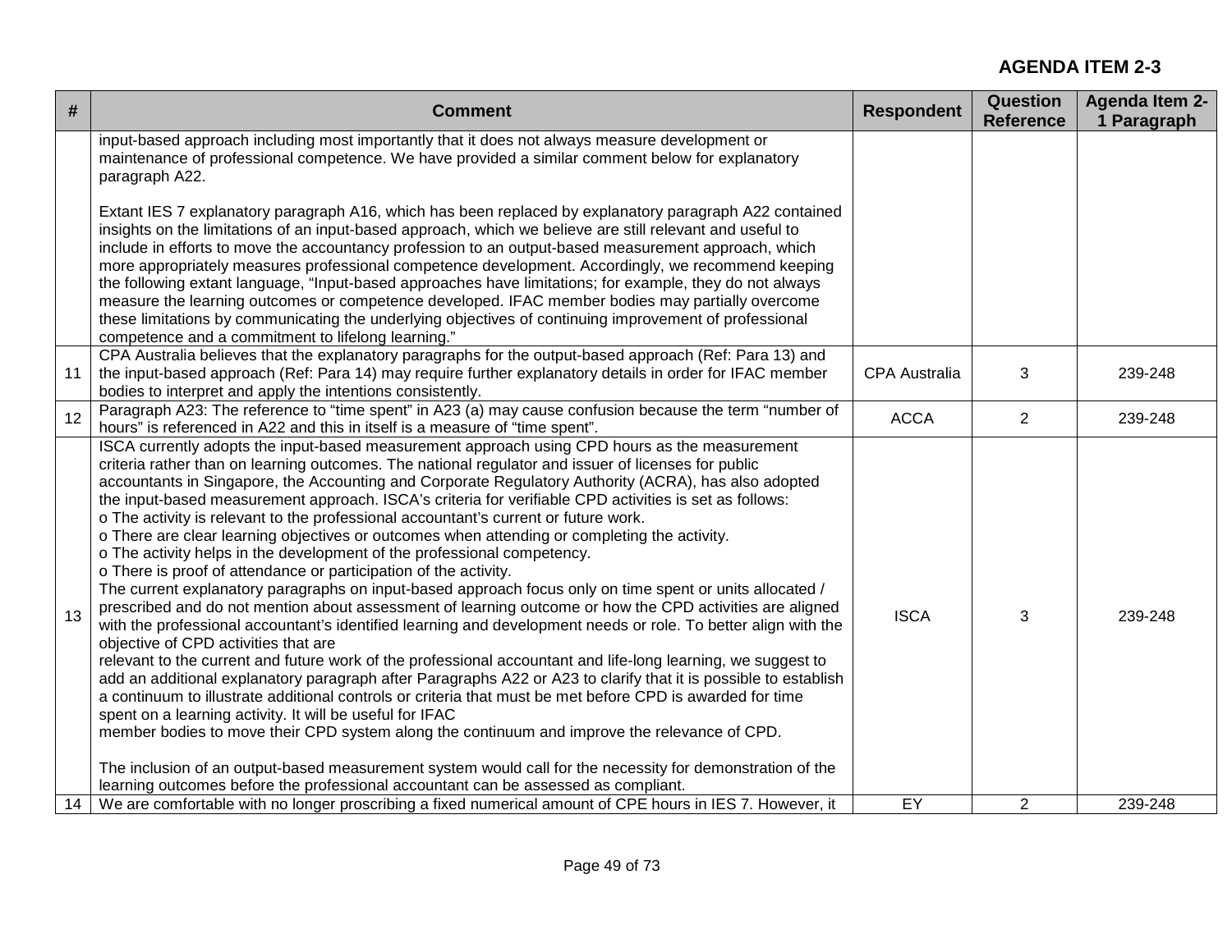**AGENDA ITEM 2-3**

| # | Comment | Respondent | Question Reference | Agenda Item 2-1 Paragraph |
|---|---|---|---|---|
| | input-based approach including most importantly that it does not always measure development or maintenance of professional competence. We have provided a similar comment below for explanatory paragraph A22.<br><br>Extant IES 7 explanatory paragraph A16, which has been replaced by explanatory paragraph A22 contained insights on the limitations of an input-based approach, which we believe are still relevant and useful to include in efforts to move the accountancy profession to an output-based measurement approach, which more appropriately measures professional competence development. Accordingly, we recommend keeping the following extant language, "Input-based approaches have limitations; for example, they do not always measure the learning outcomes or competence developed. IFAC member bodies may partially overcome these limitations by communicating the underlying objectives of continuing improvement of professional competence and a commitment to lifelong learning." | | | |
| 11 | CPA Australia believes that the explanatory paragraphs for the output-based approach (Ref: Para 13) and the input-based approach (Ref: Para 14) may require further explanatory details in order for IFAC member bodies to interpret and apply the intentions consistently. | CPA Australia | 3 | 239-248 |
| 12 | Paragraph A23: The reference to "time spent" in A23 (a) may cause confusion because the term "number of hours" is referenced in A22 and this in itself is a measure of "time spent". | ACCA | 2 | 239-248 |
| 13 | ISCA currently adopts the input-based measurement approach using CPD hours as the measurement criteria rather than on learning outcomes. The national regulator and issuer of licenses for public accountants in Singapore, the Accounting and Corporate Regulatory Authority (ACRA), has also adopted the input-based measurement approach. ISCA's criteria for verifiable CPD activities is set as follows:<br>o The activity is relevant to the professional accountant's current or future work.<br>o There are clear learning objectives or outcomes when attending or completing the activity.<br>o The activity helps in the development of the professional competency.<br>o There is proof of attendance or participation of the activity.<br>The current explanatory paragraphs on input-based approach focus only on time spent or units allocated / prescribed and do not mention about assessment of learning outcome or how the CPD activities are aligned with the professional accountant's identified learning and development needs or role. To better align with the objective of CPD activities that are relevant to the current and future work of the professional accountant and life-long learning, we suggest to add an additional explanatory paragraph after Paragraphs A22 or A23 to clarify that it is possible to establish a continuum to illustrate additional controls or criteria that must be met before CPD is awarded for time spent on a learning activity. It will be useful for IFAC member bodies to move their CPD system along the continuum and improve the relevance of CPD.<br><br>The inclusion of an output-based measurement system would call for the necessity for demonstration of the learning outcomes before the professional accountant can be assessed as compliant. | ISCA | 3 | 239-248 |
| 14 | We are comfortable with no longer proscribing a fixed numerical amount of CPE hours in IES 7. However, it | EY | 2 | 239-248 |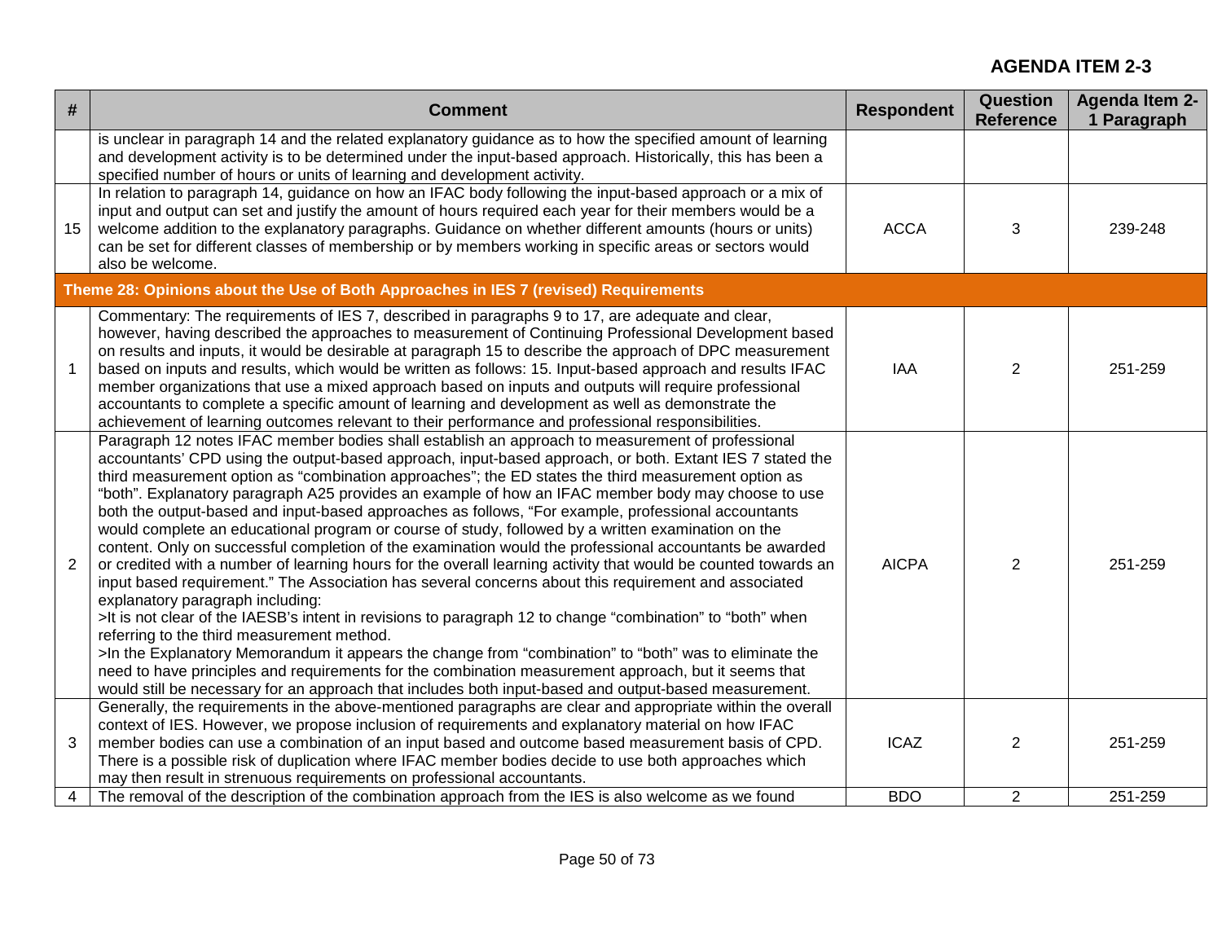**AGENDA ITEM 2-3**

| # | Comment | Respondent | Question Reference | Agenda Item 2-1 Paragraph |
|---|---|---|---|---|
| | is unclear in paragraph 14 and the related explanatory guidance as to how the specified amount of learning and development activity is to be determined under the input-based approach. Historically, this has been a specified number of hours or units of learning and development activity. | | | |
| 15 | In relation to paragraph 14, guidance on how an IFAC body following the input-based approach or a mix of input and output can set and justify the amount of hours required each year for their members would be a welcome addition to the explanatory paragraphs. Guidance on whether different amounts (hours or units) can be set for different classes of membership or by members working in specific areas or sectors would also be welcome. | ACCA | 3 | 239-248 |
| **Theme 28: Opinions about the Use of Both Approaches in IES 7 (revised) Requirements** | | | | |
| 1 | Commentary: The requirements of IES 7, described in paragraphs 9 to 17, are adequate and clear, however, having described the approaches to measurement of Continuing Professional Development based on results and inputs, it would be desirable at paragraph 15 to describe the approach of DPC measurement based on inputs and results, which would be written as follows: 15. Input-based approach and results IFAC member organizations that use a mixed approach based on inputs and outputs will require professional accountants to complete a specific amount of learning and development as well as demonstrate the achievement of learning outcomes relevant to their performance and professional responsibilities. | IAA | 2 | 251-259 |
| 2 | Paragraph 12 notes IFAC member bodies shall establish an approach to measurement of professional accountants' CPD using the output-based approach, input-based approach, or both. Extant IES 7 stated the third measurement option as "combination approaches"; the ED states the third measurement option as "both". Explanatory paragraph A25 provides an example of how an IFAC member body may choose to use both the output-based and input-based approaches as follows, "For example, professional accountants would complete an educational program or course of study, followed by a written examination on the content. Only on successful completion of the examination would the professional accountants be awarded or credited with a number of learning hours for the overall learning activity that would be counted towards an input based requirement." The Association has several concerns about this requirement and associated explanatory paragraph including:<br>>It is not clear of the IAESB's intent in revisions to paragraph 12 to change "combination" to "both" when referring to the third measurement method.<br>>In the Explanatory Memorandum it appears the change from "combination" to "both" was to eliminate the need to have principles and requirements for the combination measurement approach, but it seems that would still be necessary for an approach that includes both input-based and output-based measurement. | AICPA | 2 | 251-259 |
| 3 | Generally, the requirements in the above-mentioned paragraphs are clear and appropriate within the overall context of IES. However, we propose inclusion of requirements and explanatory material on how IFAC member bodies can use a combination of an input based and outcome based measurement basis of CPD. There is a possible risk of duplication where IFAC member bodies decide to use both approaches which may then result in strenuous requirements on professional accountants. | ICAZ | 2 | 251-259 |
| 4 | The removal of the description of the combination approach from the IES is also welcome as we found | BDO | 2 | 251-259 |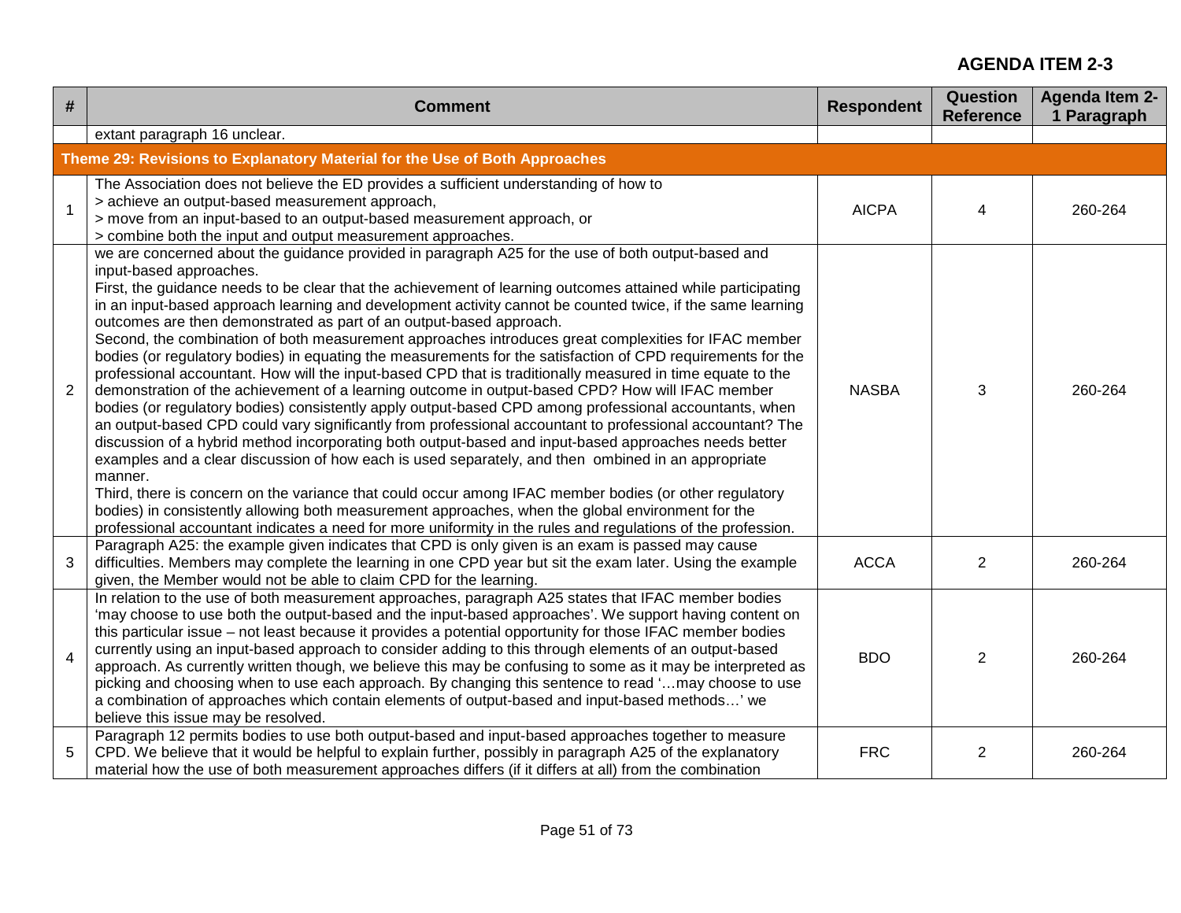**AGENDA ITEM 2-3**

| # | Comment | Respondent | Question Reference | Agenda Item 2-1 Paragraph |
|---|---|---|---|---|
| | extant paragraph 16 unclear. | | | |
| **Theme 29: Revisions to Explanatory Material for the Use of Both Approaches** | | | | |
| 1 | The Association does not believe the ED provides a sufficient understanding of how to<br>> achieve an output-based measurement approach,<br>> move from an input-based to an output-based measurement approach, or<br>> combine both the input and output measurement approaches. | AICPA | 4 | 260-264 |
| 2 | we are concerned about the guidance provided in paragraph A25 for the use of both output-based and input-based approaches.<br>First, the guidance needs to be clear that the achievement of learning outcomes attained while participating in an input-based approach learning and development activity cannot be counted twice, if the same learning outcomes are then demonstrated as part of an output-based approach.<br>Second, the combination of both measurement approaches introduces great complexities for IFAC member bodies (or regulatory bodies) in equating the measurements for the satisfaction of CPD requirements for the professional accountant. How will the input-based CPD that is traditionally measured in time equate to the demonstration of the achievement of a learning outcome in output-based CPD? How will IFAC member bodies (or regulatory bodies) consistently apply output-based CPD among professional accountants, when an output-based CPD could vary significantly from professional accountant to professional accountant? The discussion of a hybrid method incorporating both output-based and input-based approaches needs better examples and a clear discussion of how each is used separately, and then ombined in an appropriate manner.<br>Third, there is concern on the variance that could occur among IFAC member bodies (or other regulatory bodies) in consistently allowing both measurement approaches, when the global environment for the professional accountant indicates a need for more uniformity in the rules and regulations of the profession. | NASBA | 3 | 260-264 |
| 3 | Paragraph A25: the example given indicates that CPD is only given is an exam is passed may cause difficulties. Members may complete the learning in one CPD year but sit the exam later. Using the example given, the Member would not be able to claim CPD for the learning. | ACCA | 2 | 260-264 |
| 4 | In relation to the use of both measurement approaches, paragraph A25 states that IFAC member bodies 'may choose to use both the output-based and the input-based approaches'. We support having content on this particular issue – not least because it provides a potential opportunity for those IFAC member bodies currently using an input-based approach to consider adding to this through elements of an output-based approach. As currently written though, we believe this may be confusing to some as it may be interpreted as picking and choosing when to use each approach. By changing this sentence to read '…may choose to use a combination of approaches which contain elements of output-based and input-based methods…' we believe this issue may be resolved. | BDO | 2 | 260-264 |
| 5 | Paragraph 12 permits bodies to use both output-based and input-based approaches together to measure CPD. We believe that it would be helpful to explain further, possibly in paragraph A25 of the explanatory material how the use of both measurement approaches differs (if it differs at all) from the combination | FRC | 2 | 260-264 |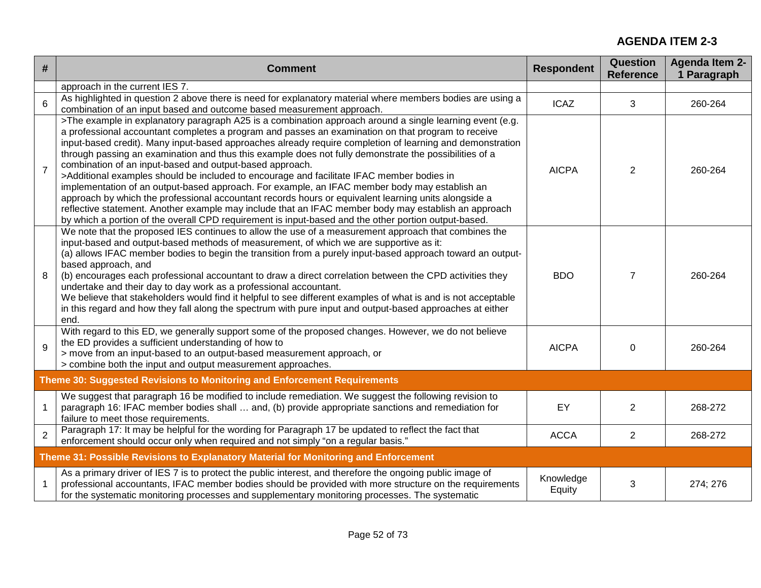**AGENDA ITEM 2-3**

| # | Comment | Respondent | Question Reference | Agenda Item 2-1 Paragraph |
|---|---|---|---|---|
| | approach in the current IES 7. | | | |
| 6 | As highlighted in question 2 above there is need for explanatory material where members bodies are using a combination of an input based and outcome based measurement approach. | ICAZ | 3 | 260-264 |
| 7 | >The example in explanatory paragraph A25 is a combination approach around a single learning event (e.g. a professional accountant completes a program and passes an examination on that program to receive input-based credit). Many input-based approaches already require completion of learning and demonstration through passing an examination and thus this example does not fully demonstrate the possibilities of a combination of an input-based and output-based approach.<br>>Additional examples should be included to encourage and facilitate IFAC member bodies in implementation of an output-based approach. For example, an IFAC member body may establish an approach by which the professional accountant records hours or equivalent learning units alongside a reflective statement. Another example may include that an IFAC member body may establish an approach by which a portion of the overall CPD requirement is input-based and the other portion output-based. | AICPA | 2 | 260-264 |
| 8 | We note that the proposed IES continues to allow the use of a measurement approach that combines the input-based and output-based methods of measurement, of which we are supportive as it:<br>(a) allows IFAC member bodies to begin the transition from a purely input-based approach toward an output-based approach, and<br>(b) encourages each professional accountant to draw a direct correlation between the CPD activities they undertake and their day to day work as a professional accountant.<br>We believe that stakeholders would find it helpful to see different examples of what is and is not acceptable in this regard and how they fall along the spectrum with pure input and output-based approaches at either end. | BDO | 7 | 260-264 |
| 9 | With regard to this ED, we generally support some of the proposed changes. However, we do not believe the ED provides a sufficient understanding of how to<br>> move from an input-based to an output-based measurement approach, or<br>> combine both the input and output measurement approaches. | AICPA | 0 | 260-264 |
| **Theme 30: Suggested Revisions to Monitoring and Enforcement Requirements** | | | | |
| 1 | We suggest that paragraph 16 be modified to include remediation. We suggest the following revision to paragraph 16: IFAC member bodies shall … and, (b) provide appropriate sanctions and remediation for failure to meet those requirements. | EY | 2 | 268-272 |
| 2 | Paragraph 17: It may be helpful for the wording for Paragraph 17 be updated to reflect the fact that enforcement should occur only when required and not simply "on a regular basis." | ACCA | 2 | 268-272 |
| **Theme 31: Possible Revisions to Explanatory Material for Monitoring and Enforcement** | | | | |
| 1 | As a primary driver of IES 7 is to protect the public interest, and therefore the ongoing public image of professional accountants, IFAC member bodies should be provided with more structure on the requirements for the systematic monitoring processes and supplementary monitoring processes. The systematic | Knowledge Equity | 3 | 274; 276 |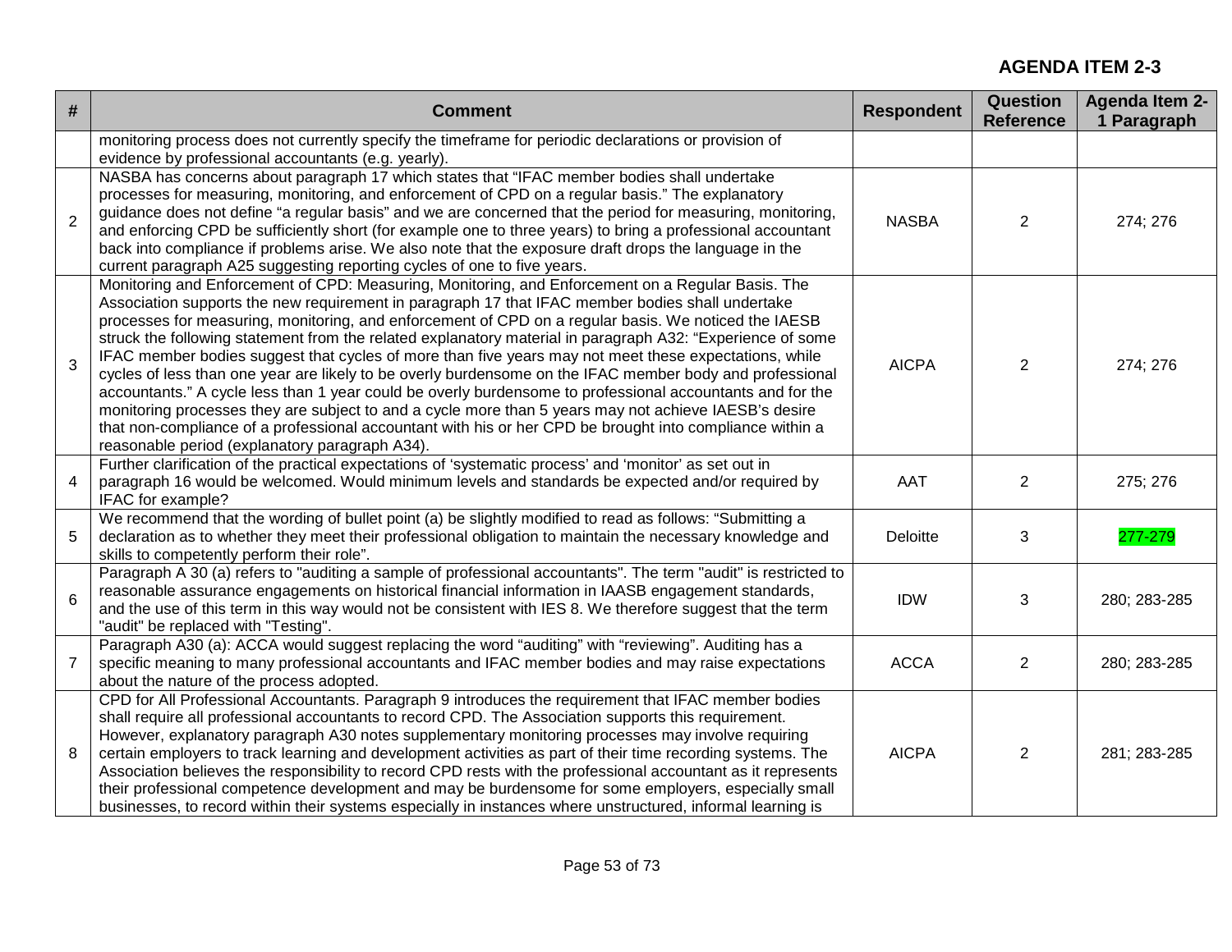## AGENDA ITEM 2-3

| # | Comment | Respondent | Question Reference | Agenda Item 2-1 Paragraph |
|---|---|---|---|---|
| | monitoring process does not currently specify the timeframe for periodic declarations or provision of evidence by professional accountants (e.g. yearly). | | | |
| 2 | NASBA has concerns about paragraph 17 which states that "IFAC member bodies shall undertake processes for measuring, monitoring, and enforcement of CPD on a regular basis." The explanatory guidance does not define "a regular basis" and we are concerned that the period for measuring, monitoring, and enforcing CPD be sufficiently short (for example one to three years) to bring a professional accountant back into compliance if problems arise. We also note that the exposure draft drops the language in the current paragraph A25 suggesting reporting cycles of one to five years. | NASBA | 2 | 274; 276 |
| 3 | Monitoring and Enforcement of CPD: Measuring, Monitoring, and Enforcement on a Regular Basis. The Association supports the new requirement in paragraph 17 that IFAC member bodies shall undertake processes for measuring, monitoring, and enforcement of CPD on a regular basis. We noticed the IAESB struck the following statement from the related explanatory material in paragraph A32: "Experience of some IFAC member bodies suggest that cycles of more than five years may not meet these expectations, while cycles of less than one year are likely to be overly burdensome on the IFAC member body and professional accountants." A cycle less than 1 year could be overly burdensome to professional accountants and for the monitoring processes they are subject to and a cycle more than 5 years may not achieve IAESB's desire that non-compliance of a professional accountant with his or her CPD be brought into compliance within a reasonable period (explanatory paragraph A34). | AICPA | 2 | 274; 276 |
| 4 | Further clarification of the practical expectations of 'systematic process' and 'monitor' as set out in paragraph 16 would be welcomed. Would minimum levels and standards be expected and/or required by IFAC for example? | AAT | 2 | 275; 276 |
| 5 | We recommend that the wording of bullet point (a) be slightly modified to read as follows: "Submitting a declaration as to whether they meet their professional obligation to maintain the necessary knowledge and skills to competently perform their role". | Deloitte | 3 | 277-279 |
| 6 | Paragraph A 30 (a) refers to "auditing a sample of professional accountants". The term "audit" is restricted to reasonable assurance engagements on historical financial information in IAASB engagement standards, and the use of this term in this way would not be consistent with IES 8. We therefore suggest that the term "audit" be replaced with "Testing". | IDW | 3 | 280; 283-285 |
| 7 | Paragraph A30 (a): ACCA would suggest replacing the word "auditing" with "reviewing". Auditing has a specific meaning to many professional accountants and IFAC member bodies and may raise expectations about the nature of the process adopted. | ACCA | 2 | 280; 283-285 |
| 8 | CPD for All Professional Accountants. Paragraph 9 introduces the requirement that IFAC member bodies shall require all professional accountants to record CPD. The Association supports this requirement. However, explanatory paragraph A30 notes supplementary monitoring processes may involve requiring certain employers to track learning and development activities as part of their time recording systems. The Association believes the responsibility to record CPD rests with the professional accountant as it represents their professional competence development and may be burdensome for some employers, especially small businesses, to record within their systems especially in instances where unstructured, informal learning is | AICPA | 2 | 281; 283-285 |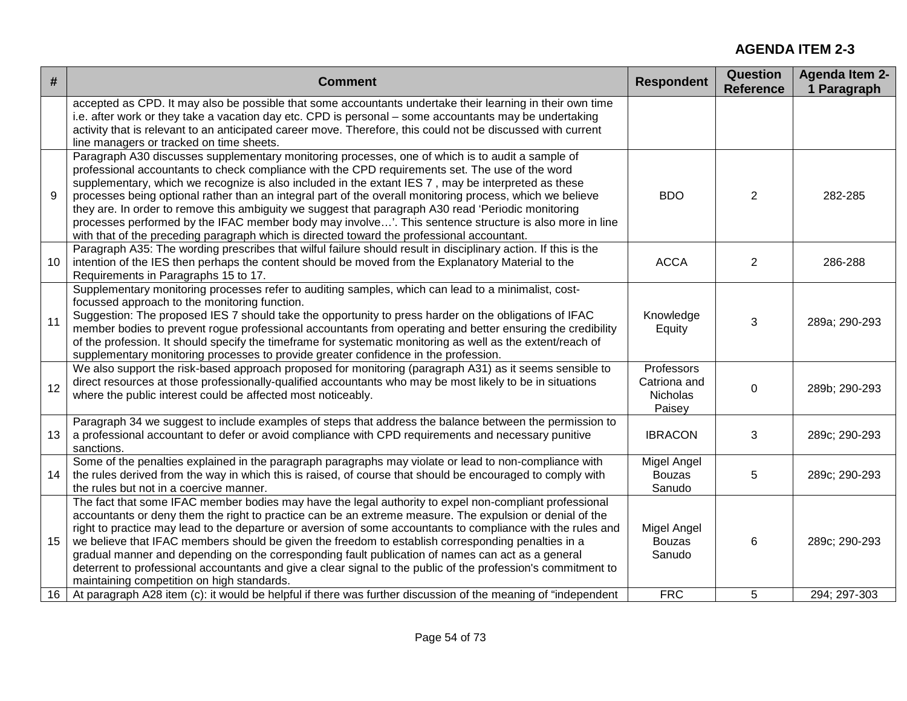**AGENDA ITEM 2-3**

| # | Comment | Respondent | Question Reference | Agenda Item 2-1 Paragraph |
|---|---|---|---|---|
| | accepted as CPD. It may also be possible that some accountants undertake their learning in their own time i.e. after work or they take a vacation day etc. CPD is personal – some accountants may be undertaking activity that is relevant to an anticipated career move. Therefore, this could not be discussed with current line managers or tracked on time sheets. | | | |
| 9 | Paragraph A30 discusses supplementary monitoring processes, one of which is to audit a sample of professional accountants to check compliance with the CPD requirements set. The use of the word supplementary, which we recognize is also included in the extant IES 7 , may be interpreted as these processes being optional rather than an integral part of the overall monitoring process, which we believe they are. In order to remove this ambiguity we suggest that paragraph A30 read 'Periodic monitoring processes performed by the IFAC member body may involve…'. This sentence structure is also more in line with that of the preceding paragraph which is directed toward the professional accountant. | BDO | 2 | 282-285 |
| 10 | Paragraph A35: The wording prescribes that wilful failure should result in disciplinary action. If this is the intention of the IES then perhaps the content should be moved from the Explanatory Material to the Requirements in Paragraphs 15 to 17. | ACCA | 2 | 286-288 |
| 11 | Supplementary monitoring processes refer to auditing samples, which can lead to a minimalist, cost-focussed approach to the monitoring function.<br>Suggestion: The proposed IES 7 should take the opportunity to press harder on the obligations of IFAC member bodies to prevent rogue professional accountants from operating and better ensuring the credibility of the profession. It should specify the timeframe for systematic monitoring as well as the extent/reach of supplementary monitoring processes to provide greater confidence in the profession. | Knowledge Equity | 3 | 289a; 290-293 |
| 12 | We also support the risk-based approach proposed for monitoring (paragraph A31) as it seems sensible to direct resources at those professionally-qualified accountants who may be most likely to be in situations where the public interest could be affected most noticeably. | Professors Catriona and Nicholas Paisey | 0 | 289b; 290-293 |
| 13 | Paragraph 34 we suggest to include examples of steps that address the balance between the permission to a professional accountant to defer or avoid compliance with CPD requirements and necessary punitive sanctions. | IBRACON | 3 | 289c; 290-293 |
| 14 | Some of the penalties explained in the paragraph paragraphs may violate or lead to non-compliance with the rules derived from the way in which this is raised, of course that should be encouraged to comply with the rules but not in a coercive manner. | Migel Angel Bouzas Sanudo | 5 | 289c; 290-293 |
| 15 | The fact that some IFAC member bodies may have the legal authority to expel non-compliant professional accountants or deny them the right to practice can be an extreme measure. The expulsion or denial of the right to practice may lead to the departure or aversion of some accountants to compliance with the rules and we believe that IFAC members should be given the freedom to establish corresponding penalties in a gradual manner and depending on the corresponding fault publication of names can act as a general deterrent to professional accountants and give a clear signal to the public of the profession's commitment to maintaining competition on high standards. | Migel Angel Bouzas Sanudo | 6 | 289c; 290-293 |
| 16 | At paragraph A28 item (c): it would be helpful if there was further discussion of the meaning of "independent | FRC | 5 | 294; 297-303 |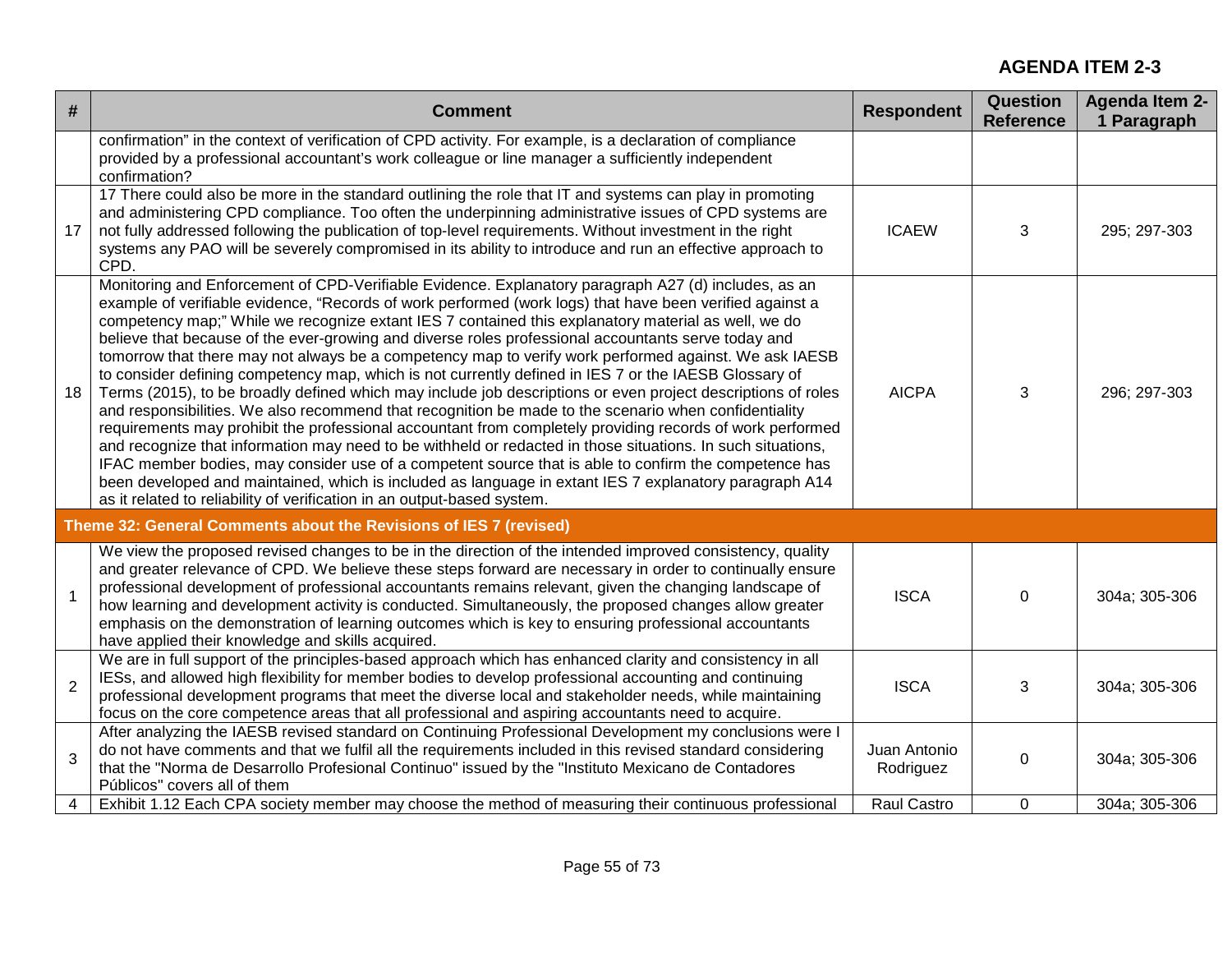**AGENDA ITEM 2-3**

| # | Comment | Respondent | Question Reference | Agenda Item 2-1 Paragraph |
|---|---|---|---|---|
| | confirmation" in the context of verification of CPD activity. For example, is a declaration of compliance provided by a professional accountant's work colleague or line manager a sufficiently independent confirmation? | | | |
| 17 | 17 There could also be more in the standard outlining the role that IT and systems can play in promoting and administering CPD compliance. Too often the underpinning administrative issues of CPD systems are not fully addressed following the publication of top-level requirements. Without investment in the right systems any PAO will be severely compromised in its ability to introduce and run an effective approach to CPD. | ICAEW | 3 | 295; 297-303 |
| 18 | Monitoring and Enforcement of CPD-Verifiable Evidence. Explanatory paragraph A27 (d) includes, as an example of verifiable evidence, "Records of work performed (work logs) that have been verified against a competency map;" While we recognize extant IES 7 contained this explanatory material as well, we do believe that because of the ever-growing and diverse roles professional accountants serve today and tomorrow that there may not always be a competency map to verify work performed against. We ask IAESB to consider defining competency map, which is not currently defined in IES 7 or the IAESB Glossary of Terms (2015), to be broadly defined which may include job descriptions or even project descriptions of roles and responsibilities. We also recommend that recognition be made to the scenario when confidentiality requirements may prohibit the professional accountant from completely providing records of work performed and recognize that information may need to be withheld or redacted in those situations. In such situations, IFAC member bodies, may consider use of a competent source that is able to confirm the competence has been developed and maintained, which is included as language in extant IES 7 explanatory paragraph A14 as it related to reliability of verification in an output-based system. | AICPA | 3 | 296; 297-303 |
| **Theme 32: General Comments about the Revisions of IES 7 (revised)** | | | | |
| 1 | We view the proposed revised changes to be in the direction of the intended improved consistency, quality and greater relevance of CPD. We believe these steps forward are necessary in order to continually ensure professional development of professional accountants remains relevant, given the changing landscape of how learning and development activity is conducted. Simultaneously, the proposed changes allow greater emphasis on the demonstration of learning outcomes which is key to ensuring professional accountants have applied their knowledge and skills acquired. | ISCA | 0 | 304a; 305-306 |
| 2 | We are in full support of the principles-based approach which has enhanced clarity and consistency in all IESs, and allowed high flexibility for member bodies to develop professional accounting and continuing professional development programs that meet the diverse local and stakeholder needs, while maintaining focus on the core competence areas that all professional and aspiring accountants need to acquire. | ISCA | 3 | 304a; 305-306 |
| 3 | After analyzing the IAESB revised standard on Continuing Professional Development my conclusions were I do not have comments and that we fulfil all the requirements included in this revised standard considering that the "Norma de Desarrollo Profesional Continuo" issued by the "Instituto Mexicano de Contadores Públicos" covers all of them | Juan Antonio Rodriguez | 0 | 304a; 305-306 |
| 4 | Exhibit 1.12 Each CPA society member may choose the method of measuring their continuous professional | Raul Castro | 0 | 304a; 305-306 |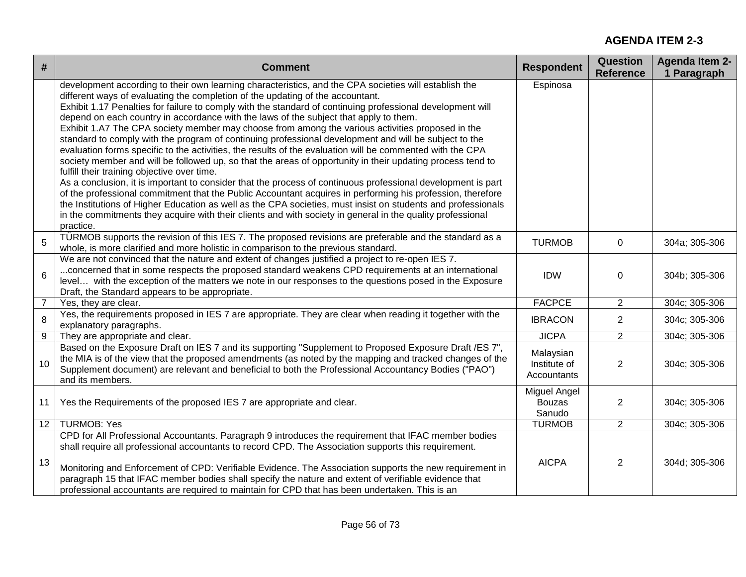**AGENDA ITEM 2-3**

| # | Comment | Respondent | Question Reference | Agenda Item 2-1 Paragraph |
|---|---|---|---|---|
| | development according to their own learning characteristics, and the CPA societies will establish the different ways of evaluating the completion of the updating of the accountant.<br>Exhibit 1.17 Penalties for failure to comply with the standard of continuing professional development will depend on each country in accordance with the laws of the subject that apply to them.<br>Exhibit 1.A7 The CPA society member may choose from among the various activities proposed in the standard to comply with the program of continuing professional development and will be subject to the evaluation forms specific to the activities, the results of the evaluation will be commented with the CPA society member and will be followed up, so that the areas of opportunity in their updating process tend to fulfill their training objective over time.<br>As a conclusion, it is important to consider that the process of continuous professional development is part of the professional commitment that the Public Accountant acquires in performing his profession, therefore the Institutions of Higher Education as well as the CPA societies, must insist on students and professionals in the commitments they acquire with their clients and with society in general in the quality professional practice. | Espinosa | | |
| 5 | TÜRMOB supports the revision of this IES 7. The proposed revisions are preferable and the standard as a whole, is more clarified and more holistic in comparison to the previous standard. | TURMOB | 0 | 304a; 305-306 |
| 6 | We are not convinced that the nature and extent of changes justified a project to re-open IES 7.<br>...concerned that in some respects the proposed standard weakens CPD requirements at an international level… with the exception of the matters we note in our responses to the questions posed in the Exposure Draft, the Standard appears to be appropriate. | IDW | 0 | 304b; 305-306 |
| 7 | Yes, they are clear. | FACPCE | 2 | 304c; 305-306 |
| 8 | Yes, the requirements proposed in IES 7 are appropriate. They are clear when reading it together with the explanatory paragraphs. | IBRACON | 2 | 304c; 305-306 |
| 9 | They are appropriate and clear. | JICPA | 2 | 304c; 305-306 |
| 10 | Based on the Exposure Draft on IES 7 and its supporting "Supplement to Proposed Exposure Draft /ES 7", the MIA is of the view that the proposed amendments (as noted by the mapping and tracked changes of the Supplement document) are relevant and beneficial to both the Professional Accountancy Bodies ("PAO") and its members. | Malaysian Institute of Accountants | 2 | 304c; 305-306 |
| 11 | Yes the Requirements of the proposed IES 7 are appropriate and clear. | Miguel Angel Bouzas Sanudo | 2 | 304c; 305-306 |
| 12 | TURMOB: Yes | TURMOB | 2 | 304c; 305-306 |
| 13 | CPD for All Professional Accountants. Paragraph 9 introduces the requirement that IFAC member bodies shall require all professional accountants to record CPD. The Association supports this requirement.<br><br>Monitoring and Enforcement of CPD: Verifiable Evidence. The Association supports the new requirement in paragraph 15 that IFAC member bodies shall specify the nature and extent of verifiable evidence that professional accountants are required to maintain for CPD that has been undertaken. This is an | AICPA | 2 | 304d; 305-306 |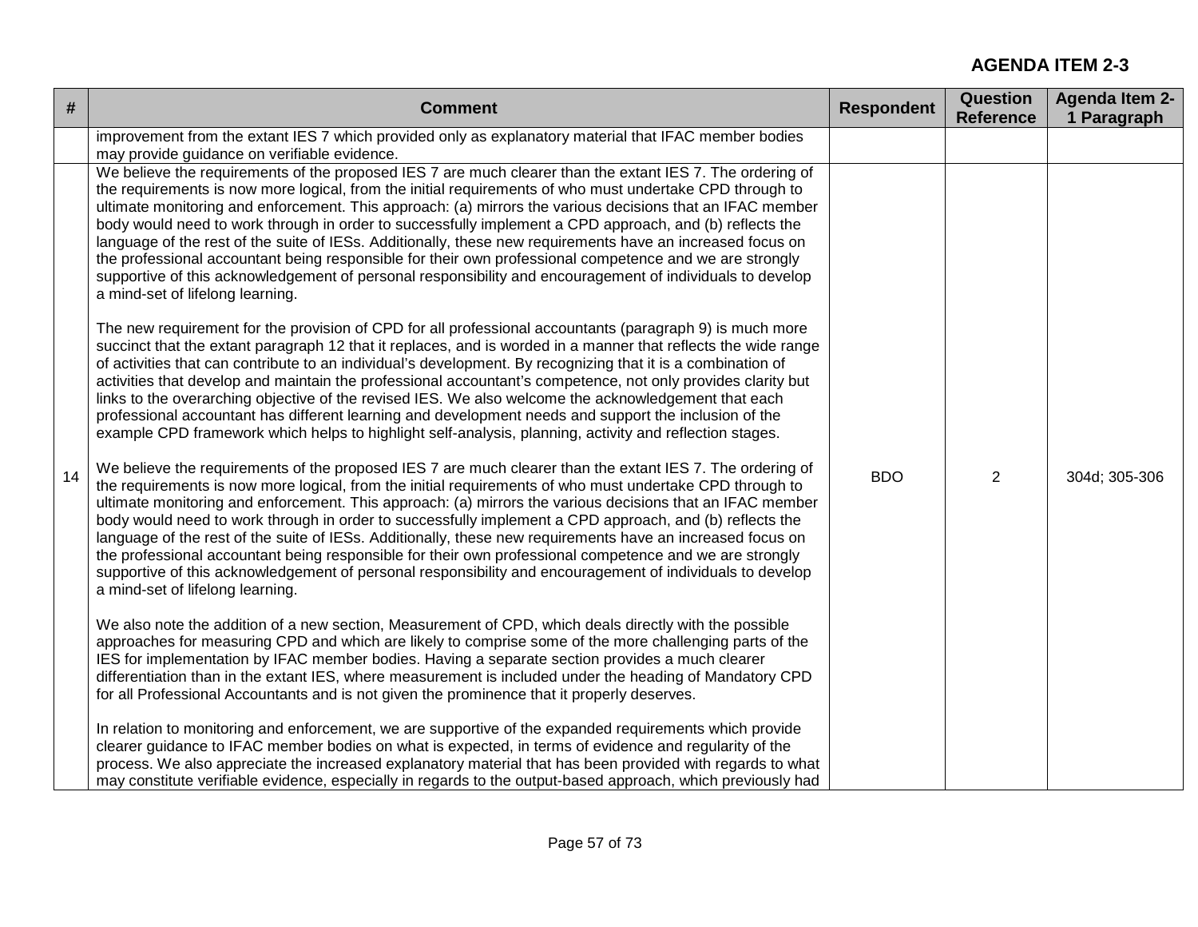**AGENDA ITEM 2-3**

| # | Comment | Respondent | Question Reference | Agenda Item 2-1 Paragraph |
|---|---|---|---|---|
| | improvement from the extant IES 7 which provided only as explanatory material that IFAC member bodies may provide guidance on verifiable evidence. | | | |
| 14 | We believe the requirements of the proposed IES 7 are much clearer than the extant IES 7. The ordering of the requirements is now more logical, from the initial requirements of who must undertake CPD through to ultimate monitoring and enforcement. This approach: (a) mirrors the various decisions that an IFAC member body would need to work through in order to successfully implement a CPD approach, and (b) reflects the language of the rest of the suite of IESs. Additionally, these new requirements have an increased focus on the professional accountant being responsible for their own professional competence and we are strongly supportive of this acknowledgement of personal responsibility and encouragement of individuals to develop a mind-set of lifelong learning.<br><br>The new requirement for the provision of CPD for all professional accountants (paragraph 9) is much more succinct that the extant paragraph 12 that it replaces, and is worded in a manner that reflects the wide range of activities that can contribute to an individual's development. By recognizing that it is a combination of activities that develop and maintain the professional accountant's competence, not only provides clarity but links to the overarching objective of the revised IES. We also welcome the acknowledgement that each professional accountant has different learning and development needs and support the inclusion of the example CPD framework which helps to highlight self-analysis, planning, activity and reflection stages.<br><br>We believe the requirements of the proposed IES 7 are much clearer than the extant IES 7. The ordering of the requirements is now more logical, from the initial requirements of who must undertake CPD through to ultimate monitoring and enforcement. This approach: (a) mirrors the various decisions that an IFAC member body would need to work through in order to successfully implement a CPD approach, and (b) reflects the language of the rest of the suite of IESs. Additionally, these new requirements have an increased focus on the professional accountant being responsible for their own professional competence and we are strongly supportive of this acknowledgement of personal responsibility and encouragement of individuals to develop a mind-set of lifelong learning.<br><br>We also note the addition of a new section, Measurement of CPD, which deals directly with the possible approaches for measuring CPD and which are likely to comprise some of the more challenging parts of the IES for implementation by IFAC member bodies. Having a separate section provides a much clearer differentiation than in the extant IES, where measurement is included under the heading of Mandatory CPD for all Professional Accountants and is not given the prominence that it properly deserves.<br><br>In relation to monitoring and enforcement, we are supportive of the expanded requirements which provide clearer guidance to IFAC member bodies on what is expected, in terms of evidence and regularity of the process. We also appreciate the increased explanatory material that has been provided with regards to what may constitute verifiable evidence, especially in regards to the output-based approach, which previously had | BDO | 2 | 304d; 305-306 |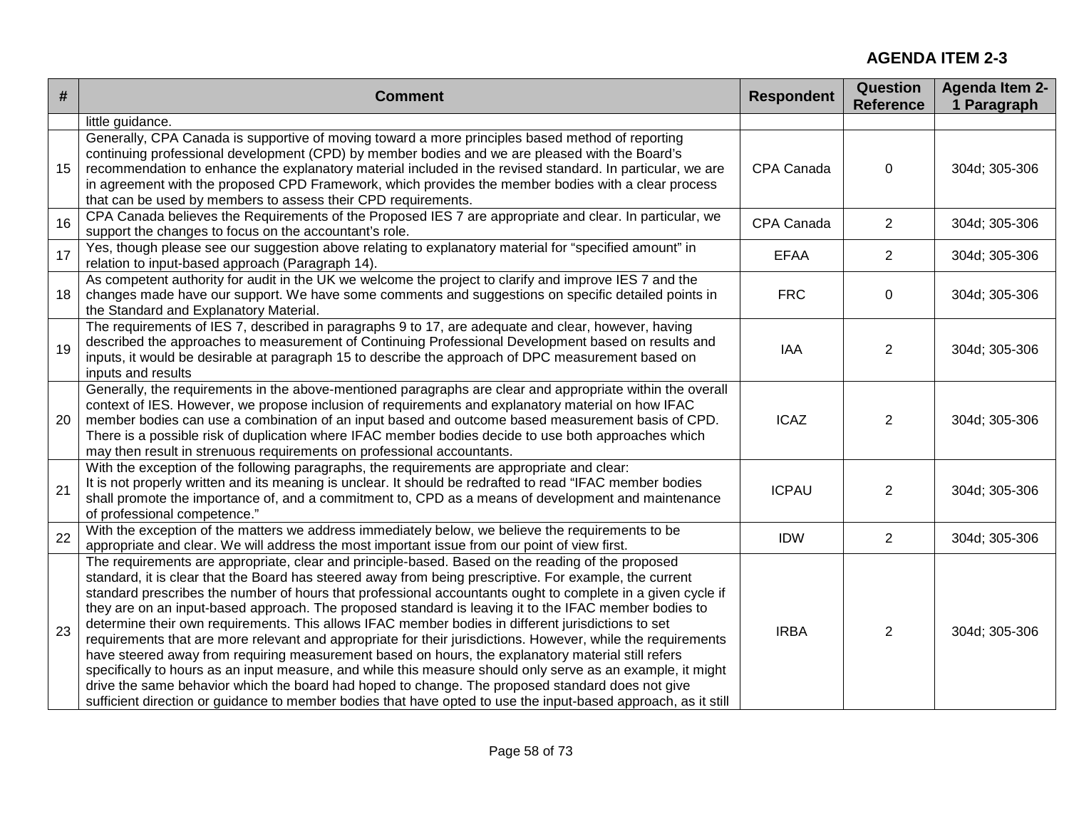**AGENDA ITEM 2-3**

| # | Comment | Respondent | Question Reference | Agenda Item 2-1 Paragraph |
|---|---|---|---|---|
| | little guidance. | | | |
| 15 | Generally, CPA Canada is supportive of moving toward a more principles based method of reporting continuing professional development (CPD) by member bodies and we are pleased with the Board's recommendation to enhance the explanatory material included in the revised standard. In particular, we are in agreement with the proposed CPD Framework, which provides the member bodies with a clear process that can be used by members to assess their CPD requirements. | CPA Canada | 0 | 304d; 305-306 |
| 16 | CPA Canada believes the Requirements of the Proposed IES 7 are appropriate and clear. In particular, we support the changes to focus on the accountant's role. | CPA Canada | 2 | 304d; 305-306 |
| 17 | Yes, though please see our suggestion above relating to explanatory material for "specified amount" in relation to input-based approach (Paragraph 14). | EFAA | 2 | 304d; 305-306 |
| 18 | As competent authority for audit in the UK we welcome the project to clarify and improve IES 7 and the changes made have our support. We have some comments and suggestions on specific detailed points in the Standard and Explanatory Material. | FRC | 0 | 304d; 305-306 |
| 19 | The requirements of IES 7, described in paragraphs 9 to 17, are adequate and clear, however, having described the approaches to measurement of Continuing Professional Development based on results and inputs, it would be desirable at paragraph 15 to describe the approach of DPC measurement based on inputs and results | IAA | 2 | 304d; 305-306 |
| 20 | Generally, the requirements in the above-mentioned paragraphs are clear and appropriate within the overall context of IES. However, we propose inclusion of requirements and explanatory material on how IFAC member bodies can use a combination of an input based and outcome based measurement basis of CPD. There is a possible risk of duplication where IFAC member bodies decide to use both approaches which may then result in strenuous requirements on professional accountants. | ICAZ | 2 | 304d; 305-306 |
| 21 | With the exception of the following paragraphs, the requirements are appropriate and clear:<br>It is not properly written and its meaning is unclear. It should be redrafted to read "IFAC member bodies shall promote the importance of, and a commitment to, CPD as a means of development and maintenance of professional competence." | ICPAU | 2 | 304d; 305-306 |
| 22 | With the exception of the matters we address immediately below, we believe the requirements to be appropriate and clear. We will address the most important issue from our point of view first. | IDW | 2 | 304d; 305-306 |
| 23 | The requirements are appropriate, clear and principle-based. Based on the reading of the proposed standard, it is clear that the Board has steered away from being prescriptive. For example, the current standard prescribes the number of hours that professional accountants ought to complete in a given cycle if they are on an input-based approach. The proposed standard is leaving it to the IFAC member bodies to determine their own requirements. This allows IFAC member bodies in different jurisdictions to set requirements that are more relevant and appropriate for their jurisdictions. However, while the requirements have steered away from requiring measurement based on hours, the explanatory material still refers specifically to hours as an input measure, and while this measure should only serve as an example, it might drive the same behavior which the board had hoped to change. The proposed standard does not give sufficient direction or guidance to member bodies that have opted to use the input-based approach, as it still | IRBA | 2 | 304d; 305-306 |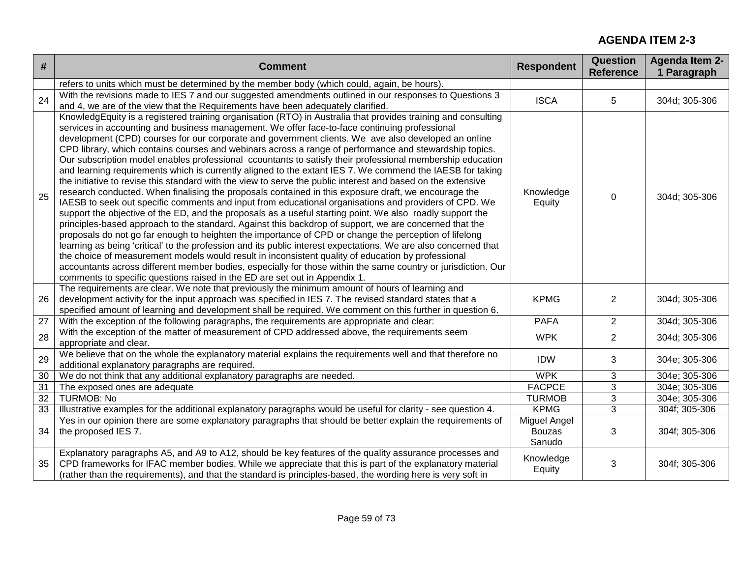**AGENDA ITEM 2-3**

| # | Comment | Respondent | Question Reference | Agenda Item 2-1 Paragraph |
|---|---|---|---|---|
| | refers to units which must be determined by the member body (which could, again, be hours). | | | |
| 24 | With the revisions made to IES 7 and our suggested amendments outlined in our responses to Questions 3 and 4, we are of the view that the Requirements have been adequately clarified. | ISCA | 5 | 304d; 305-306 |
| 25 | KnowledgEquity is a registered training organisation (RTO) in Australia that provides training and consulting services in accounting and business management. We offer face-to-face continuing professional development (CPD) courses for our corporate and government clients. We ave also developed an online CPD library, which contains courses and webinars across a range of performance and stewardship topics. Our subscription model enables professional ccountants to satisfy their professional membership education and learning requirements which is currently aligned to the extant IES 7. We commend the IAESB for taking the initiative to revise this standard with the view to serve the public interest and based on the extensive research conducted. When finalising the proposals contained in this exposure draft, we encourage the IAESB to seek out specific comments and input from educational organisations and providers of CPD. We support the objective of the ED, and the proposals as a useful starting point. We also roadly support the principles-based approach to the standard. Against this backdrop of support, we are concerned that the proposals do not go far enough to heighten the importance of CPD or change the perception of lifelong learning as being 'critical' to the profession and its public interest expectations. We are also concerned that the choice of measurement models would result in inconsistent quality of education by professional accountants across different member bodies, especially for those within the same country or jurisdiction. Our comments to specific questions raised in the ED are set out in Appendix 1. | Knowledge Equity | 0 | 304d; 305-306 |
| 26 | The requirements are clear. We note that previously the minimum amount of hours of learning and development activity for the input approach was specified in IES 7. The revised standard states that a specified amount of learning and development shall be required. We comment on this further in question 6. | KPMG | 2 | 304d; 305-306 |
| 27 | With the exception of the following paragraphs, the requirements are appropriate and clear: | PAFA | 2 | 304d; 305-306 |
| 28 | With the exception of the matter of measurement of CPD addressed above, the requirements seem appropriate and clear. | WPK | 2 | 304d; 305-306 |
| 29 | We believe that on the whole the explanatory material explains the requirements well and that therefore no additional explanatory paragraphs are required. | IDW | 3 | 304e; 305-306 |
| 30 | We do not think that any additional explanatory paragraphs are needed. | WPK | 3 | 304e; 305-306 |
| 31 | The exposed ones are adequate | FACPCE | 3 | 304e; 305-306 |
| 32 | TURMOB: No | TURMOB | 3 | 304e; 305-306 |
| 33 | Illustrative examples for the additional explanatory paragraphs would be useful for clarity - see question 4. | KPMG | 3 | 304f; 305-306 |
| 34 | Yes in our opinion there are some explanatory paragraphs that should be better explain the requirements of the proposed IES 7. | Miguel Angel Bouzas Sanudo | 3 | 304f; 305-306 |
| 35 | Explanatory paragraphs A5, and A9 to A12, should be key features of the quality assurance processes and CPD frameworks for IFAC member bodies. While we appreciate that this is part of the explanatory material (rather than the requirements), and that the standard is principles-based, the wording here is very soft in | Knowledge Equity | 3 | 304f; 305-306 |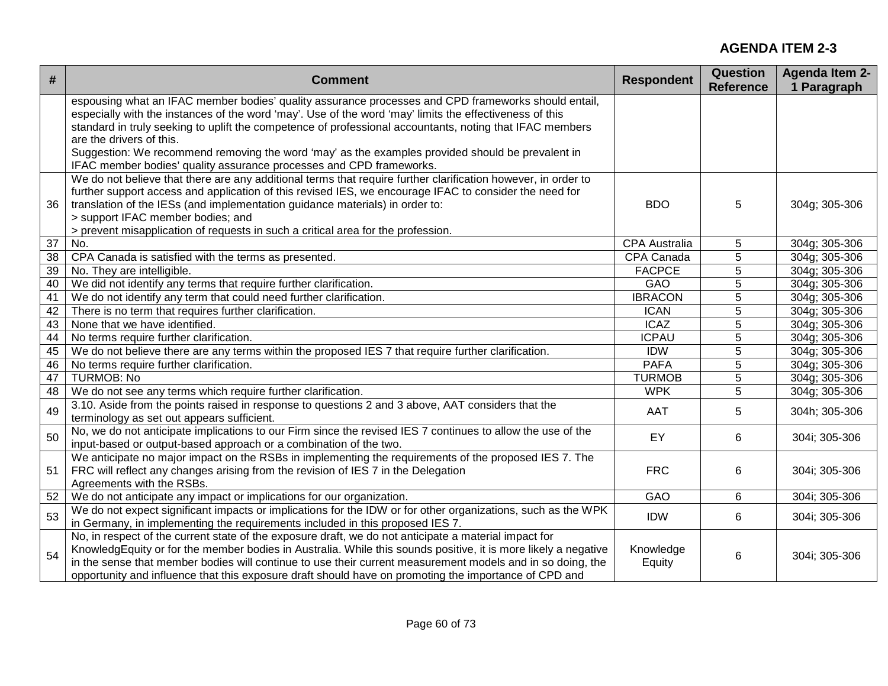**AGENDA ITEM 2-3**

| # | Comment | Respondent | Question Reference | Agenda Item 2-1 Paragraph |
|---|---|---|---|---|
| | espousing what an IFAC member bodies' quality assurance processes and CPD frameworks should entail, especially with the instances of the word 'may'. Use of the word 'may' limits the effectiveness of this standard in truly seeking to uplift the competence of professional accountants, noting that IFAC members are the drivers of this.<br>Suggestion: We recommend removing the word 'may' as the examples provided should be prevalent in IFAC member bodies' quality assurance processes and CPD frameworks. | | | |
| 36 | We do not believe that there are any additional terms that require further clarification however, in order to further support access and application of this revised IES, we encourage IFAC to consider the need for translation of the IESs (and implementation guidance materials) in order to:<br>> support IFAC member bodies; and<br>> prevent misapplication of requests in such a critical area for the profession. | BDO | 5 | 304g; 305-306 |
| 37 | No. | CPA Australia | 5 | 304g; 305-306 |
| 38 | CPA Canada is satisfied with the terms as presented. | CPA Canada | 5 | 304g; 305-306 |
| 39 | No. They are intelligible. | FACPCE | 5 | 304g; 305-306 |
| 40 | We did not identify any terms that require further clarification. | GAO | 5 | 304g; 305-306 |
| 41 | We do not identify any term that could need further clarification. | IBRACON | 5 | 304g; 305-306 |
| 42 | There is no term that requires further clarification. | ICAN | 5 | 304g; 305-306 |
| 43 | None that we have identified. | ICAZ | 5 | 304g; 305-306 |
| 44 | No terms require further clarification. | ICPAU | 5 | 304g; 305-306 |
| 45 | We do not believe there are any terms within the proposed IES 7 that require further clarification. | IDW | 5 | 304g; 305-306 |
| 46 | No terms require further clarification. | PAFA | 5 | 304g; 305-306 |
| 47 | TURMOB: No | TURMOB | 5 | 304g; 305-306 |
| 48 | We do not see any terms which require further clarification. | WPK | 5 | 304g; 305-306 |
| 49 | 3.10. Aside from the points raised in response to questions 2 and 3 above, AAT considers that the terminology as set out appears sufficient. | AAT | 5 | 304h; 305-306 |
| 50 | No, we do not anticipate implications to our Firm since the revised IES 7 continues to allow the use of the input-based or output-based approach or a combination of the two. | EY | 6 | 304i; 305-306 |
| 51 | We anticipate no major impact on the RSBs in implementing the requirements of the proposed IES 7. The FRC will reflect any changes arising from the revision of IES 7 in the Delegation Agreements with the RSBs. | FRC | 6 | 304i; 305-306 |
| 52 | We do not anticipate any impact or implications for our organization. | GAO | 6 | 304i; 305-306 |
| 53 | We do not expect significant impacts or implications for the IDW or for other organizations, such as the WPK in Germany, in implementing the requirements included in this proposed IES 7. | IDW | 6 | 304i; 305-306 |
| 54 | No, in respect of the current state of the exposure draft, we do not anticipate a material impact for KnowledgEquity or for the member bodies in Australia. While this sounds positive, it is more likely a negative in the sense that member bodies will continue to use their current measurement models and in so doing, the opportunity and influence that this exposure draft should have on promoting the importance of CPD and | Knowledge Equity | 6 | 304i; 305-306 |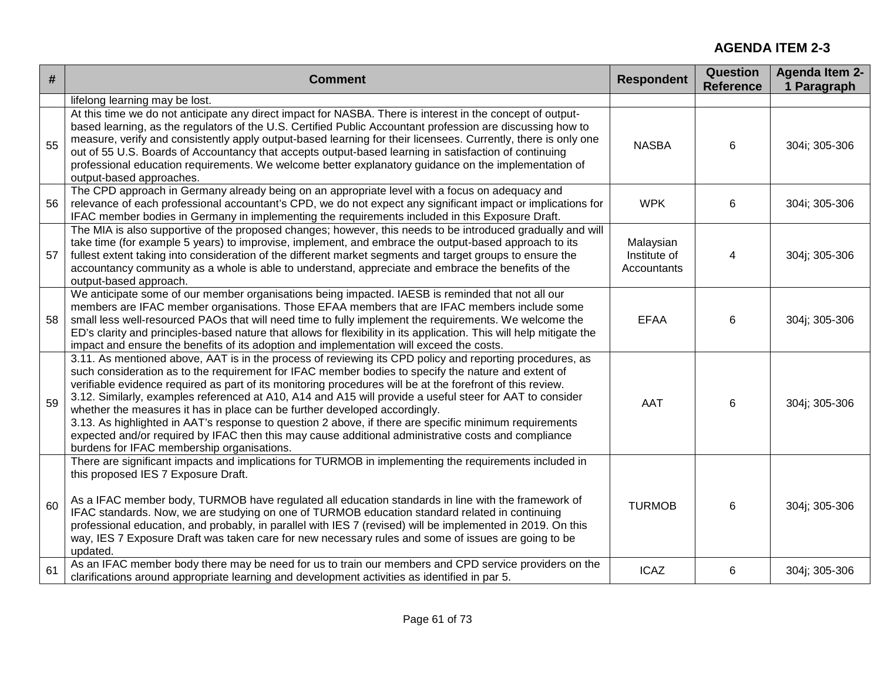**AGENDA ITEM 2-3**

| # | Comment | Respondent | Question Reference | Agenda Item 2-1 Paragraph |
|---|---|---|---|---|
| | lifelong learning may be lost. | | | |
| 55 | At this time we do not anticipate any direct impact for NASBA. There is interest in the concept of output-based learning, as the regulators of the U.S. Certified Public Accountant profession are discussing how to measure, verify and consistently apply output-based learning for their licensees. Currently, there is only one out of 55 U.S. Boards of Accountancy that accepts output-based learning in satisfaction of continuing professional education requirements. We welcome better explanatory guidance on the implementation of output-based approaches. | NASBA | 6 | 304i; 305-306 |
| 56 | The CPD approach in Germany already being on an appropriate level with a focus on adequacy and relevance of each professional accountant's CPD, we do not expect any significant impact or implications for IFAC member bodies in Germany in implementing the requirements included in this Exposure Draft. | WPK | 6 | 304i; 305-306 |
| 57 | The MIA is also supportive of the proposed changes; however, this needs to be introduced gradually and will take time (for example 5 years) to improvise, implement, and embrace the output-based approach to its fullest extent taking into consideration of the different market segments and target groups to ensure the accountancy community as a whole is able to understand, appreciate and embrace the benefits of the output-based approach. | Malaysian Institute of Accountants | 4 | 304j; 305-306 |
| 58 | We anticipate some of our member organisations being impacted. IAESB is reminded that not all our members are IFAC member organisations. Those EFAA members that are IFAC members include some small less well-resourced PAOs that will need time to fully implement the requirements. We welcome the ED's clarity and principles-based nature that allows for flexibility in its application. This will help mitigate the impact and ensure the benefits of its adoption and implementation will exceed the costs. | EFAA | 6 | 304j; 305-306 |
| 59 | 3.11. As mentioned above, AAT is in the process of reviewing its CPD policy and reporting procedures, as such consideration as to the requirement for IFAC member bodies to specify the nature and extent of verifiable evidence required as part of its monitoring procedures will be at the forefront of this review.<br>3.12. Similarly, examples referenced at A10, A14 and A15 will provide a useful steer for AAT to consider whether the measures it has in place can be further developed accordingly.<br>3.13. As highlighted in AAT's response to question 2 above, if there are specific minimum requirements expected and/or required by IFAC then this may cause additional administrative costs and compliance burdens for IFAC membership organisations. | AAT | 6 | 304j; 305-306 |
| 60 | There are significant impacts and implications for TURMOB in implementing the requirements included in this proposed IES 7 Exposure Draft.<br><br>As a IFAC member body, TURMOB have regulated all education standards in line with the framework of IFAC standards. Now, we are studying on one of TURMOB education standard related in continuing professional education, and probably, in parallel with IES 7 (revised) will be implemented in 2019. On this way, IES 7 Exposure Draft was taken care for new necessary rules and some of issues are going to be updated. | TURMOB | 6 | 304j; 305-306 |
| 61 | As an IFAC member body there may be need for us to train our members and CPD service providers on the clarifications around appropriate learning and development activities as identified in par 5. | ICAZ | 6 | 304j; 305-306 |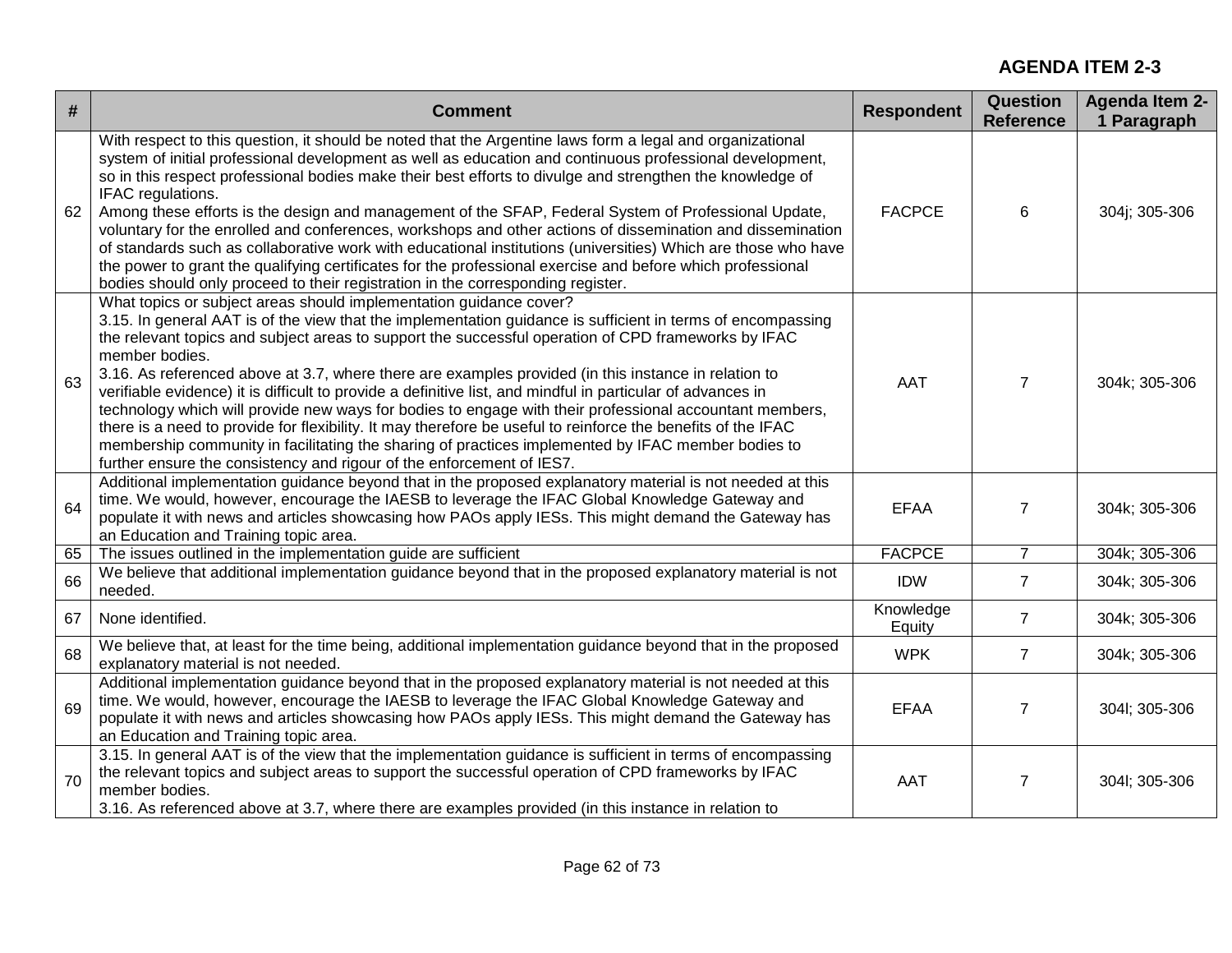**AGENDA ITEM 2-3**

| # | Comment | Respondent | Question Reference | Agenda Item 2-1 Paragraph |
|---|---|---|---|---|
| 62 | With respect to this question, it should be noted that the Argentine laws form a legal and organizational system of initial professional development as well as education and continuous professional development, so in this respect professional bodies make their best efforts to divulge and strengthen the knowledge of IFAC regulations.<br>Among these efforts is the design and management of the SFAP, Federal System of Professional Update, voluntary for the enrolled and conferences, workshops and other actions of dissemination and dissemination of standards such as collaborative work with educational institutions (universities) Which are those who have the power to grant the qualifying certificates for the professional exercise and before which professional bodies should only proceed to their registration in the corresponding register. | FACPCE | 6 | 304j; 305-306 |
| 63 | What topics or subject areas should implementation guidance cover?<br>3.15. In general AAT is of the view that the implementation guidance is sufficient in terms of encompassing the relevant topics and subject areas to support the successful operation of CPD frameworks by IFAC member bodies.<br>3.16. As referenced above at 3.7, where there are examples provided (in this instance in relation to verifiable evidence) it is difficult to provide a definitive list, and mindful in particular of advances in technology which will provide new ways for bodies to engage with their professional accountant members, there is a need to provide for flexibility. It may therefore be useful to reinforce the benefits of the IFAC membership community in facilitating the sharing of practices implemented by IFAC member bodies to further ensure the consistency and rigour of the enforcement of IES7. | AAT | 7 | 304k; 305-306 |
| 64 | Additional implementation guidance beyond that in the proposed explanatory material is not needed at this time. We would, however, encourage the IAESB to leverage the IFAC Global Knowledge Gateway and populate it with news and articles showcasing how PAOs apply IESs. This might demand the Gateway has an Education and Training topic area. | EFAA | 7 | 304k; 305-306 |
| 65 | The issues outlined in the implementation guide are sufficient | FACPCE | 7 | 304k; 305-306 |
| 66 | We believe that additional implementation guidance beyond that in the proposed explanatory material is not needed. | IDW | 7 | 304k; 305-306 |
| 67 | None identified. | Knowledge Equity | 7 | 304k; 305-306 |
| 68 | We believe that, at least for the time being, additional implementation guidance beyond that in the proposed explanatory material is not needed. | WPK | 7 | 304k; 305-306 |
| 69 | Additional implementation guidance beyond that in the proposed explanatory material is not needed at this time. We would, however, encourage the IAESB to leverage the IFAC Global Knowledge Gateway and populate it with news and articles showcasing how PAOs apply IESs. This might demand the Gateway has an Education and Training topic area. | EFAA | 7 | 304l; 305-306 |
| 70 | 3.15. In general AAT is of the view that the implementation guidance is sufficient in terms of encompassing the relevant topics and subject areas to support the successful operation of CPD frameworks by IFAC member bodies.<br>3.16. As referenced above at 3.7, where there are examples provided (in this instance in relation to | AAT | 7 | 304l; 305-306 |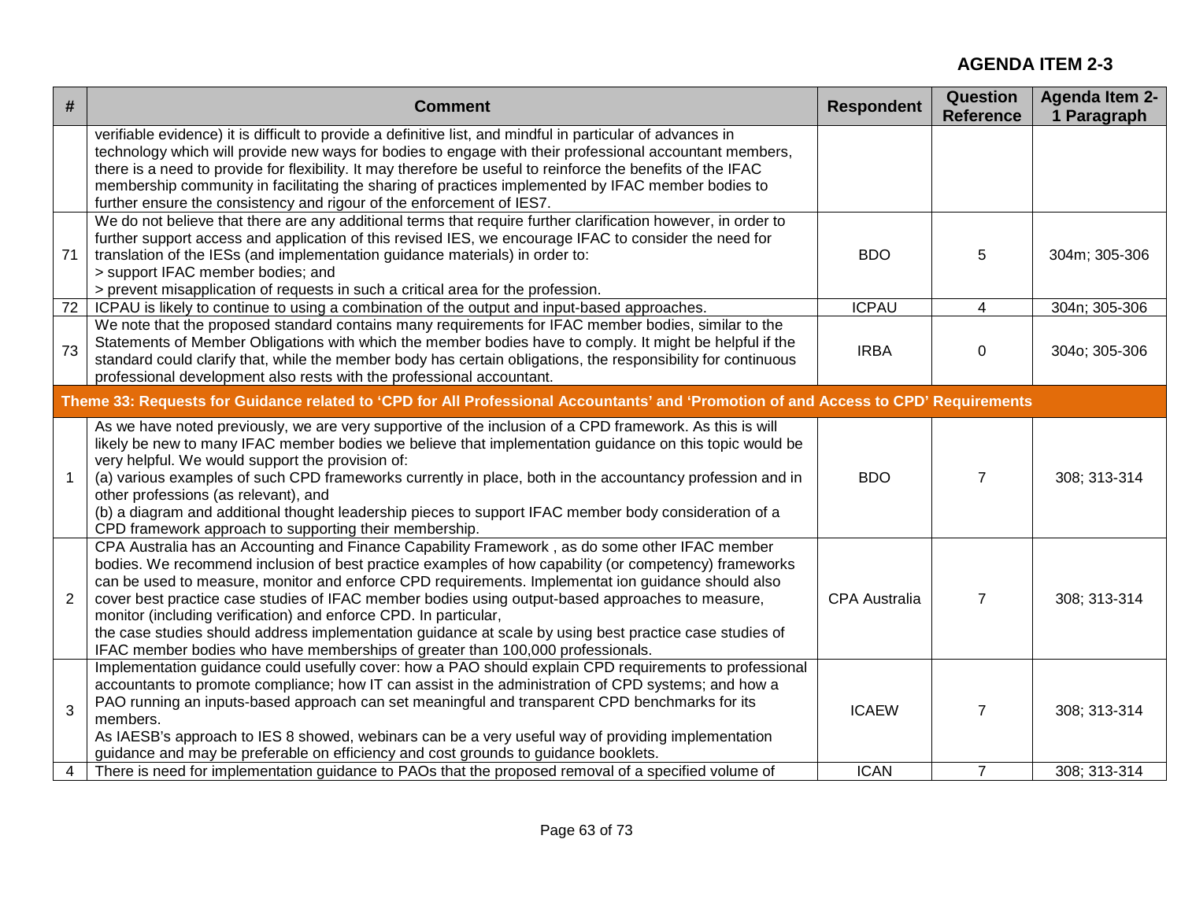**AGENDA ITEM 2-3**

| # | Comment | Respondent | Question Reference | Agenda Item 2-1 Paragraph |
|---|---|---|---|---|
| | verifiable evidence) it is difficult to provide a definitive list, and mindful in particular of advances in technology which will provide new ways for bodies to engage with their professional accountant members, there is a need to provide for flexibility. It may therefore be useful to reinforce the benefits of the IFAC membership community in facilitating the sharing of practices implemented by IFAC member bodies to further ensure the consistency and rigour of the enforcement of IES7. | | | |
| 71 | We do not believe that there are any additional terms that require further clarification however, in order to further support access and application of this revised IES, we encourage IFAC to consider the need for translation of the IESs (and implementation guidance materials) in order to:<br>> support IFAC member bodies; and<br>> prevent misapplication of requests in such a critical area for the profession. | BDO | 5 | 304m; 305-306 |
| 72 | ICPAU is likely to continue to using a combination of the output and input-based approaches. | ICPAU | 4 | 304n; 305-306 |
| 73 | We note that the proposed standard contains many requirements for IFAC member bodies, similar to the Statements of Member Obligations with which the member bodies have to comply. It might be helpful if the standard could clarify that, while the member body has certain obligations, the responsibility for continuous professional development also rests with the professional accountant. | IRBA | 0 | 304o; 305-306 |
| **Theme 33: Requests for Guidance related to 'CPD for All Professional Accountants' and 'Promotion of and Access to CPD' Requirements** | | | | |
| 1 | As we have noted previously, we are very supportive of the inclusion of a CPD framework. As this is will likely be new to many IFAC member bodies we believe that implementation guidance on this topic would be very helpful. We would support the provision of:<br>(a) various examples of such CPD frameworks currently in place, both in the accountancy profession and in other professions (as relevant), and<br>(b) a diagram and additional thought leadership pieces to support IFAC member body consideration of a CPD framework approach to supporting their membership. | BDO | 7 | 308; 313-314 |
| 2 | CPA Australia has an Accounting and Finance Capability Framework , as do some other IFAC member bodies. We recommend inclusion of best practice examples of how capability (or competency) frameworks can be used to measure, monitor and enforce CPD requirements. Implementat ion guidance should also cover best practice case studies of IFAC member bodies using output-based approaches to measure, monitor (including verification) and enforce CPD. In particular,<br>the case studies should address implementation guidance at scale by using best practice case studies of IFAC member bodies who have memberships of greater than 100,000 professionals. | CPA Australia | 7 | 308; 313-314 |
| 3 | Implementation guidance could usefully cover: how a PAO should explain CPD requirements to professional accountants to promote compliance; how IT can assist in the administration of CPD systems; and how a PAO running an inputs-based approach can set meaningful and transparent CPD benchmarks for its members.<br>As IAESB's approach to IES 8 showed, webinars can be a very useful way of providing implementation guidance and may be preferable on efficiency and cost grounds to guidance booklets. | ICAEW | 7 | 308; 313-314 |
| 4 | There is need for implementation guidance to PAOs that the proposed removal of a specified volume of | ICAN | 7 | 308; 313-314 |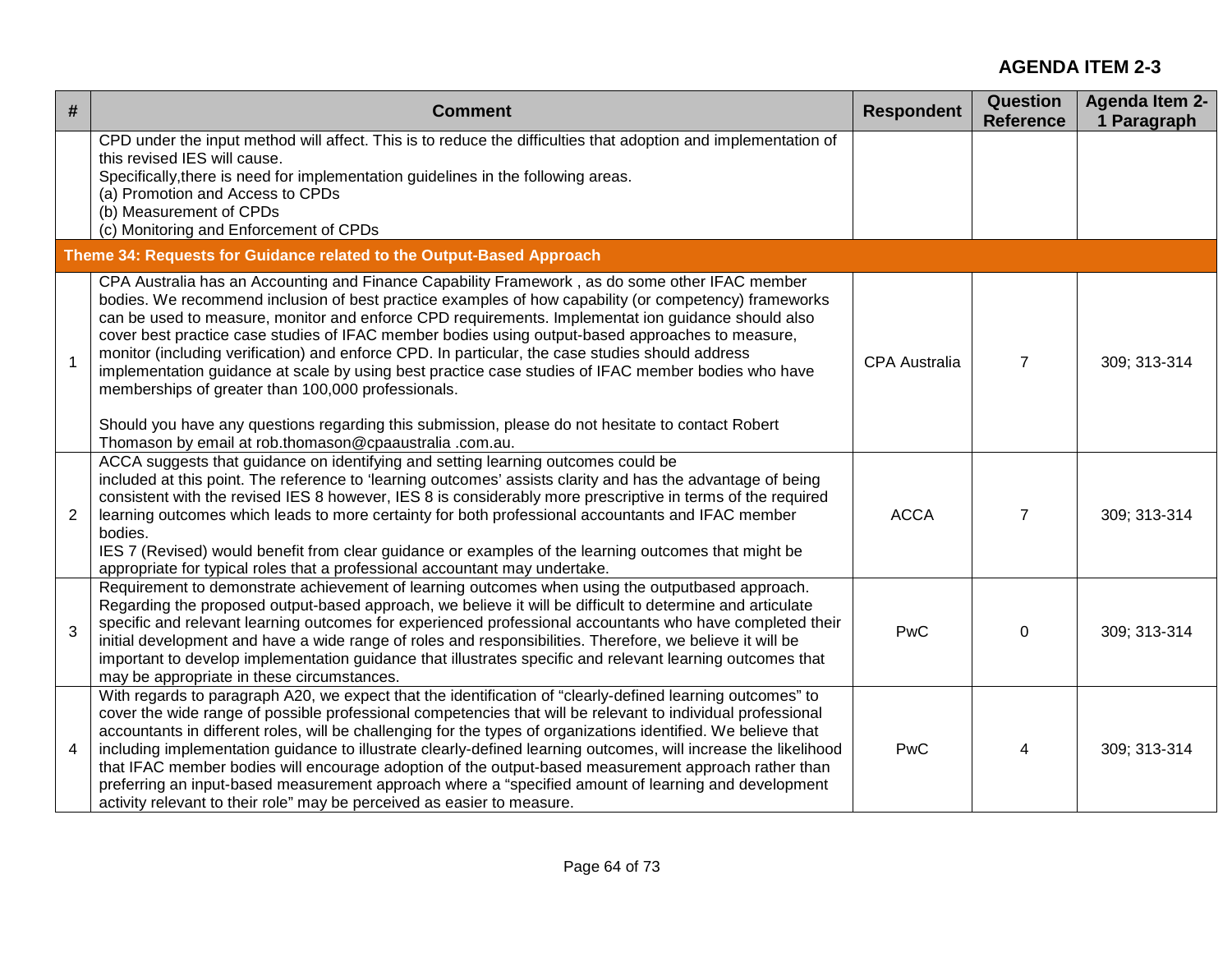**AGENDA ITEM 2-3**

| # | Comment | Respondent | Question Reference | Agenda Item 2-1 Paragraph |
|---|---|---|---|---|
| | CPD under the input method will affect. This is to reduce the difficulties that adoption and implementation of this revised IES will cause.<br>Specifically,there is need for implementation guidelines in the following areas.<br>(a) Promotion and Access to CPDs<br>(b) Measurement of CPDs<br>(c) Monitoring and Enforcement of CPDs | | | |
| **Theme 34: Requests for Guidance related to the Output-Based Approach** | | | | |
| 1 | CPA Australia has an Accounting and Finance Capability Framework , as do some other IFAC member bodies. We recommend inclusion of best practice examples of how capability (or competency) frameworks can be used to measure, monitor and enforce CPD requirements. Implementat ion guidance should also cover best practice case studies of IFAC member bodies using output-based approaches to measure, monitor (including verification) and enforce CPD. In particular, the case studies should address implementation guidance at scale by using best practice case studies of IFAC member bodies who have memberships of greater than 100,000 professionals.<br><br>Should you have any questions regarding this submission, please do not hesitate to contact Robert Thomason by email at rob.thomason@cpaaustralia .com.au. | CPA Australia | 7 | 309; 313-314 |
| 2 | ACCA suggests that guidance on identifying and setting learning outcomes could be included at this point. The reference to 'learning outcomes' assists clarity and has the advantage of being consistent with the revised IES 8 however, IES 8 is considerably more prescriptive in terms of the required learning outcomes which leads to more certainty for both professional accountants and IFAC member bodies.<br>IES 7 (Revised) would benefit from clear guidance or examples of the learning outcomes that might be appropriate for typical roles that a professional accountant may undertake. | ACCA | 7 | 309; 313-314 |
| 3 | Requirement to demonstrate achievement of learning outcomes when using the outputbased approach. Regarding the proposed output-based approach, we believe it will be difficult to determine and articulate specific and relevant learning outcomes for experienced professional accountants who have completed their initial development and have a wide range of roles and responsibilities. Therefore, we believe it will be important to develop implementation guidance that illustrates specific and relevant learning outcomes that may be appropriate in these circumstances. | PwC | 0 | 309; 313-314 |
| 4 | With regards to paragraph A20, we expect that the identification of "clearly-defined learning outcomes" to cover the wide range of possible professional competencies that will be relevant to individual professional accountants in different roles, will be challenging for the types of organizations identified. We believe that including implementation guidance to illustrate clearly-defined learning outcomes, will increase the likelihood that IFAC member bodies will encourage adoption of the output-based measurement approach rather than preferring an input-based measurement approach where a "specified amount of learning and development activity relevant to their role" may be perceived as easier to measure. | PwC | 4 | 309; 313-314 |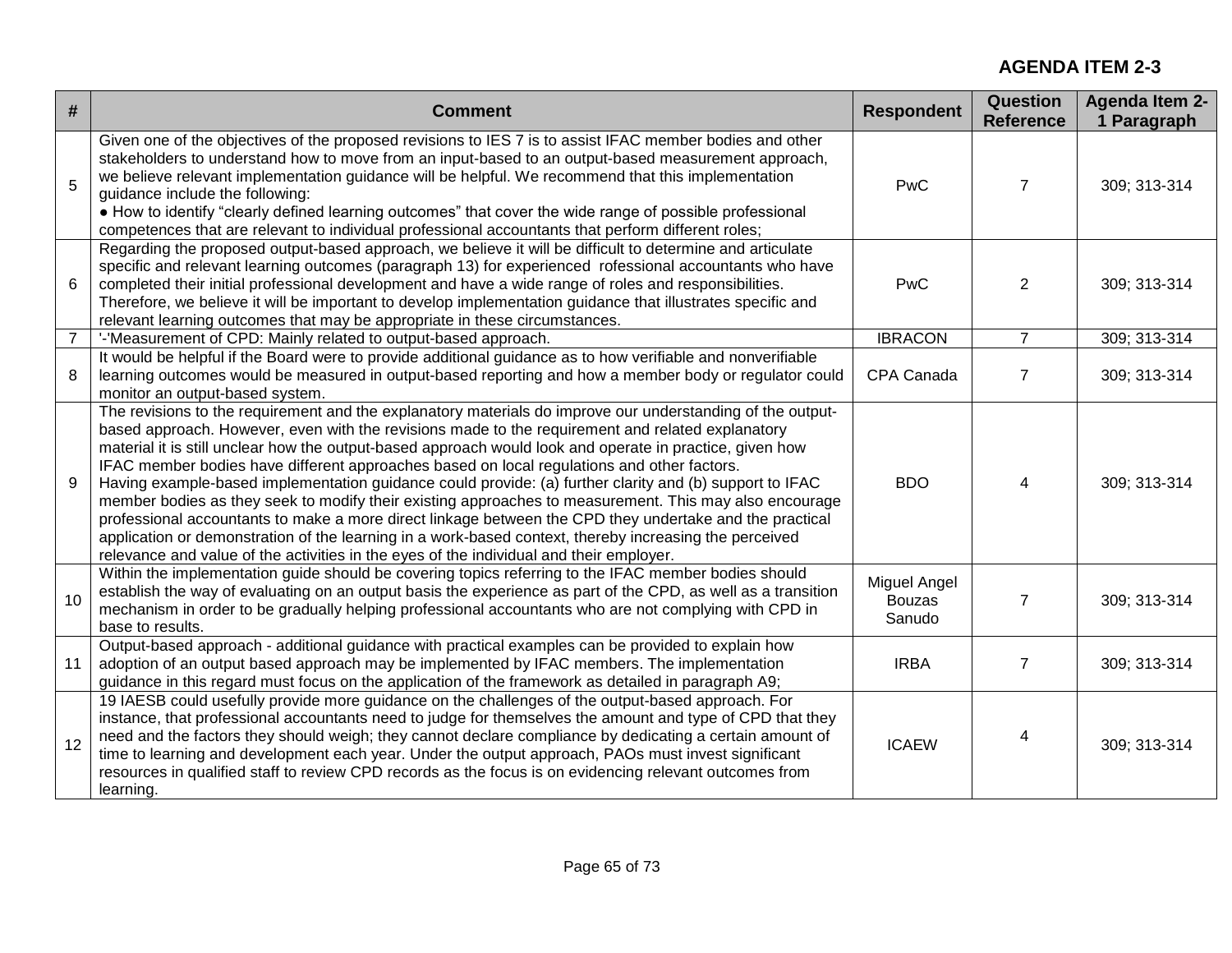**AGENDA ITEM 2-3**

| # | Comment | Respondent | Question Reference | Agenda Item 2-1 Paragraph |
|---|---|---|---|---|
| 5 | Given one of the objectives of the proposed revisions to IES 7 is to assist IFAC member bodies and other stakeholders to understand how to move from an input-based to an output-based measurement approach, we believe relevant implementation guidance will be helpful. We recommend that this implementation guidance include the following: ● How to identify "clearly defined learning outcomes" that cover the wide range of possible professional competences that are relevant to individual professional accountants that perform different roles; | PwC | 7 | 309; 313-314 |
| 6 | Regarding the proposed output-based approach, we believe it will be difficult to determine and articulate specific and relevant learning outcomes (paragraph 13) for experienced rofessional accountants who have completed their initial professional development and have a wide range of roles and responsibilities. Therefore, we believe it will be important to develop implementation guidance that illustrates specific and relevant learning outcomes that may be appropriate in these circumstances. | PwC | 2 | 309; 313-314 |
| 7 | '-'Measurement of CPD: Mainly related to output-based approach. | IBRACON | 7 | 309; 313-314 |
| 8 | It would be helpful if the Board were to provide additional guidance as to how verifiable and nonverifiable learning outcomes would be measured in output-based reporting and how a member body or regulator could monitor an output-based system. | CPA Canada | 7 | 309; 313-314 |
| 9 | The revisions to the requirement and the explanatory materials do improve our understanding of the output-based approach. However, even with the revisions made to the requirement and related explanatory material it is still unclear how the output-based approach would look and operate in practice, given how IFAC member bodies have different approaches based on local regulations and other factors. Having example-based implementation guidance could provide: (a) further clarity and (b) support to IFAC member bodies as they seek to modify their existing approaches to measurement. This may also encourage professional accountants to make a more direct linkage between the CPD they undertake and the practical application or demonstration of the learning in a work-based context, thereby increasing the perceived relevance and value of the activities in the eyes of the individual and their employer. | BDO | 4 | 309; 313-314 |
| 10 | Within the implementation guide should be covering topics referring to the IFAC member bodies should establish the way of evaluating on an output basis the experience as part of the CPD, as well as a transition mechanism in order to be gradually helping professional accountants who are not complying with CPD in base to results. | Miguel Angel Bouzas Sanudo | 7 | 309; 313-314 |
| 11 | Output-based approach - additional guidance with practical examples can be provided to explain how adoption of an output based approach may be implemented by IFAC members. The implementation guidance in this regard must focus on the application of the framework as detailed in paragraph A9; | IRBA | 7 | 309; 313-314 |
| 12 | 19 IAESB could usefully provide more guidance on the challenges of the output-based approach. For instance, that professional accountants need to judge for themselves the amount and type of CPD that they need and the factors they should weigh; they cannot declare compliance by dedicating a certain amount of time to learning and development each year. Under the output approach, PAOs must invest significant resources in qualified staff to review CPD records as the focus is on evidencing relevant outcomes from learning. | ICAEW | 4 | 309; 313-314 |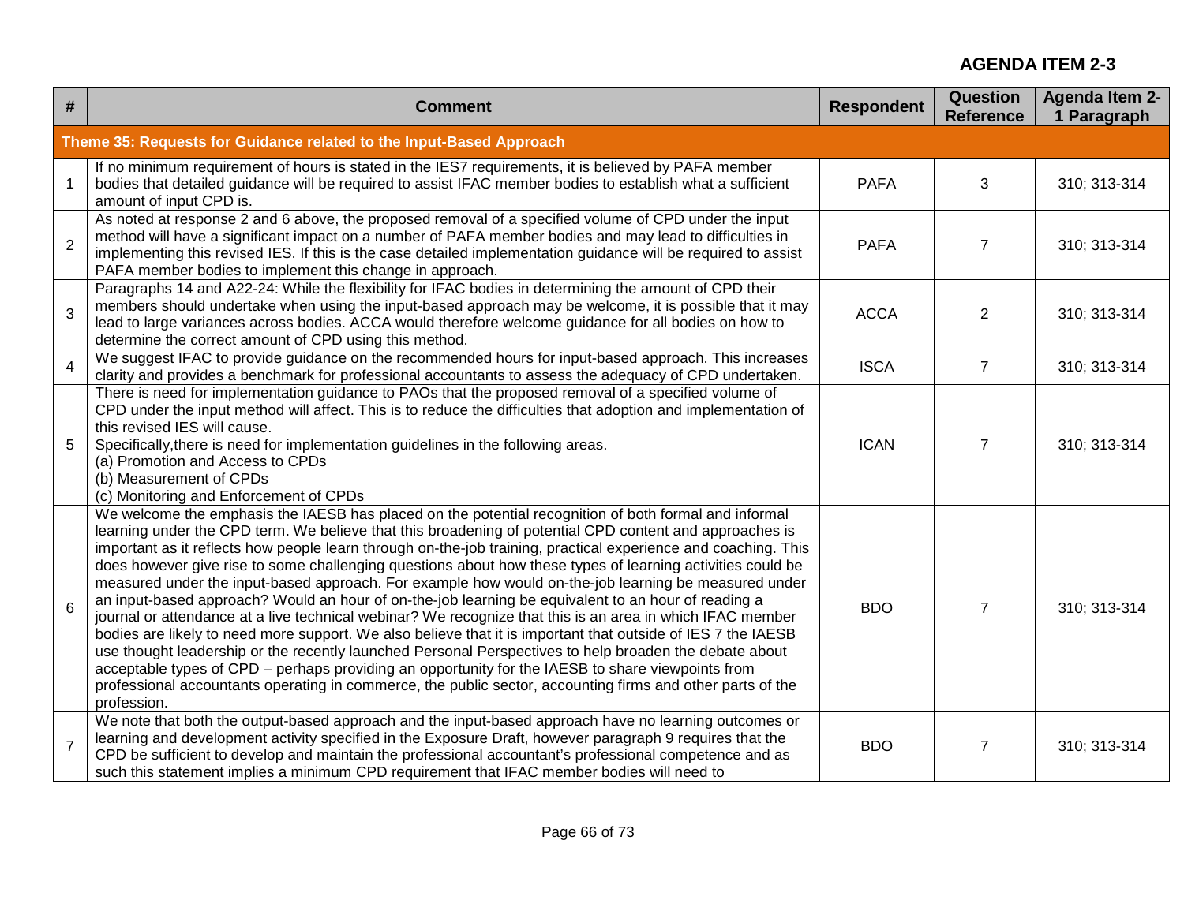**AGENDA ITEM 2-3**

| # | Comment | Respondent | Question Reference | Agenda Item 2-1 Paragraph |
|---|---|---|---|---|
| **Theme 35: Requests for Guidance related to the Input-Based Approach** | | | | |
| 1 | If no minimum requirement of hours is stated in the IES7 requirements, it is believed by PAFA member bodies that detailed guidance will be required to assist IFAC member bodies to establish what a sufficient amount of input CPD is. | PAFA | 3 | 310; 313-314 |
| 2 | As noted at response 2 and 6 above, the proposed removal of a specified volume of CPD under the input method will have a significant impact on a number of PAFA member bodies and may lead to difficulties in implementing this revised IES. If this is the case detailed implementation guidance will be required to assist PAFA member bodies to implement this change in approach. | PAFA | 7 | 310; 313-314 |
| 3 | Paragraphs 14 and A22-24: While the flexibility for IFAC bodies in determining the amount of CPD their members should undertake when using the input-based approach may be welcome, it is possible that it may lead to large variances across bodies. ACCA would therefore welcome guidance for all bodies on how to determine the correct amount of CPD using this method. | ACCA | 2 | 310; 313-314 |
| 4 | We suggest IFAC to provide guidance on the recommended hours for input-based approach. This increases clarity and provides a benchmark for professional accountants to assess the adequacy of CPD undertaken. | ISCA | 7 | 310; 313-314 |
| 5 | There is need for implementation guidance to PAOs that the proposed removal of a specified volume of CPD under the input method will affect. This is to reduce the difficulties that adoption and implementation of this revised IES will cause.<br>Specifically,there is need for implementation guidelines in the following areas.<br>(a) Promotion and Access to CPDs<br>(b) Measurement of CPDs<br>(c) Monitoring and Enforcement of CPDs | ICAN | 7 | 310; 313-314 |
| 6 | We welcome the emphasis the IAESB has placed on the potential recognition of both formal and informal learning under the CPD term. We believe that this broadening of potential CPD content and approaches is important as it reflects how people learn through on-the-job training, practical experience and coaching. This does however give rise to some challenging questions about how these types of learning activities could be measured under the input-based approach. For example how would on-the-job learning be measured under an input-based approach? Would an hour of on-the-job learning be equivalent to an hour of reading a journal or attendance at a live technical webinar? We recognize that this is an area in which IFAC member bodies are likely to need more support. We also believe that it is important that outside of IES 7 the IAESB use thought leadership or the recently launched Personal Perspectives to help broaden the debate about acceptable types of CPD – perhaps providing an opportunity for the IAESB to share viewpoints from professional accountants operating in commerce, the public sector, accounting firms and other parts of the profession. | BDO | 7 | 310; 313-314 |
| 7 | We note that both the output-based approach and the input-based approach have no learning outcomes or learning and development activity specified in the Exposure Draft, however paragraph 9 requires that the CPD be sufficient to develop and maintain the professional accountant's professional competence and as such this statement implies a minimum CPD requirement that IFAC member bodies will need to | BDO | 7 | 310; 313-314 |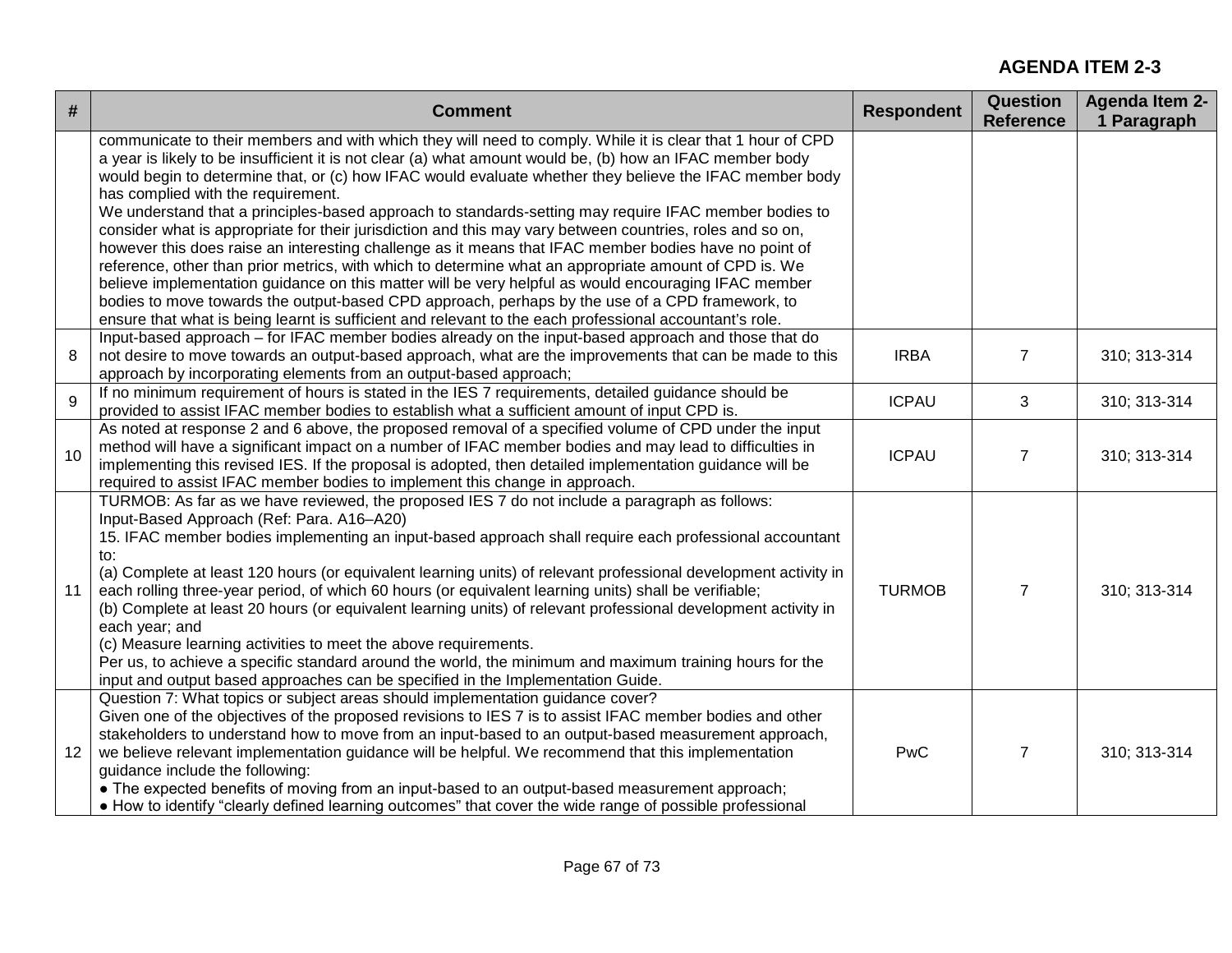**AGENDA ITEM 2-3**

| # | Comment | Respondent | Question Reference | Agenda Item 2-1 Paragraph |
|---|---|---|---|---|
| | communicate to their members and with which they will need to comply. While it is clear that 1 hour of CPD a year is likely to be insufficient it is not clear (a) what amount would be, (b) how an IFAC member body would begin to determine that, or (c) how IFAC would evaluate whether they believe the IFAC member body has complied with the requirement.<br>We understand that a principles-based approach to standards-setting may require IFAC member bodies to consider what is appropriate for their jurisdiction and this may vary between countries, roles and so on, however this does raise an interesting challenge as it means that IFAC member bodies have no point of reference, other than prior metrics, with which to determine what an appropriate amount of CPD is. We believe implementation guidance on this matter will be very helpful as would encouraging IFAC member bodies to move towards the output-based CPD approach, perhaps by the use of a CPD framework, to ensure that what is being learnt is sufficient and relevant to the each professional accountant's role. | | | |
| 8 | Input-based approach – for IFAC member bodies already on the input-based approach and those that do not desire to move towards an output-based approach, what are the improvements that can be made to this approach by incorporating elements from an output-based approach; | IRBA | 7 | 310; 313-314 |
| 9 | If no minimum requirement of hours is stated in the IES 7 requirements, detailed guidance should be provided to assist IFAC member bodies to establish what a sufficient amount of input CPD is. | ICPAU | 3 | 310; 313-314 |
| 10 | As noted at response 2 and 6 above, the proposed removal of a specified volume of CPD under the input method will have a significant impact on a number of IFAC member bodies and may lead to difficulties in implementing this revised IES. If the proposal is adopted, then detailed implementation guidance will be required to assist IFAC member bodies to implement this change in approach. | ICPAU | 7 | 310; 313-314 |
| 11 | TURMOB: As far as we have reviewed, the proposed IES 7 do not include a paragraph as follows:<br>Input-Based Approach (Ref: Para. A16–A20)<br>15. IFAC member bodies implementing an input-based approach shall require each professional accountant to:<br>(a) Complete at least 120 hours (or equivalent learning units) of relevant professional development activity in each rolling three-year period, of which 60 hours (or equivalent learning units) shall be verifiable;<br>(b) Complete at least 20 hours (or equivalent learning units) of relevant professional development activity in each year; and<br>(c) Measure learning activities to meet the above requirements.<br>Per us, to achieve a specific standard around the world, the minimum and maximum training hours for the input and output based approaches can be specified in the Implementation Guide. | TURMOB | 7 | 310; 313-314 |
| 12 | Question 7: What topics or subject areas should implementation guidance cover?<br>Given one of the objectives of the proposed revisions to IES 7 is to assist IFAC member bodies and other stakeholders to understand how to move from an input-based to an output-based measurement approach, we believe relevant implementation guidance will be helpful. We recommend that this implementation guidance include the following:<br>● The expected benefits of moving from an input-based to an output-based measurement approach;<br>● How to identify "clearly defined learning outcomes" that cover the wide range of possible professional | PwC | 7 | 310; 313-314 |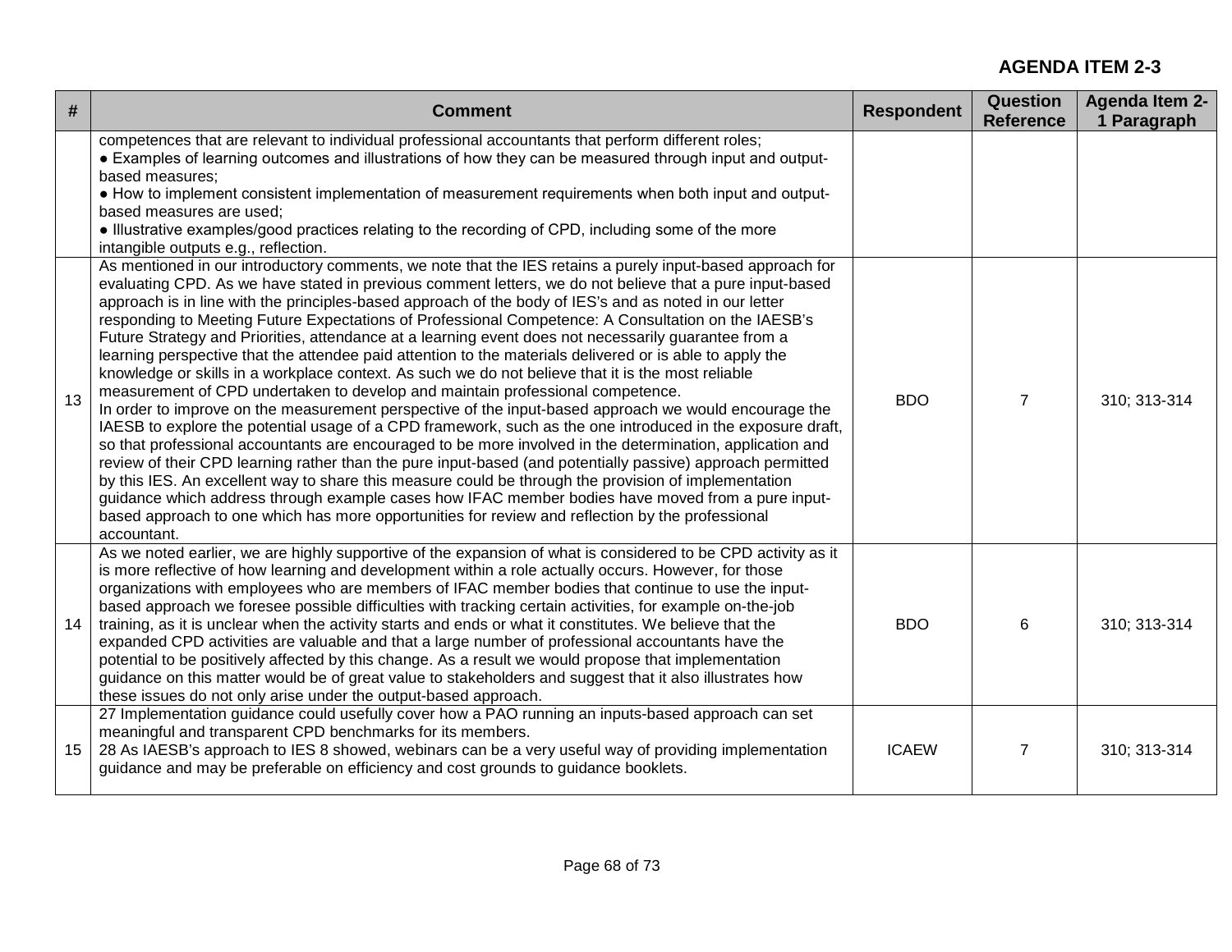**AGENDA ITEM 2-3**

| # | Comment | Respondent | Question Reference | Agenda Item 2-1 Paragraph |
|---|---|---|---|---|
| | competences that are relevant to individual professional accountants that perform different roles;<br>● Examples of learning outcomes and illustrations of how they can be measured through input and output-based measures;<br>● How to implement consistent implementation of measurement requirements when both input and output-based measures are used;<br>● Illustrative examples/good practices relating to the recording of CPD, including some of the more intangible outputs e.g., reflection. | | | |
| 13 | As mentioned in our introductory comments, we note that the IES retains a purely input-based approach for evaluating CPD. As we have stated in previous comment letters, we do not believe that a pure input-based approach is in line with the principles-based approach of the body of IES's and as noted in our letter responding to Meeting Future Expectations of Professional Competence: A Consultation on the IAESB's Future Strategy and Priorities, attendance at a learning event does not necessarily guarantee from a learning perspective that the attendee paid attention to the materials delivered or is able to apply the knowledge or skills in a workplace context. As such we do not believe that it is the most reliable measurement of CPD undertaken to develop and maintain professional competence.<br>In order to improve on the measurement perspective of the input-based approach we would encourage the IAESB to explore the potential usage of a CPD framework, such as the one introduced in the exposure draft, so that professional accountants are encouraged to be more involved in the determination, application and review of their CPD learning rather than the pure input-based (and potentially passive) approach permitted by this IES. An excellent way to share this measure could be through the provision of implementation guidance which address through example cases how IFAC member bodies have moved from a pure input-based approach to one which has more opportunities for review and reflection by the professional accountant. | BDO | 7 | 310; 313-314 |
| 14 | As we noted earlier, we are highly supportive of the expansion of what is considered to be CPD activity as it is more reflective of how learning and development within a role actually occurs. However, for those organizations with employees who are members of IFAC member bodies that continue to use the input-based approach we foresee possible difficulties with tracking certain activities, for example on-the-job training, as it is unclear when the activity starts and ends or what it constitutes. We believe that the expanded CPD activities are valuable and that a large number of professional accountants have the potential to be positively affected by this change. As a result we would propose that implementation guidance on this matter would be of great value to stakeholders and suggest that it also illustrates how these issues do not only arise under the output-based approach. | BDO | 6 | 310; 313-314 |
| 15 | 27 Implementation guidance could usefully cover how a PAO running an inputs-based approach can set meaningful and transparent CPD benchmarks for its members.<br>28 As IAESB's approach to IES 8 showed, webinars can be a very useful way of providing implementation guidance and may be preferable on efficiency and cost grounds to guidance booklets. | ICAEW | 7 | 310; 313-314 |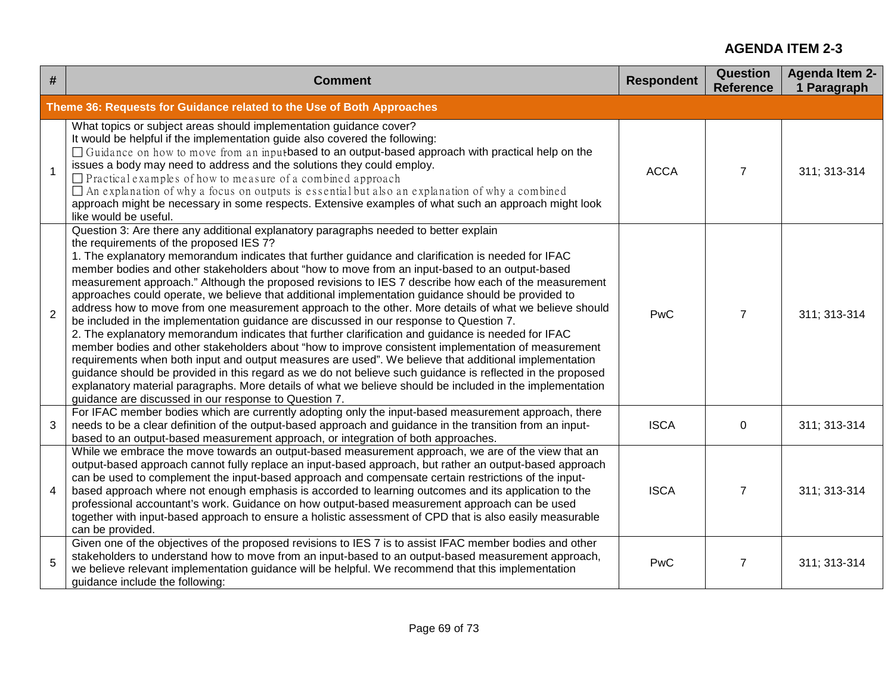**AGENDA ITEM 2-3**

| # | Comment | Respondent | Question Reference | Agenda Item 2-1 Paragraph |
|---|---|---|---|---|
| **Theme 36: Requests for Guidance related to the Use of Both Approaches** | | | | |
| 1 | What topics or subject areas should implementation guidance cover?<br>It would be helpful if the implementation guide also covered the following:<br>☐ Guidance on how to move from an input-based to an output-based approach with practical help on the issues a body may need to address and the solutions they could employ.<br>☐ Practical examples of how to measure of a combined approach<br>☐ An explanation of why a focus on outputs is essential but also an explanation of why a combined approach might be necessary in some respects. Extensive examples of what such an approach might look like would be useful. | ACCA | 7 | 311; 313-314 |
| 2 | Question 3: Are there any additional explanatory paragraphs needed to better explain the requirements of the proposed IES 7?<br>1. The explanatory memorandum indicates that further guidance and clarification is needed for IFAC member bodies and other stakeholders about "how to move from an input-based to an output-based measurement approach." Although the proposed revisions to IES 7 describe how each of the measurement approaches could operate, we believe that additional implementation guidance should be provided to address how to move from one measurement approach to the other. More details of what we believe should be included in the implementation guidance are discussed in our response to Question 7.<br>2. The explanatory memorandum indicates that further clarification and guidance is needed for IFAC member bodies and other stakeholders about "how to improve consistent implementation of measurement requirements when both input and output measures are used". We believe that additional implementation guidance should be provided in this regard as we do not believe such guidance is reflected in the proposed explanatory material paragraphs. More details of what we believe should be included in the implementation guidance are discussed in our response to Question 7. | PwC | 7 | 311; 313-314 |
| 3 | For IFAC member bodies which are currently adopting only the input-based measurement approach, there needs to be a clear definition of the output-based approach and guidance in the transition from an input-based to an output-based measurement approach, or integration of both approaches. | ISCA | 0 | 311; 313-314 |
| 4 | While we embrace the move towards an output-based measurement approach, we are of the view that an output-based approach cannot fully replace an input-based approach, but rather an output-based approach can be used to complement the input-based approach and compensate certain restrictions of the input-based approach where not enough emphasis is accorded to learning outcomes and its application to the professional accountant's work. Guidance on how output-based measurement approach can be used together with input-based approach to ensure a holistic assessment of CPD that is also easily measurable can be provided. | ISCA | 7 | 311; 313-314 |
| 5 | Given one of the objectives of the proposed revisions to IES 7 is to assist IFAC member bodies and other stakeholders to understand how to move from an input-based to an output-based measurement approach, we believe relevant implementation guidance will be helpful. We recommend that this implementation guidance include the following: | PwC | 7 | 311; 313-314 |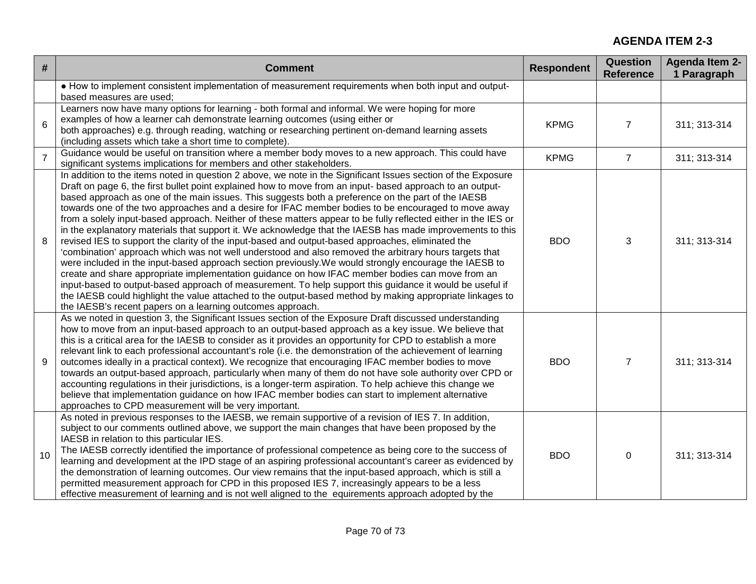**AGENDA ITEM 2-3**

| # | Comment | Respondent | Question Reference | Agenda Item 2-1 Paragraph |
|---|---|---|---|---|
| | • How to implement consistent implementation of measurement requirements when both input and output-based measures are used; | | | |
| 6 | Learners now have many options for learning - both formal and informal. We were hoping for more examples of how a learner cah demonstrate learning outcomes (using either or both approaches) e.g. through reading, watching or researching pertinent on-demand learning assets (including assets which take a short time to complete). | KPMG | 7 | 311; 313-314 |
| 7 | Guidance would be useful on transition where a member body moves to a new approach. This could have significant systems implications for members and other stakeholders. | KPMG | 7 | 311; 313-314 |
| 8 | In addition to the items noted in question 2 above, we note in the Significant Issues section of the Exposure Draft on page 6, the first bullet point explained how to move from an input- based approach to an output-based approach as one of the main issues. This suggests both a preference on the part of the IAESB towards one of the two approaches and a desire for IFAC member bodies to be encouraged to move away from a solely input-based approach. Neither of these matters appear to be fully reflected either in the IES or in the explanatory materials that support it. We acknowledge that the IAESB has made improvements to this revised IES to support the clarity of the input-based and output-based approaches, eliminated the 'combination' approach which was not well understood and also removed the arbitrary hours targets that were included in the input-based approach section previously.We would strongly encourage the IAESB to create and share appropriate implementation guidance on how IFAC member bodies can move from an input-based to output-based approach of measurement. To help support this guidance it would be useful if the IAESB could highlight the value attached to the output-based method by making appropriate linkages to the IAESB's recent papers on a learning outcomes approach. | BDO | 3 | 311; 313-314 |
| 9 | As we noted in question 3, the Significant Issues section of the Exposure Draft discussed understanding how to move from an input-based approach to an output-based approach as a key issue. We believe that this is a critical area for the IAESB to consider as it provides an opportunity for CPD to establish a more relevant link to each professional accountant's role (i.e. the demonstration of the achievement of learning outcomes ideally in a practical context). We recognize that encouraging IFAC member bodies to move towards an output-based approach, particularly when many of them do not have sole authority over CPD or accounting regulations in their jurisdictions, is a longer-term aspiration. To help achieve this change we believe that implementation guidance on how IFAC member bodies can start to implement alternative approaches to CPD measurement will be very important. | BDO | 7 | 311; 313-314 |
| 10 | As noted in previous responses to the IAESB, we remain supportive of a revision of IES 7. In addition, subject to our comments outlined above, we support the main changes that have been proposed by the IAESB in relation to this particular IES.<br>The IAESB correctly identified the importance of professional competence as being core to the success of learning and development at the IPD stage of an aspiring professional accountant's career as evidenced by the demonstration of learning outcomes. Our view remains that the input-based approach, which is still a permitted measurement approach for CPD in this proposed IES 7, increasingly appears to be a less effective measurement of learning and is not well aligned to the equirements approach adopted by the | BDO | 0 | 311; 313-314 |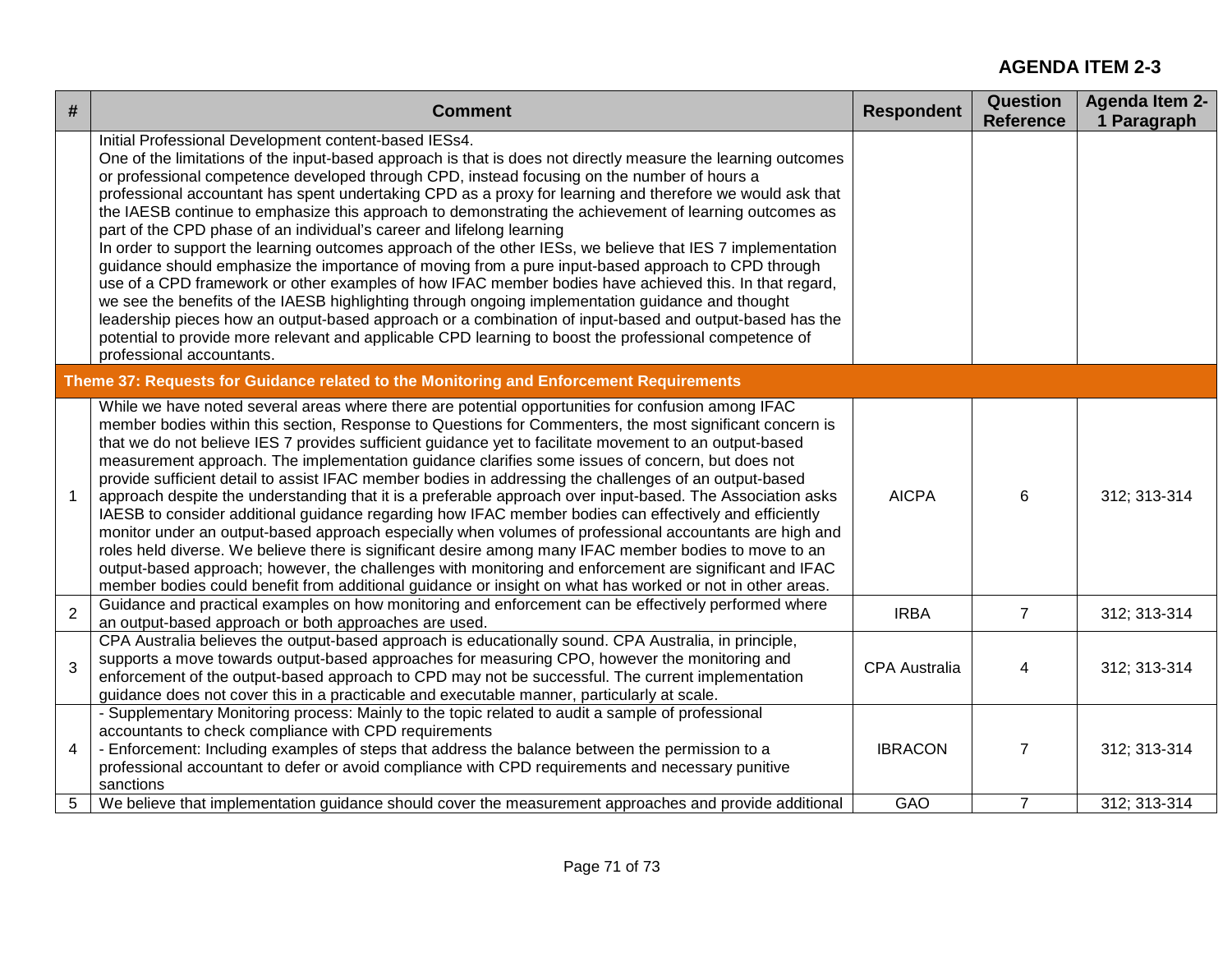## AGENDA ITEM 2-3

| # | Comment | Respondent | Question Reference | Agenda Item 2-1 Paragraph |
|---|---|---|---|---|
| | Initial Professional Development content-based IESs4. One of the limitations of the input-based approach is that is does not directly measure the learning outcomes or professional competence developed through CPD, instead focusing on the number of hours a professional accountant has spent undertaking CPD as a proxy for learning and therefore we would ask that the IAESB continue to emphasize this approach to demonstrating the achievement of learning outcomes as part of the CPD phase of an individual's career and lifelong learning In order to support the learning outcomes approach of the other IESs, we believe that IES 7 implementation guidance should emphasize the importance of moving from a pure input-based approach to CPD through use of a CPD framework or other examples of how IFAC member bodies have achieved this. In that regard, we see the benefits of the IAESB highlighting through ongoing implementation guidance and thought leadership pieces how an output-based approach or a combination of input-based and output-based has the potential to provide more relevant and applicable CPD learning to boost the professional competence of professional accountants. | | | |
| **Theme 37: Requests for Guidance related to the Monitoring and Enforcement Requirements** | | | | |
| 1 | While we have noted several areas where there are potential opportunities for confusion among IFAC member bodies within this section, Response to Questions for Commenters, the most significant concern is that we do not believe IES 7 provides sufficient guidance yet to facilitate movement to an output-based measurement approach. The implementation guidance clarifies some issues of concern, but does not provide sufficient detail to assist IFAC member bodies in addressing the challenges of an output-based approach despite the understanding that it is a preferable approach over input-based. The Association asks IAESB to consider additional guidance regarding how IFAC member bodies can effectively and efficiently monitor under an output-based approach especially when volumes of professional accountants are high and roles held diverse. We believe there is significant desire among many IFAC member bodies to move to an output-based approach; however, the challenges with monitoring and enforcement are significant and IFAC member bodies could benefit from additional guidance or insight on what has worked or not in other areas. | AICPA | 6 | 312; 313-314 |
| 2 | Guidance and practical examples on how monitoring and enforcement can be effectively performed where an output-based approach or both approaches are used. | IRBA | 7 | 312; 313-314 |
| 3 | CPA Australia believes the output-based approach is educationally sound. CPA Australia, in principle, supports a move towards output-based approaches for measuring CPO, however the monitoring and enforcement of the output-based approach to CPD may not be successful. The current implementation guidance does not cover this in a practicable and executable manner, particularly at scale. | CPA Australia | 4 | 312; 313-314 |
| 4 | - Supplementary Monitoring process: Mainly to the topic related to audit a sample of professional accountants to check compliance with CPD requirements<br>- Enforcement: Including examples of steps that address the balance between the permission to a professional accountant to defer or avoid compliance with CPD requirements and necessary punitive sanctions | IBRACON | 7 | 312; 313-314 |
| 5 | We believe that implementation guidance should cover the measurement approaches and provide additional | GAO | 7 | 312; 313-314 |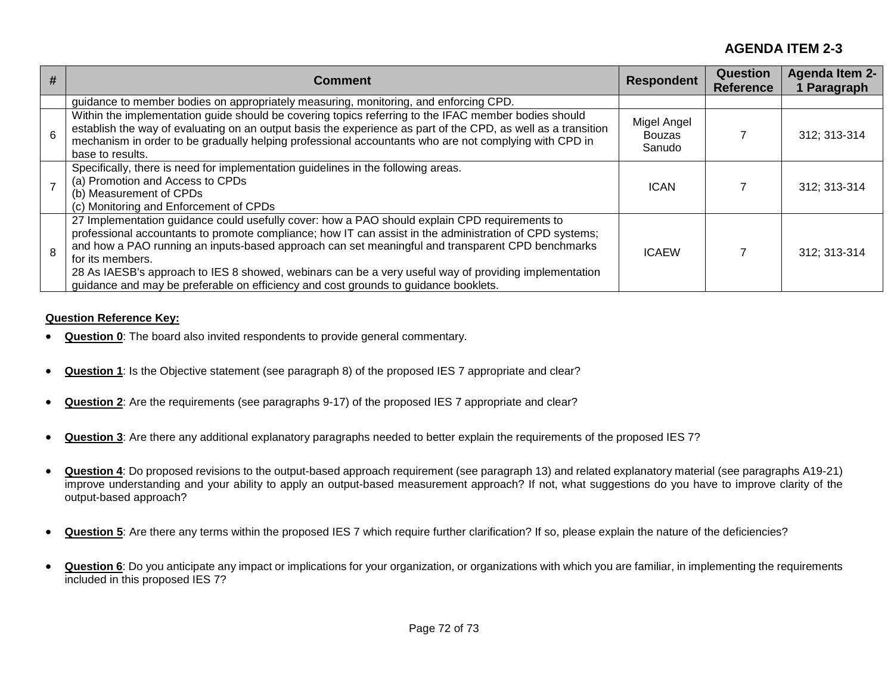## AGENDA ITEM 2-3

| # | Comment | Respondent | Question Reference | Agenda Item 2-1 Paragraph |
|---|---|---|---|---|
| | guidance to member bodies on appropriately measuring, monitoring, and enforcing CPD. | | | |
| 6 | Within the implementation guide should be covering topics referring to the IFAC member bodies should establish the way of evaluating on an output basis the experience as part of the CPD, as well as a transition mechanism in order to be gradually helping professional accountants who are not complying with CPD in base to results. | Migel Angel Bouzas Sanudo | 7 | 312; 313-314 |
| 7 | Specifically, there is need for implementation guidelines in the following areas.<br>(a) Promotion and Access to CPDs<br>(b) Measurement of CPDs<br>(c) Monitoring and Enforcement of CPDs | ICAN | 7 | 312; 313-314 |
| 8 | 27 Implementation guidance could usefully cover: how a PAO should explain CPD requirements to professional accountants to promote compliance; how IT can assist in the administration of CPD systems; and how a PAO running an inputs-based approach can set meaningful and transparent CPD benchmarks for its members.<br>28 As IAESB's approach to IES 8 showed, webinars can be a very useful way of providing implementation guidance and may be preferable on efficiency and cost grounds to guidance booklets. | ICAEW | 7 | 312; 313-314 |

**Question Reference Key:**

- **Question 0**: The board also invited respondents to provide general commentary.
- **Question 1**: Is the Objective statement (see paragraph 8) of the proposed IES 7 appropriate and clear?
- **Question 2**: Are the requirements (see paragraphs 9-17) of the proposed IES 7 appropriate and clear?
- **Question 3**: Are there any additional explanatory paragraphs needed to better explain the requirements of the proposed IES 7?
- **Question 4**: Do proposed revisions to the output-based approach requirement (see paragraph 13) and related explanatory material (see paragraphs A19-21) improve understanding and your ability to apply an output-based measurement approach? If not, what suggestions do you have to improve clarity of the output-based approach?
- **Question 5**: Are there any terms within the proposed IES 7 which require further clarification? If so, please explain the nature of the deficiencies?
- **Question 6**: Do you anticipate any impact or implications for your organization, or organizations with which you are familiar, in implementing the requirements included in this proposed IES 7?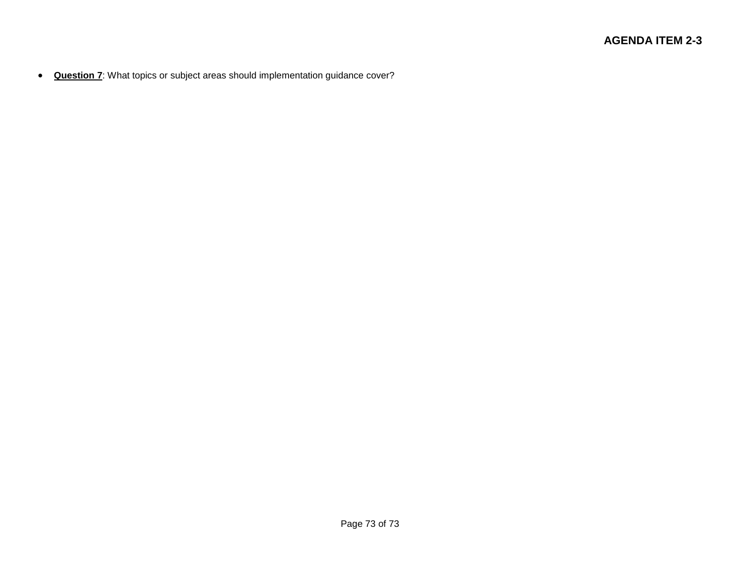- **Question 7**: What topics or subject areas should implementation guidance cover?